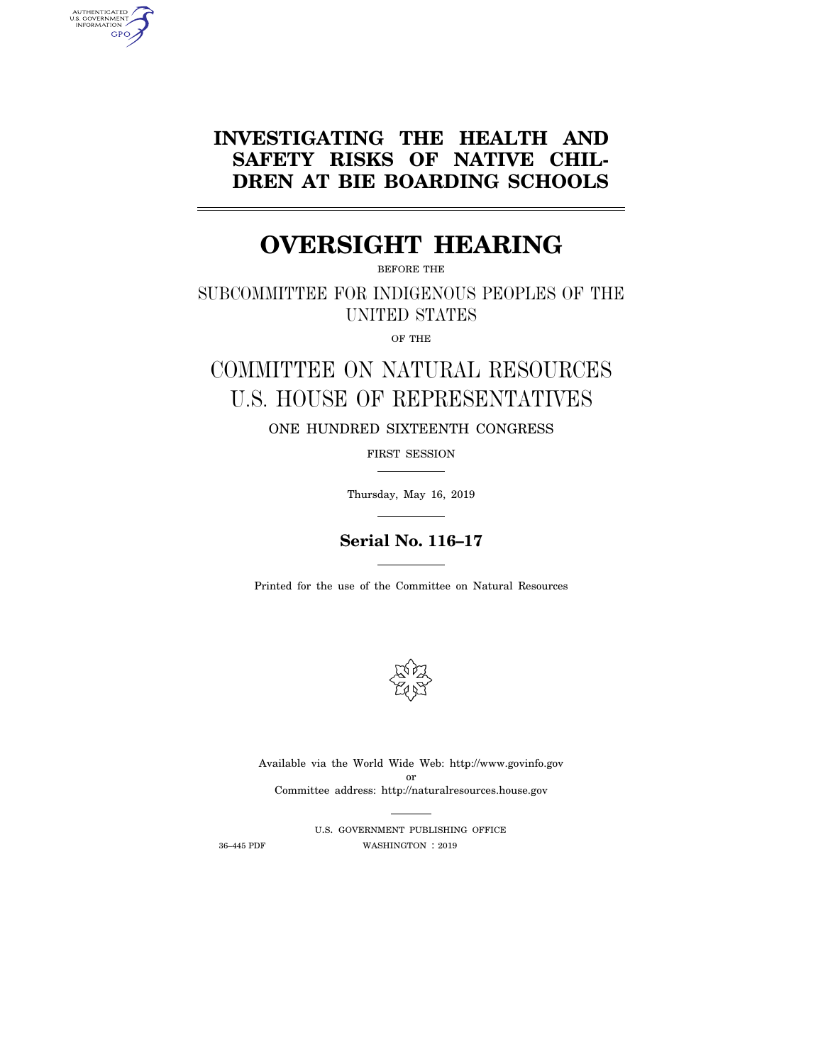# INVESTIGATING THE HEALTH AND SAFETY RISKS OF NATIVE CHILDREN AT BIE BOARDING SCHOOLS

# OVERSIGHT HEARING

BEFORE THE

SUBCOMMITTEE FOR INDIGENOUS PEOPLES OF THE UNITED STATES

OF THE

COMMITTEE ON NATURAL RESOURCES
U.S. HOUSE OF REPRESENTATIVES

ONE HUNDRED SIXTEENTH CONGRESS

FIRST SESSION

Thursday, May 16, 2019

**Serial No. 116–17**

Printed for the use of the Committee on Natural Resources

Available via the World Wide Web: http://www.govinfo.gov
or
Committee address: http://naturalresources.house.gov

U.S. GOVERNMENT PUBLISHING OFFICE

36–445 PDF WASHINGTON : 2019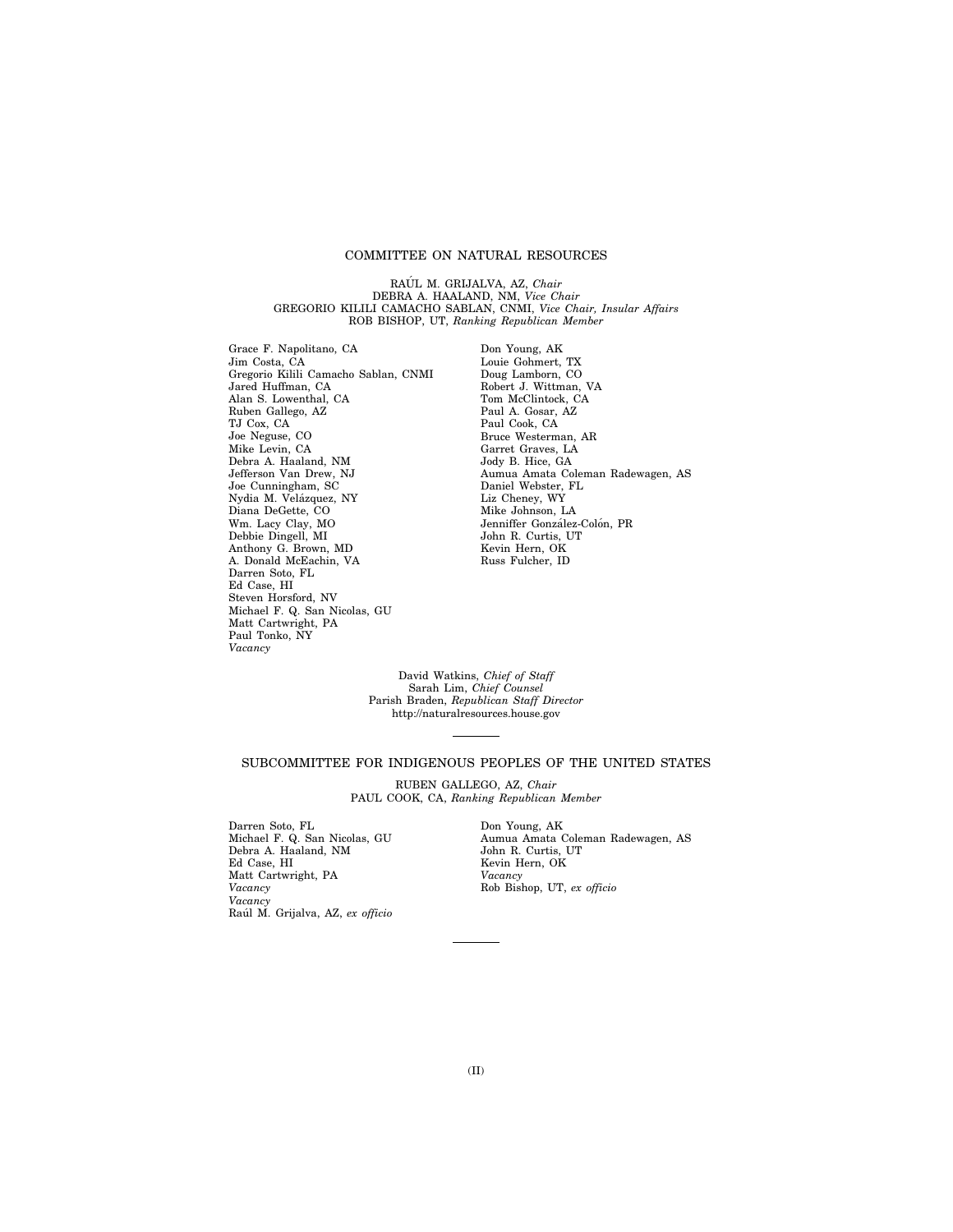## COMMITTEE ON NATURAL RESOURCES

RAÚL M. GRIJALVA, AZ, *Chair*
DEBRA A. HAALAND, NM, *Vice Chair*
GREGORIO KILILI CAMACHO SABLAN, CNMI, *Vice Chair, Insular Affairs*
ROB BISHOP, UT, *Ranking Republican Member*

Grace F. Napolitano, CA
Jim Costa, CA
Gregorio Kilili Camacho Sablan, CNMI
Jared Huffman, CA
Alan S. Lowenthal, CA
Ruben Gallego, AZ
TJ Cox, CA
Joe Neguse, CO
Mike Levin, CA
Debra A. Haaland, NM
Jefferson Van Drew, NJ
Joe Cunningham, SC
Nydia M. Velázquez, NY
Diana DeGette, CO
Wm. Lacy Clay, MO
Debbie Dingell, MI
Anthony G. Brown, MD
A. Donald McEachin, VA
Darren Soto, FL
Ed Case, HI
Steven Horsford, NV
Michael F. Q. San Nicolas, GU
Matt Cartwright, PA
Paul Tonko, NY
*Vacancy*

Don Young, AK
Louie Gohmert, TX
Doug Lamborn, CO
Robert J. Wittman, VA
Tom McClintock, CA
Paul A. Gosar, AZ
Paul Cook, CA
Bruce Westerman, AR
Garret Graves, LA
Jody B. Hice, GA
Aumua Amata Coleman Radewagen, AS
Daniel Webster, FL
Liz Cheney, WY
Mike Johnson, LA
Jenniffer González-Colón, PR
John R. Curtis, UT
Kevin Hern, OK
Russ Fulcher, ID

David Watkins, *Chief of Staff*
Sarah Lim, *Chief Counsel*
Parish Braden, *Republican Staff Director*
http://naturalresources.house.gov

---

## SUBCOMMITTEE FOR INDIGENOUS PEOPLES OF THE UNITED STATES

RUBEN GALLEGO, AZ, *Chair*
PAUL COOK, CA, *Ranking Republican Member*

Darren Soto, FL
Michael F. Q. San Nicolas, GU
Debra A. Haaland, NM
Ed Case, HI
Matt Cartwright, PA
*Vacancy*
*Vacancy*
Raúl M. Grijalva, AZ, *ex officio*

Don Young, AK
Aumua Amata Coleman Radewagen, AS
John R. Curtis, UT
Kevin Hern, OK
*Vacancy*
Rob Bishop, UT, *ex officio*

---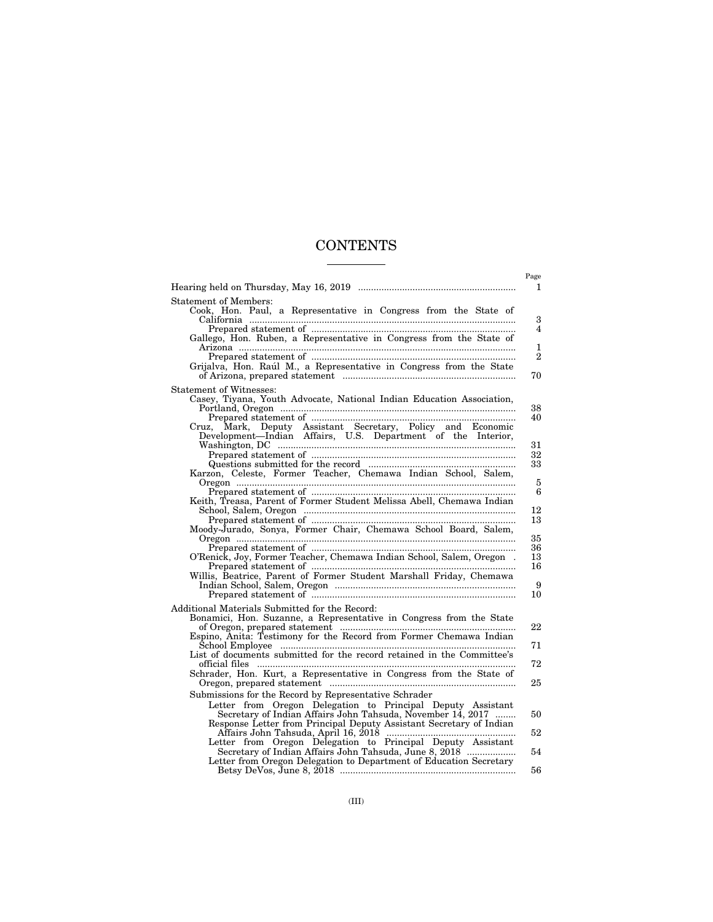# CONTENTS

| | Page |
|---|---|
| Hearing held on Thursday, May 16, 2019 | 1 |
| **Statement of Members:** | |
| Cook, Hon. Paul, a Representative in Congress from the State of California | 3 |
| Prepared statement of | 4 |
| Gallego, Hon. Ruben, a Representative in Congress from the State of Arizona | 1 |
| Prepared statement of | 2 |
| Grijalva, Hon. Raúl M., a Representative in Congress from the State of Arizona, prepared statement | 70 |
| **Statement of Witnesses:** | |
| Casey, Tiyana, Youth Advocate, National Indian Education Association, Portland, Oregon | 38 |
| Prepared statement of | 40 |
| Cruz, Mark, Deputy Assistant Secretary, Policy and Economic Development—Indian Affairs, U.S. Department of the Interior, Washington, DC | 31 |
| Prepared statement of | 32 |
| Questions submitted for the record | 33 |
| Karzon, Celeste, Former Teacher, Chemawa Indian School, Salem, Oregon | 5 |
| Prepared statement of | 6 |
| Keith, Treasa, Parent of Former Student Melissa Abell, Chemawa Indian School, Salem, Oregon | 12 |
| Prepared statement of | 13 |
| Moody-Jurado, Sonya, Former Chair, Chemawa School Board, Salem, Oregon | 35 |
| Prepared statement of | 36 |
| O'Renick, Joy, Former Teacher, Chemawa Indian School, Salem, Oregon | 13 |
| Prepared statement of | 16 |
| Willis, Beatrice, Parent of Former Student Marshall Friday, Chemawa Indian School, Salem, Oregon | 9 |
| Prepared statement of | 10 |
| **Additional Materials Submitted for the Record:** | |
| Bonamici, Hon. Suzanne, a Representative in Congress from the State of Oregon, prepared statement | 22 |
| Espino, Anita: Testimony for the Record from Former Chemawa Indian School Employee | 71 |
| List of documents submitted for the record retained in the Committee's official files | 72 |
| Schrader, Hon. Kurt, a Representative in Congress from the State of Oregon, prepared statement | 25 |
| Submissions for the Record by Representative Schrader | |
| Letter from Oregon Delegation to Principal Deputy Assistant Secretary of Indian Affairs John Tahsuda, November 14, 2017 | 50 |
| Response Letter from Principal Deputy Assistant Secretary of Indian Affairs John Tahsuda, April 16, 2018 | 52 |
| Letter from Oregon Delegation to Principal Deputy Assistant Secretary of Indian Affairs John Tahsuda, June 8, 2018 | 54 |
| Letter from Oregon Delegation to Department of Education Secretary Betsy DeVos, June 8, 2018 | 56 |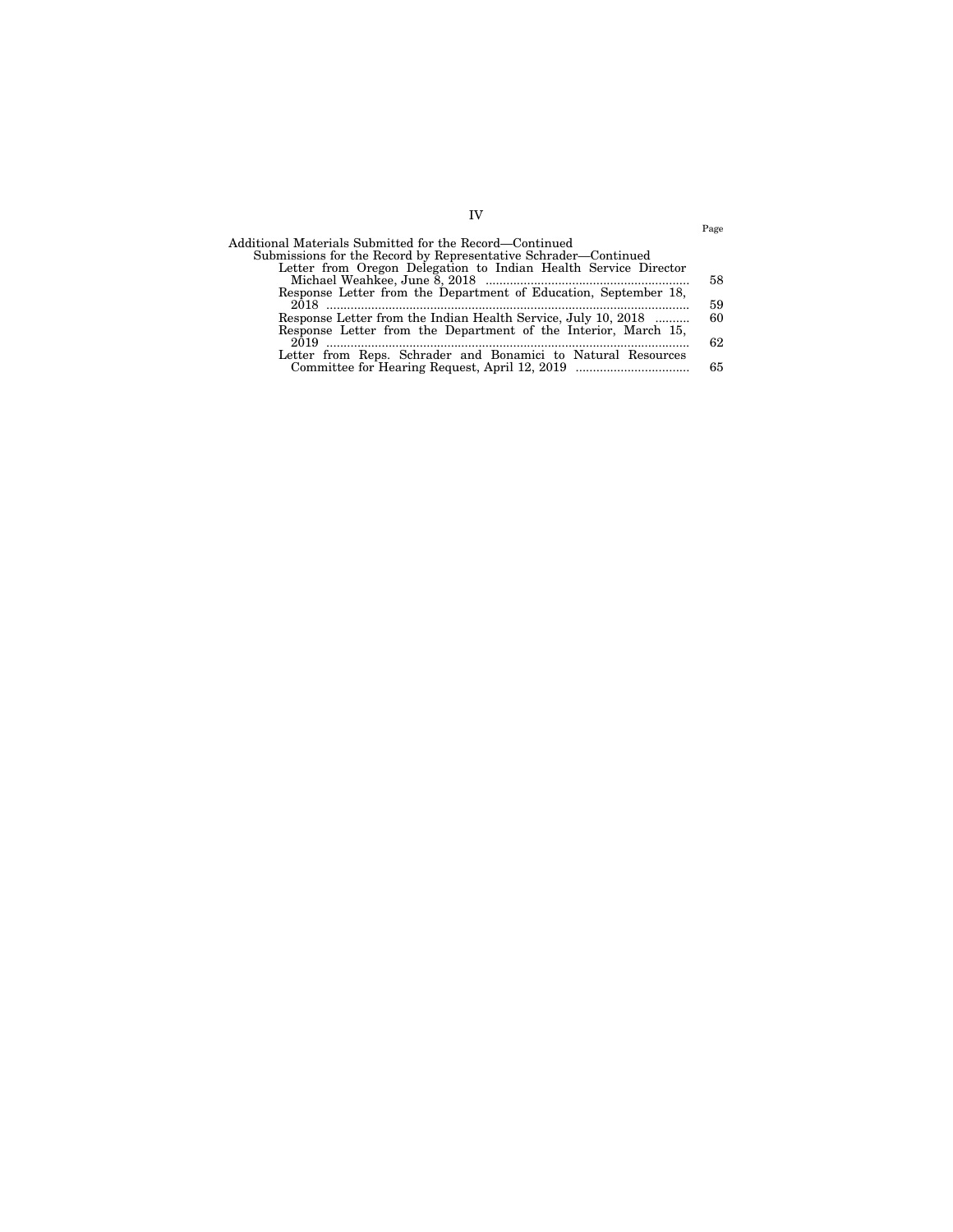| | Page |
|---|---|
| Additional Materials Submitted for the Record—Continued | |
| Submissions for the Record by Representative Schrader—Continued | |
| Letter from Oregon Delegation to Indian Health Service Director Michael Weahkee, June 8, 2018 | 58 |
| Response Letter from the Department of Education, September 18, 2018 | 59 |
| Response Letter from the Indian Health Service, July 10, 2018 | 60 |
| Response Letter from the Department of the Interior, March 15, 2019 | 62 |
| Letter from Reps. Schrader and Bonamici to Natural Resources Committee for Hearing Request, April 12, 2019 | 65 |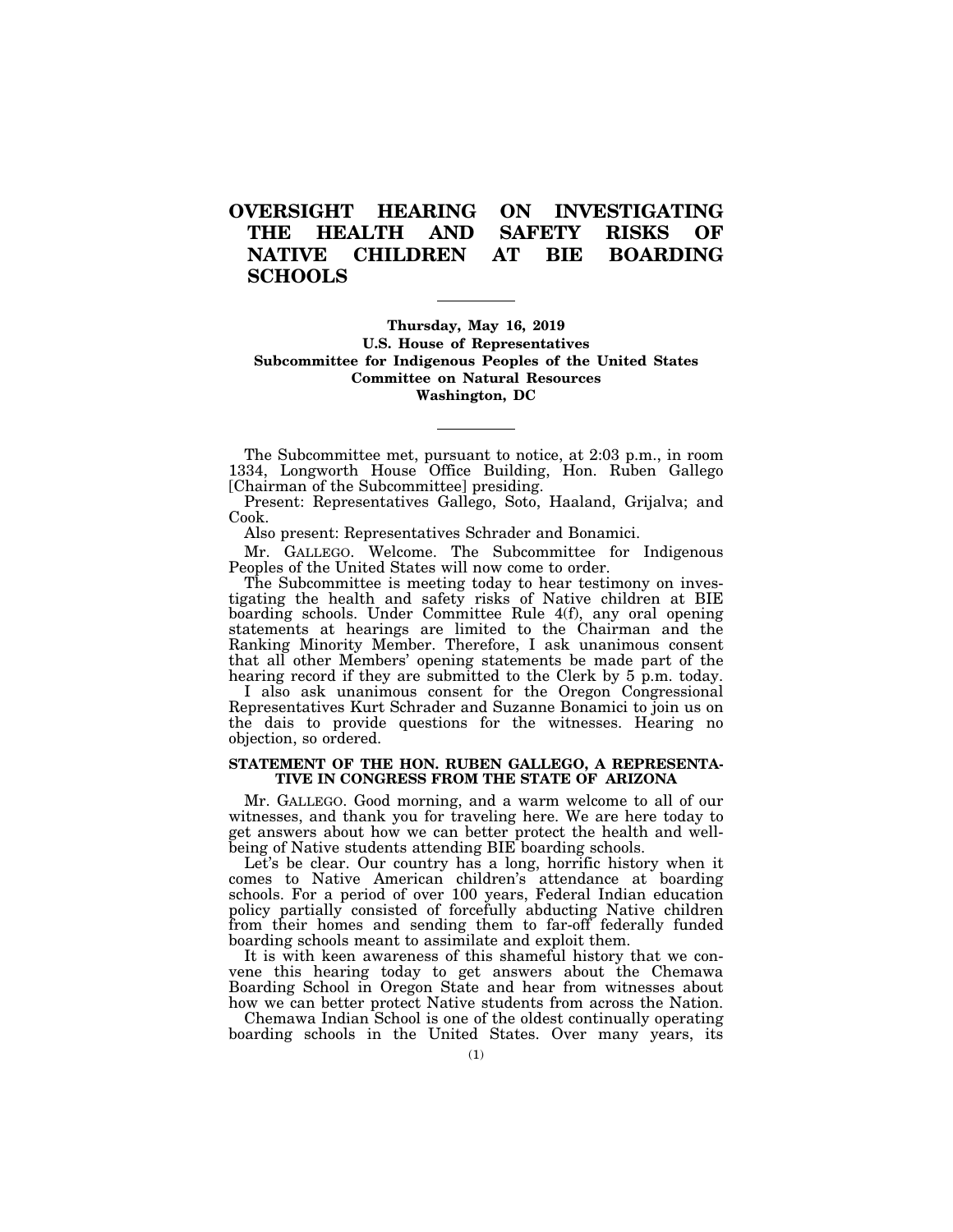# OVERSIGHT HEARING ON INVESTIGATING THE HEALTH AND SAFETY RISKS OF NATIVE CHILDREN AT BIE BOARDING SCHOOLS

---

**Thursday, May 16, 2019**
**U.S. House of Representatives**
**Subcommittee for Indigenous Peoples of the United States**
**Committee on Natural Resources**
**Washington, DC**

---

The Subcommittee met, pursuant to notice, at 2:03 p.m., in room 1334, Longworth House Office Building, Hon. Ruben Gallego [Chairman of the Subcommittee] presiding.

Present: Representatives Gallego, Soto, Haaland, Grijalva; and Cook.

Also present: Representatives Schrader and Bonamici.

Mr. GALLEGO. Welcome. The Subcommittee for Indigenous Peoples of the United States will now come to order.

The Subcommittee is meeting today to hear testimony on investigating the health and safety risks of Native children at BIE boarding schools. Under Committee Rule 4(f), any oral opening statements at hearings are limited to the Chairman and the Ranking Minority Member. Therefore, I ask unanimous consent that all other Members' opening statements be made part of the hearing record if they are submitted to the Clerk by 5 p.m. today.

I also ask unanimous consent for the Oregon Congressional Representatives Kurt Schrader and Suzanne Bonamici to join us on the dais to provide questions for the witnesses. Hearing no objection, so ordered.

## STATEMENT OF THE HON. RUBEN GALLEGO, A REPRESENTATIVE IN CONGRESS FROM THE STATE OF ARIZONA

Mr. GALLEGO. Good morning, and a warm welcome to all of our witnesses, and thank you for traveling here. We are here today to get answers about how we can better protect the health and well-being of Native students attending BIE boarding schools.

Let's be clear. Our country has a long, horrific history when it comes to Native American children's attendance at boarding schools. For a period of over 100 years, Federal Indian education policy partially consisted of forcefully abducting Native children from their homes and sending them to far-off federally funded boarding schools meant to assimilate and exploit them.

It is with keen awareness of this shameful history that we convene this hearing today to get answers about the Chemawa Boarding School in Oregon State and hear from witnesses about how we can better protect Native students from across the Nation.

Chemawa Indian School is one of the oldest continually operating boarding schools in the United States. Over many years, its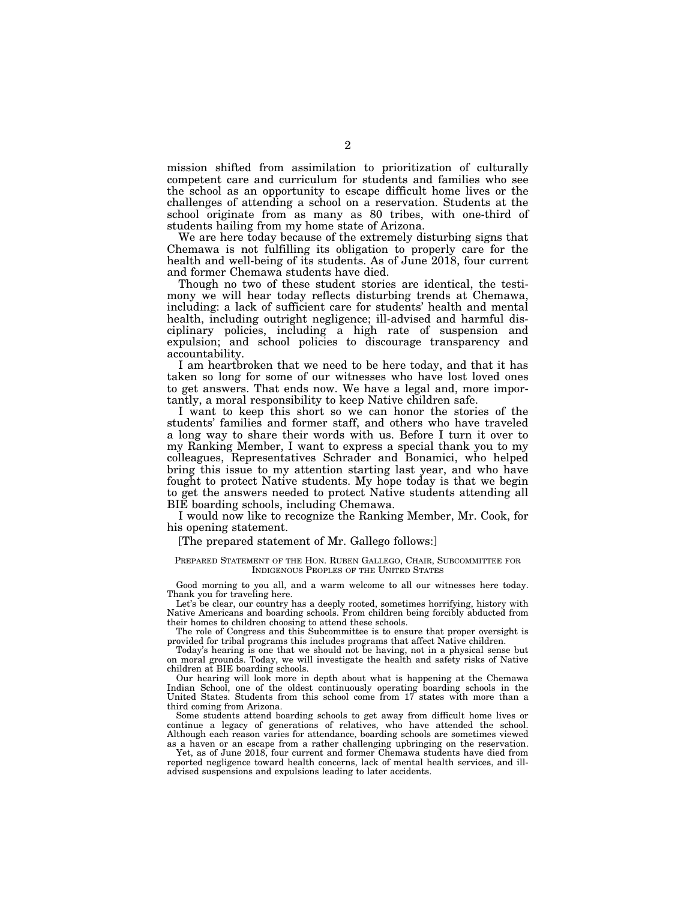mission shifted from assimilation to prioritization of culturally competent care and curriculum for students and families who see the school as an opportunity to escape difficult home lives or the challenges of attending a school on a reservation. Students at the school originate from as many as 80 tribes, with one-third of students hailing from my home state of Arizona.

We are here today because of the extremely disturbing signs that Chemawa is not fulfilling its obligation to properly care for the health and well-being of its students. As of June 2018, four current and former Chemawa students have died.

Though no two of these student stories are identical, the testimony we will hear today reflects disturbing trends at Chemawa, including: a lack of sufficient care for students' health and mental health, including outright negligence; ill-advised and harmful disciplinary policies, including a high rate of suspension and expulsion; and school policies to discourage transparency and accountability.

I am heartbroken that we need to be here today, and that it has taken so long for some of our witnesses who have lost loved ones to get answers. That ends now. We have a legal and, more importantly, a moral responsibility to keep Native children safe.

I want to keep this short so we can honor the stories of the students' families and former staff, and others who have traveled a long way to share their words with us. Before I turn it over to my Ranking Member, I want to express a special thank you to my colleagues, Representatives Schrader and Bonamici, who helped bring this issue to my attention starting last year, and who have fought to protect Native students. My hope today is that we begin to get the answers needed to protect Native students attending all BIE boarding schools, including Chemawa.

I would now like to recognize the Ranking Member, Mr. Cook, for his opening statement.

[The prepared statement of Mr. Gallego follows:]

PREPARED STATEMENT OF THE HON. RUBEN GALLEGO, CHAIR, SUBCOMMITTEE FOR INDIGENOUS PEOPLES OF THE UNITED STATES

Good morning to you all, and a warm welcome to all our witnesses here today. Thank you for traveling here.

Let's be clear, our country has a deeply rooted, sometimes horrifying, history with Native Americans and boarding schools. From children being forcibly abducted from their homes to children choosing to attend these schools.

The role of Congress and this Subcommittee is to ensure that proper oversight is provided for tribal programs this includes programs that affect Native children.

Today's hearing is one that we should not be having, not in a physical sense but on moral grounds. Today, we will investigate the health and safety risks of Native children at BIE boarding schools.

Our hearing will look more in depth about what is happening at the Chemawa Indian School, one of the oldest continuously operating boarding schools in the United States. Students from this school come from 17 states with more than a third coming from Arizona.

Some students attend boarding schools to get away from difficult home lives or continue a legacy of generations of relatives, who have attended the school. Although each reason varies for attendance, boarding schools are sometimes viewed as a haven or an escape from a rather challenging upbringing on the reservation.

Yet, as of June 2018, four current and former Chemawa students have died from reported negligence toward health concerns, lack of mental health services, and ill-advised suspensions and expulsions leading to later accidents.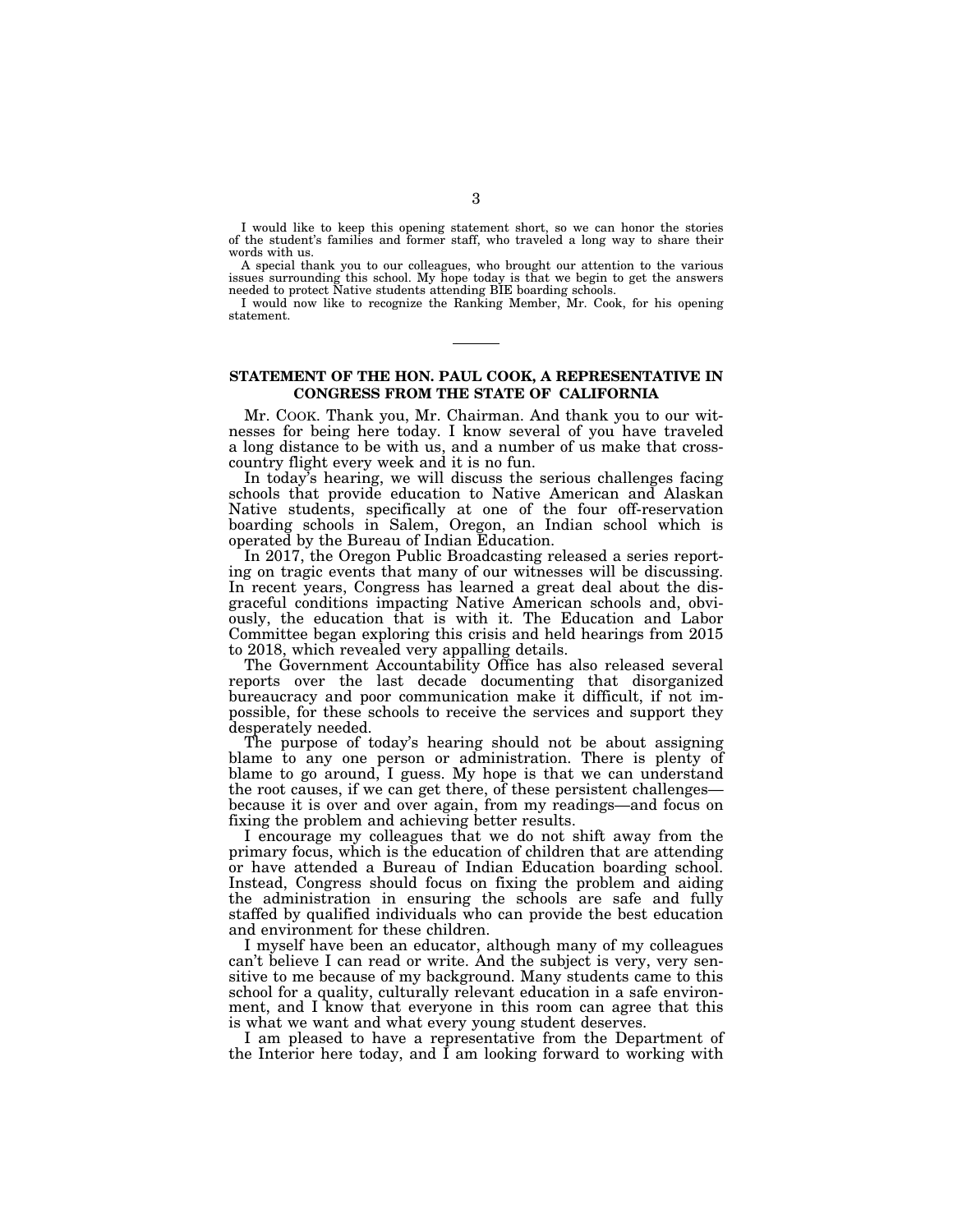I would like to keep this opening statement short, so we can honor the stories of the student's families and former staff, who traveled a long way to share their words with us.

A special thank you to our colleagues, who brought our attention to the various issues surrounding this school. My hope today is that we begin to get the answers needed to protect Native students attending BIE boarding schools.

I would now like to recognize the Ranking Member, Mr. Cook, for his opening statement.

---

## STATEMENT OF THE HON. PAUL COOK, A REPRESENTATIVE IN CONGRESS FROM THE STATE OF CALIFORNIA

Mr. COOK. Thank you, Mr. Chairman. And thank you to our witnesses for being here today. I know several of you have traveled a long distance to be with us, and a number of us make that cross-country flight every week and it is no fun.

In today's hearing, we will discuss the serious challenges facing schools that provide education to Native American and Alaskan Native students, specifically at one of the four off-reservation boarding schools in Salem, Oregon, an Indian school which is operated by the Bureau of Indian Education.

In 2017, the Oregon Public Broadcasting released a series reporting on tragic events that many of our witnesses will be discussing. In recent years, Congress has learned a great deal about the disgraceful conditions impacting Native American schools and, obviously, the education that is with it. The Education and Labor Committee began exploring this crisis and held hearings from 2015 to 2018, which revealed very appalling details.

The Government Accountability Office has also released several reports over the last decade documenting that disorganized bureaucracy and poor communication make it difficult, if not impossible, for these schools to receive the services and support they desperately needed.

The purpose of today's hearing should not be about assigning blame to any one person or administration. There is plenty of blame to go around, I guess. My hope is that we can understand the root causes, if we can get there, of these persistent challenges—because it is over and over again, from my readings—and focus on fixing the problem and achieving better results.

I encourage my colleagues that we do not shift away from the primary focus, which is the education of children that are attending or have attended a Bureau of Indian Education boarding school. Instead, Congress should focus on fixing the problem and aiding the administration in ensuring the schools are safe and fully staffed by qualified individuals who can provide the best education and environment for these children.

I myself have been an educator, although many of my colleagues can't believe I can read or write. And the subject is very, very sensitive to me because of my background. Many students came to this school for a quality, culturally relevant education in a safe environment, and I know that everyone in this room can agree that this is what we want and what every young student deserves.

I am pleased to have a representative from the Department of the Interior here today, and I am looking forward to working with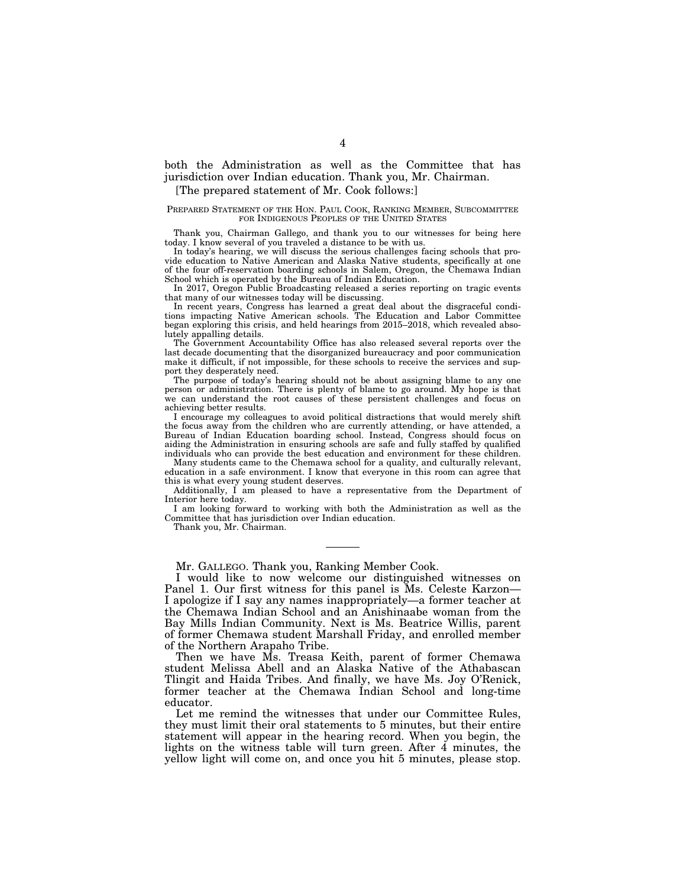both the Administration as well as the Committee that has jurisdiction over Indian education. Thank you, Mr. Chairman.

[The prepared statement of Mr. Cook follows:]

PREPARED STATEMENT OF THE HON. PAUL COOK, RANKING MEMBER, SUBCOMMITTEE FOR INDIGENOUS PEOPLES OF THE UNITED STATES

Thank you, Chairman Gallego, and thank you to our witnesses for being here today. I know several of you traveled a distance to be with us.

In today's hearing, we will discuss the serious challenges facing schools that provide education to Native American and Alaska Native students, specifically at one of the four off-reservation boarding schools in Salem, Oregon, the Chemawa Indian School which is operated by the Bureau of Indian Education.

In 2017, Oregon Public Broadcasting released a series reporting on tragic events that many of our witnesses today will be discussing.

In recent years, Congress has learned a great deal about the disgraceful conditions impacting Native American schools. The Education and Labor Committee began exploring this crisis, and held hearings from 2015–2018, which revealed absolutely appalling details.

The Government Accountability Office has also released several reports over the last decade documenting that the disorganized bureaucracy and poor communication make it difficult, if not impossible, for these schools to receive the services and support they desperately need.

The purpose of today's hearing should not be about assigning blame to any one person or administration. There is plenty of blame to go around. My hope is that we can understand the root causes of these persistent challenges and focus on achieving better results.

I encourage my colleagues to avoid political distractions that would merely shift the focus away from the children who are currently attending, or have attended, a Bureau of Indian Education boarding school. Instead, Congress should focus on aiding the Administration in ensuring schools are safe and fully staffed by qualified individuals who can provide the best education and environment for these children.

Many students came to the Chemawa school for a quality, and culturally relevant, education in a safe environment. I know that everyone in this room can agree that this is what every young student deserves.

Additionally, I am pleased to have a representative from the Department of Interior here today.

I am looking forward to working with both the Administration as well as the Committee that has jurisdiction over Indian education.

Thank you, Mr. Chairman.

---

Mr. GALLEGO. Thank you, Ranking Member Cook.

I would like to now welcome our distinguished witnesses on Panel 1. Our first witness for this panel is Ms. Celeste Karzon—I apologize if I say any names inappropriately—a former teacher at the Chemawa Indian School and an Anishinaabe woman from the Bay Mills Indian Community. Next is Ms. Beatrice Willis, parent of former Chemawa student Marshall Friday, and enrolled member of the Northern Arapaho Tribe.

Then we have Ms. Treasa Keith, parent of former Chemawa student Melissa Abell and an Alaska Native of the Athabascan Tlingit and Haida Tribes. And finally, we have Ms. Joy O'Renick, former teacher at the Chemawa Indian School and long-time educator.

Let me remind the witnesses that under our Committee Rules, they must limit their oral statements to 5 minutes, but their entire statement will appear in the hearing record. When you begin, the lights on the witness table will turn green. After 4 minutes, the yellow light will come on, and once you hit 5 minutes, please stop.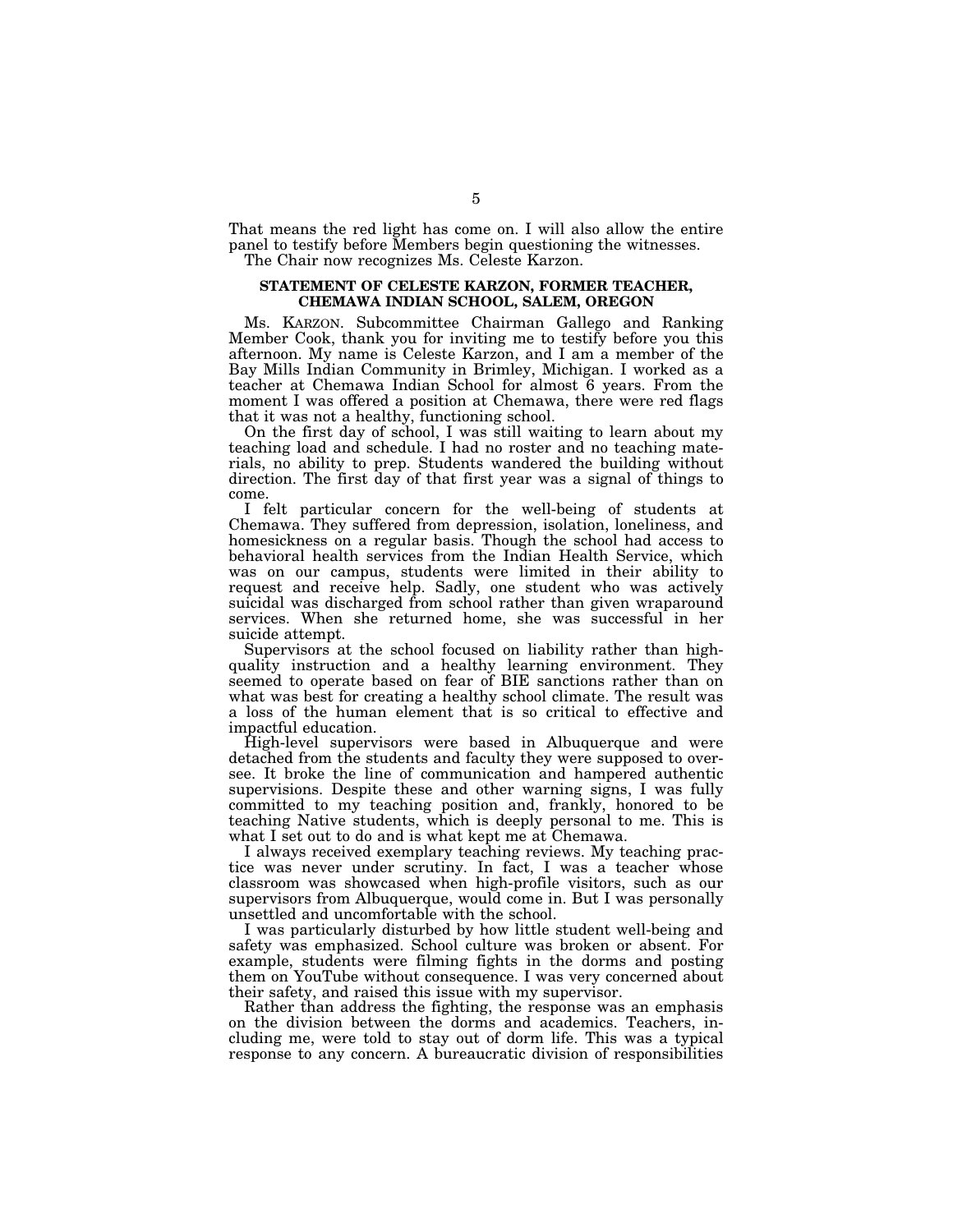That means the red light has come on. I will also allow the entire panel to testify before Members begin questioning the witnesses.

The Chair now recognizes Ms. Celeste Karzon.

## STATEMENT OF CELESTE KARZON, FORMER TEACHER, CHEMAWA INDIAN SCHOOL, SALEM, OREGON

Ms. KARZON. Subcommittee Chairman Gallego and Ranking Member Cook, thank you for inviting me to testify before you this afternoon. My name is Celeste Karzon, and I am a member of the Bay Mills Indian Community in Brimley, Michigan. I worked as a teacher at Chemawa Indian School for almost 6 years. From the moment I was offered a position at Chemawa, there were red flags that it was not a healthy, functioning school.

On the first day of school, I was still waiting to learn about my teaching load and schedule. I had no roster and no teaching materials, no ability to prep. Students wandered the building without direction. The first day of that first year was a signal of things to come.

I felt particular concern for the well-being of students at Chemawa. They suffered from depression, isolation, loneliness, and homesickness on a regular basis. Though the school had access to behavioral health services from the Indian Health Service, which was on our campus, students were limited in their ability to request and receive help. Sadly, one student who was actively suicidal was discharged from school rather than given wraparound services. When she returned home, she was successful in her suicide attempt.

Supervisors at the school focused on liability rather than high-quality instruction and a healthy learning environment. They seemed to operate based on fear of BIE sanctions rather than on what was best for creating a healthy school climate. The result was a loss of the human element that is so critical to effective and impactful education.

High-level supervisors were based in Albuquerque and were detached from the students and faculty they were supposed to oversee. It broke the line of communication and hampered authentic supervisions. Despite these and other warning signs, I was fully committed to my teaching position and, frankly, honored to be teaching Native students, which is deeply personal to me. This is what I set out to do and is what kept me at Chemawa.

I always received exemplary teaching reviews. My teaching practice was never under scrutiny. In fact, I was a teacher whose classroom was showcased when high-profile visitors, such as our supervisors from Albuquerque, would come in. But I was personally unsettled and uncomfortable with the school.

I was particularly disturbed by how little student well-being and safety was emphasized. School culture was broken or absent. For example, students were filming fights in the dorms and posting them on YouTube without consequence. I was very concerned about their safety, and raised this issue with my supervisor.

Rather than address the fighting, the response was an emphasis on the division between the dorms and academics. Teachers, including me, were told to stay out of dorm life. This was a typical response to any concern. A bureaucratic division of responsibilities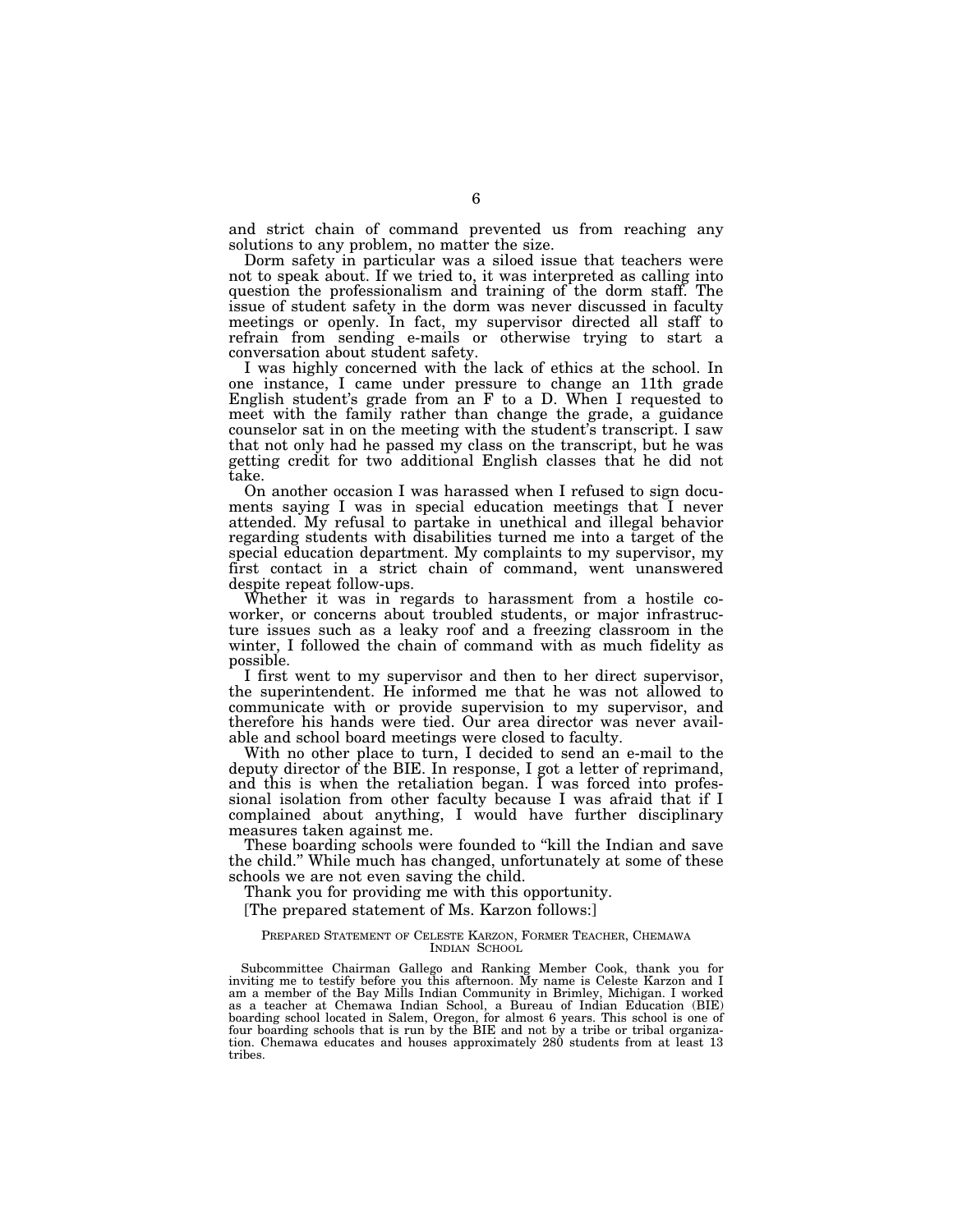and strict chain of command prevented us from reaching any solutions to any problem, no matter the size.

Dorm safety in particular was a siloed issue that teachers were not to speak about. If we tried to, it was interpreted as calling into question the professionalism and training of the dorm staff. The issue of student safety in the dorm was never discussed in faculty meetings or openly. In fact, my supervisor directed all staff to refrain from sending e-mails or otherwise trying to start a conversation about student safety.

I was highly concerned with the lack of ethics at the school. In one instance, I came under pressure to change an 11th grade English student's grade from an F to a D. When I requested to meet with the family rather than change the grade, a guidance counselor sat in on the meeting with the student's transcript. I saw that not only had he passed my class on the transcript, but he was getting credit for two additional English classes that he did not take.

On another occasion I was harassed when I refused to sign documents saying I was in special education meetings that I never attended. My refusal to partake in unethical and illegal behavior regarding students with disabilities turned me into a target of the special education department. My complaints to my supervisor, my first contact in a strict chain of command, went unanswered despite repeat follow-ups.

Whether it was in regards to harassment from a hostile coworker, or concerns about troubled students, or major infrastructure issues such as a leaky roof and a freezing classroom in the winter, I followed the chain of command with as much fidelity as possible.

I first went to my supervisor and then to her direct supervisor, the superintendent. He informed me that he was not allowed to communicate with or provide supervision to my supervisor, and therefore his hands were tied. Our area director was never available and school board meetings were closed to faculty.

With no other place to turn, I decided to send an e-mail to the deputy director of the BIE. In response, I got a letter of reprimand, and this is when the retaliation began. I was forced into professional isolation from other faculty because I was afraid that if I complained about anything, I would have further disciplinary measures taken against me.

These boarding schools were founded to "kill the Indian and save the child." While much has changed, unfortunately at some of these schools we are not even saving the child.

Thank you for providing me with this opportunity.

[The prepared statement of Ms. Karzon follows:]

PREPARED STATEMENT OF CELESTE KARZON, FORMER TEACHER, CHEMAWA INDIAN SCHOOL

Subcommittee Chairman Gallego and Ranking Member Cook, thank you for inviting me to testify before you this afternoon. My name is Celeste Karzon and I am a member of the Bay Mills Indian Community in Brimley, Michigan. I worked as a teacher at Chemawa Indian School, a Bureau of Indian Education (BIE) boarding school located in Salem, Oregon, for almost 6 years. This school is one of four boarding schools that is run by the BIE and not by a tribe or tribal organization. Chemawa educates and houses approximately 280 students from at least 13 tribes.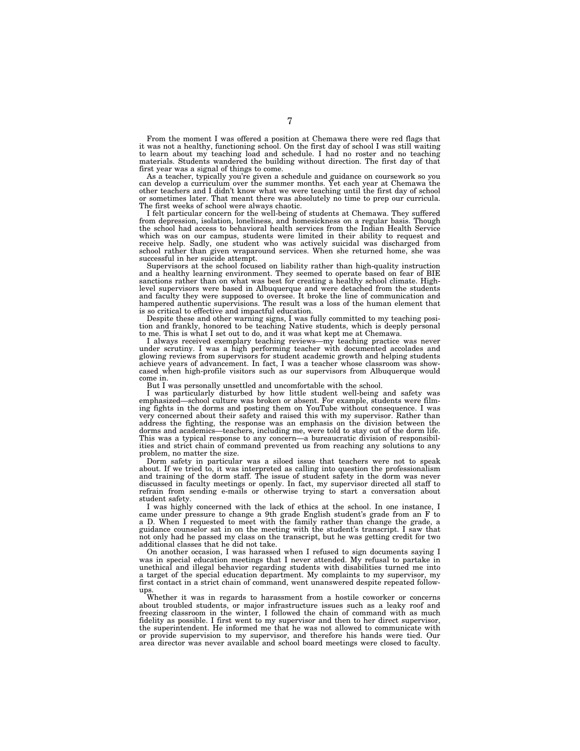From the moment I was offered a position at Chemawa there were red flags that it was not a healthy, functioning school. On the first day of school I was still waiting to learn about my teaching load and schedule. I had no roster and no teaching materials. Students wandered the building without direction. The first day of that first year was a signal of things to come.

As a teacher, typically you're given a schedule and guidance on coursework so you can develop a curriculum over the summer months. Yet each year at Chemawa the other teachers and I didn't know what we were teaching until the first day of school or sometimes later. That meant there was absolutely no time to prep our curricula. The first weeks of school were always chaotic.

I felt particular concern for the well-being of students at Chemawa. They suffered from depression, isolation, loneliness, and homesickness on a regular basis. Though the school had access to behavioral health services from the Indian Health Service which was on our campus, students were limited in their ability to request and receive help. Sadly, one student who was actively suicidal was discharged from school rather than given wraparound services. When she returned home, she was successful in her suicide attempt.

Supervisors at the school focused on liability rather than high-quality instruction and a healthy learning environment. They seemed to operate based on fear of BIE sanctions rather than on what was best for creating a healthy school climate. High-level supervisors were based in Albuquerque and were detached from the students and faculty they were supposed to oversee. It broke the line of communication and hampered authentic supervisions. The result was a loss of the human element that is so critical to effective and impactful education.

Despite these and other warning signs, I was fully committed to my teaching position and frankly, honored to be teaching Native students, which is deeply personal to me. This is what I set out to do, and it was what kept me at Chemawa.

I always received exemplary teaching reviews—my teaching practice was never under scrutiny. I was a high performing teacher with documented accolades and glowing reviews from supervisors for student academic growth and helping students achieve years of advancement. In fact, I was a teacher whose classroom was showcased when high-profile visitors such as our supervisors from Albuquerque would come in.

But I was personally unsettled and uncomfortable with the school.

I was particularly disturbed by how little student well-being and safety was emphasized—school culture was broken or absent. For example, students were filming fights in the dorms and posting them on YouTube without consequence. I was very concerned about their safety and raised this with my supervisor. Rather than address the fighting, the response was an emphasis on the division between the dorms and academics—teachers, including me, were told to stay out of the dorm life. This was a typical response to any concern—a bureaucratic division of responsibilities and strict chain of command prevented us from reaching any solutions to any problem, no matter the size.

Dorm safety in particular was a siloed issue that teachers were not to speak about. If we tried to, it was interpreted as calling into question the professionalism and training of the dorm staff. The issue of student safety in the dorm was never discussed in faculty meetings or openly. In fact, my supervisor directed all staff to refrain from sending e-mails or otherwise trying to start a conversation about student safety.

I was highly concerned with the lack of ethics at the school. In one instance, I came under pressure to change a 9th grade English student's grade from an F to a D. When I requested to meet with the family rather than change the grade, a guidance counselor sat in on the meeting with the student's transcript. I saw that not only had he passed my class on the transcript, but he was getting credit for two additional classes that he did not take.

On another occasion, I was harassed when I refused to sign documents saying I was in special education meetings that I never attended. My refusal to partake in unethical and illegal behavior regarding students with disabilities turned me into a target of the special education department. My complaints to my supervisor, my first contact in a strict chain of command, went unanswered despite repeated follow-ups.

Whether it was in regards to harassment from a hostile coworker or concerns about troubled students, or major infrastructure issues such as a leaky roof and freezing classroom in the winter, I followed the chain of command with as much fidelity as possible. I first went to my supervisor and then to her direct supervisor, the superintendent. He informed me that he was not allowed to communicate with or provide supervision to my supervisor, and therefore his hands were tied. Our area director was never available and school board meetings were closed to faculty.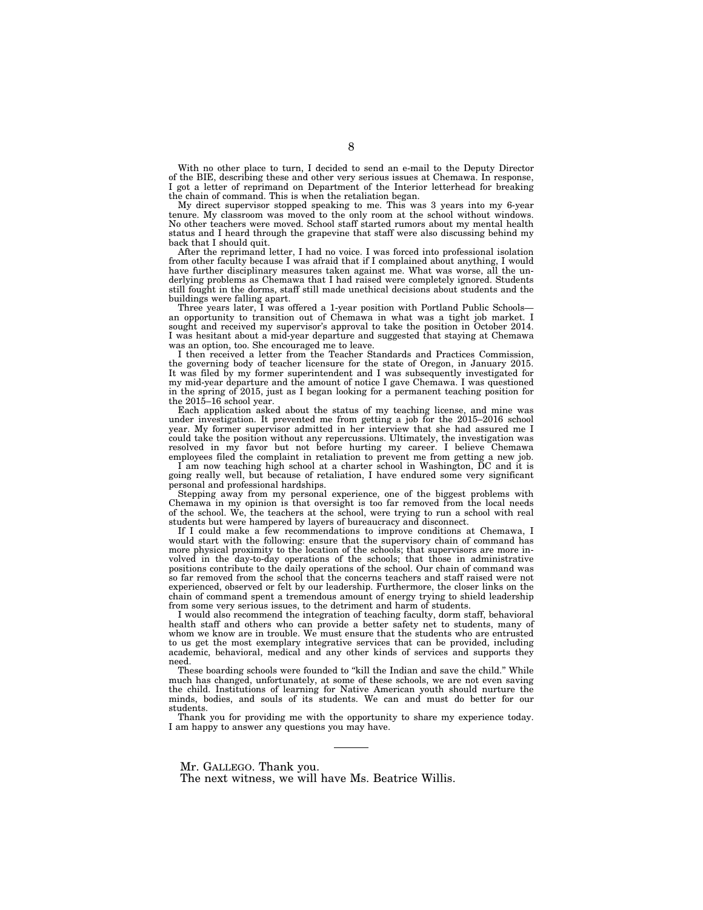With no other place to turn, I decided to send an e-mail to the Deputy Director of the BIE, describing these and other very serious issues at Chemawa. In response, I got a letter of reprimand on Department of the Interior letterhead for breaking the chain of command. This is when the retaliation began.

My direct supervisor stopped speaking to me. This was 3 years into my 6-year tenure. My classroom was moved to the only room at the school without windows. No other teachers were moved. School staff started rumors about my mental health status and I heard through the grapevine that staff were also discussing behind my back that I should quit.

After the reprimand letter, I had no voice. I was forced into professional isolation from other faculty because I was afraid that if I complained about anything, I would have further disciplinary measures taken against me. What was worse, all the underlying problems as Chemawa that I had raised were completely ignored. Students still fought in the dorms, staff still made unethical decisions about students and the buildings were falling apart.

Three years later, I was offered a 1-year position with Portland Public Schools—an opportunity to transition out of Chemawa in what was a tight job market. I sought and received my supervisor's approval to take the position in October 2014. I was hesitant about a mid-year departure and suggested that staying at Chemawa was an option, too. She encouraged me to leave.

I then received a letter from the Teacher Standards and Practices Commission, the governing body of teacher licensure for the state of Oregon, in January 2015. It was filed by my former superintendent and I was subsequently investigated for my mid-year departure and the amount of notice I gave Chemawa. I was questioned in the spring of 2015, just as I began looking for a permanent teaching position for the 2015–16 school year.

Each application asked about the status of my teaching license, and mine was under investigation. It prevented me from getting a job for the 2015–2016 school year. My former supervisor admitted in her interview that she had assured me I could take the position without any repercussions. Ultimately, the investigation was resolved in my favor but not before hurting my career. I believe Chemawa employees filed the complaint in retaliation to prevent me from getting a new job.

I am now teaching high school at a charter school in Washington, DC and it is going really well, but because of retaliation, I have endured some very significant personal and professional hardships.

Stepping away from my personal experience, one of the biggest problems with Chemawa in my opinion is that oversight is too far removed from the local needs of the school. We, the teachers at the school, were trying to run a school with real students but were hampered by layers of bureaucracy and disconnect.

If I could make a few recommendations to improve conditions at Chemawa, I would start with the following: ensure that the supervisory chain of command has more physical proximity to the location of the schools; that supervisors are more involved in the day-to-day operations of the schools; that those in administrative positions contribute to the daily operations of the school. Our chain of command was so far removed from the school that the concerns teachers and staff raised were not experienced, observed or felt by our leadership. Furthermore, the closer links on the chain of command spent a tremendous amount of energy trying to shield leadership from some very serious issues, to the detriment and harm of students.

I would also recommend the integration of teaching faculty, dorm staff, behavioral health staff and others who can provide a better safety net to students, many of whom we know are in trouble. We must ensure that the students who are entrusted to us get the most exemplary integrative services that can be provided, including academic, behavioral, medical and any other kinds of services and supports they need.

These boarding schools were founded to "kill the Indian and save the child." While much has changed, unfortunately, at some of these schools, we are not even saving the child. Institutions of learning for Native American youth should nurture the minds, bodies, and souls of its students. We can and must do better for our students.

Thank you for providing me with the opportunity to share my experience today. I am happy to answer any questions you may have.

---

Mr. GALLEGO. Thank you.

The next witness, we will have Ms. Beatrice Willis.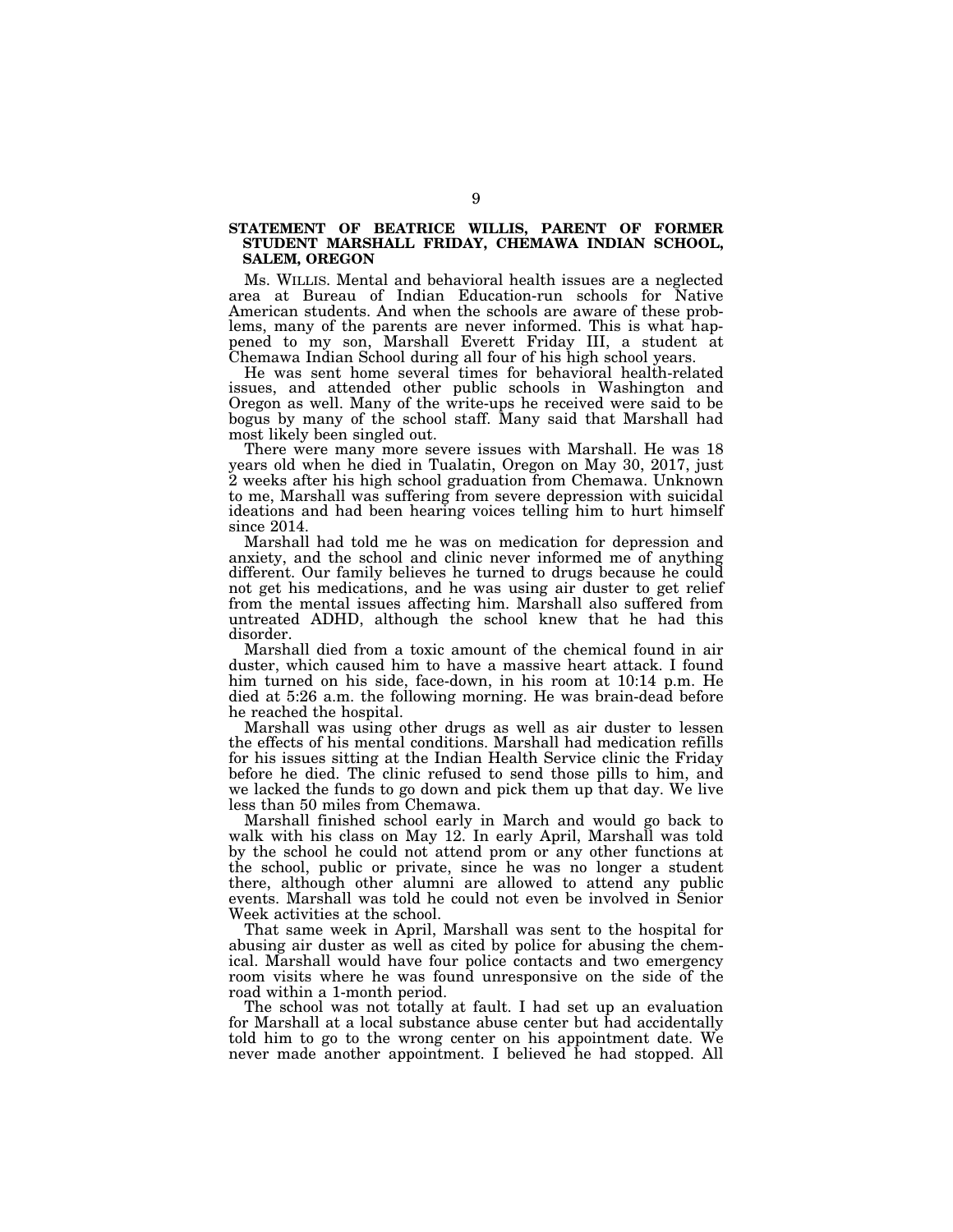**STATEMENT OF BEATRICE WILLIS, PARENT OF FORMER STUDENT MARSHALL FRIDAY, CHEMAWA INDIAN SCHOOL, SALEM, OREGON**

Ms. WILLIS. Mental and behavioral health issues are a neglected area at Bureau of Indian Education-run schools for Native American students. And when the schools are aware of these problems, many of the parents are never informed. This is what happened to my son, Marshall Everett Friday III, a student at Chemawa Indian School during all four of his high school years.

He was sent home several times for behavioral health-related issues, and attended other public schools in Washington and Oregon as well. Many of the write-ups he received were said to be bogus by many of the school staff. Many said that Marshall had most likely been singled out.

There were many more severe issues with Marshall. He was 18 years old when he died in Tualatin, Oregon on May 30, 2017, just 2 weeks after his high school graduation from Chemawa. Unknown to me, Marshall was suffering from severe depression with suicidal ideations and had been hearing voices telling him to hurt himself since 2014.

Marshall had told me he was on medication for depression and anxiety, and the school and clinic never informed me of anything different. Our family believes he turned to drugs because he could not get his medications, and he was using air duster to get relief from the mental issues affecting him. Marshall also suffered from untreated ADHD, although the school knew that he had this disorder.

Marshall died from a toxic amount of the chemical found in air duster, which caused him to have a massive heart attack. I found him turned on his side, face-down, in his room at 10:14 p.m. He died at 5:26 a.m. the following morning. He was brain-dead before he reached the hospital.

Marshall was using other drugs as well as air duster to lessen the effects of his mental conditions. Marshall had medication refills for his issues sitting at the Indian Health Service clinic the Friday before he died. The clinic refused to send those pills to him, and we lacked the funds to go down and pick them up that day. We live less than 50 miles from Chemawa.

Marshall finished school early in March and would go back to walk with his class on May 12. In early April, Marshall was told by the school he could not attend prom or any other functions at the school, public or private, since he was no longer a student there, although other alumni are allowed to attend any public events. Marshall was told he could not even be involved in Senior Week activities at the school.

That same week in April, Marshall was sent to the hospital for abusing air duster as well as cited by police for abusing the chemical. Marshall would have four police contacts and two emergency room visits where he was found unresponsive on the side of the road within a 1-month period.

The school was not totally at fault. I had set up an evaluation for Marshall at a local substance abuse center but had accidentally told him to go to the wrong center on his appointment date. We never made another appointment. I believed he had stopped. All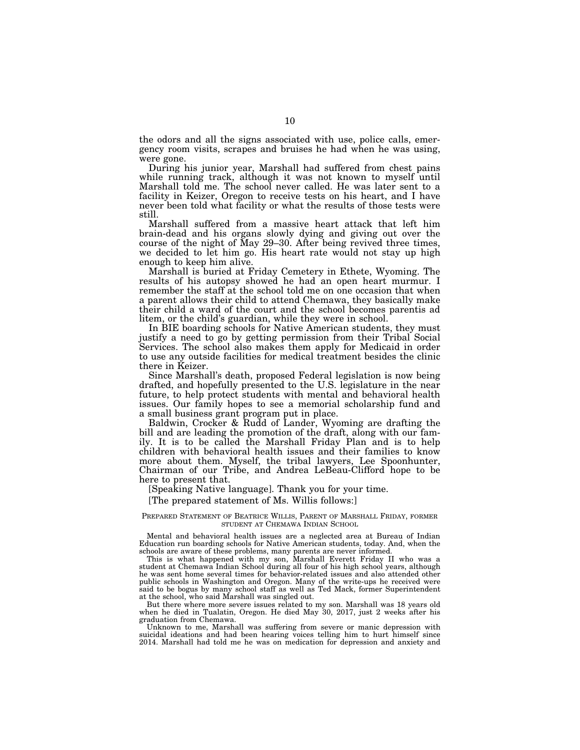the odors and all the signs associated with use, police calls, emergency room visits, scrapes and bruises he had when he was using, were gone.

During his junior year, Marshall had suffered from chest pains while running track, although it was not known to myself until Marshall told me. The school never called. He was later sent to a facility in Keizer, Oregon to receive tests on his heart, and I have never been told what facility or what the results of those tests were still.

Marshall suffered from a massive heart attack that left him brain-dead and his organs slowly dying and giving out over the course of the night of May 29–30. After being revived three times, we decided to let him go. His heart rate would not stay up high enough to keep him alive.

Marshall is buried at Friday Cemetery in Ethete, Wyoming. The results of his autopsy showed he had an open heart murmur. I remember the staff at the school told me on one occasion that when a parent allows their child to attend Chemawa, they basically make their child a ward of the court and the school becomes parentis ad litem, or the child's guardian, while they were in school.

In BIE boarding schools for Native American students, they must justify a need to go by getting permission from their Tribal Social Services. The school also makes them apply for Medicaid in order to use any outside facilities for medical treatment besides the clinic there in Keizer.

Since Marshall's death, proposed Federal legislation is now being drafted, and hopefully presented to the U.S. legislature in the near future, to help protect students with mental and behavioral health issues. Our family hopes to see a memorial scholarship fund and a small business grant program put in place.

Baldwin, Crocker & Rudd of Lander, Wyoming are drafting the bill and are leading the promotion of the draft, along with our family. It is to be called the Marshall Friday Plan and is to help children with behavioral health issues and their families to know more about them. Myself, the tribal lawyers, Lee Spoonhunter, Chairman of our Tribe, and Andrea LeBeau-Clifford hope to be here to present that.

[Speaking Native language]. Thank you for your time.

[The prepared statement of Ms. Willis follows:]

PREPARED STATEMENT OF BEATRICE WILLIS, PARENT OF MARSHALL FRIDAY, FORMER STUDENT AT CHEMAWA INDIAN SCHOOL

Mental and behavioral health issues are a neglected area at Bureau of Indian Education run boarding schools for Native American students, today. And, when the schools are aware of these problems, many parents are never informed.

This is what happened with my son, Marshall Everett Friday II who was a student at Chemawa Indian School during all four of his high school years, although he was sent home several times for behavior-related issues and also attended other public schools in Washington and Oregon. Many of the write-ups he received were said to be bogus by many school staff as well as Ted Mack, former Superintendent at the school, who said Marshall was singled out.

But there where more severe issues related to my son. Marshall was 18 years old when he died in Tualatin, Oregon. He died May 30, 2017, just 2 weeks after his graduation from Chemawa.

Unknown to me, Marshall was suffering from severe or manic depression with suicidal ideations and had been hearing voices telling him to hurt himself since 2014. Marshall had told me he was on medication for depression and anxiety and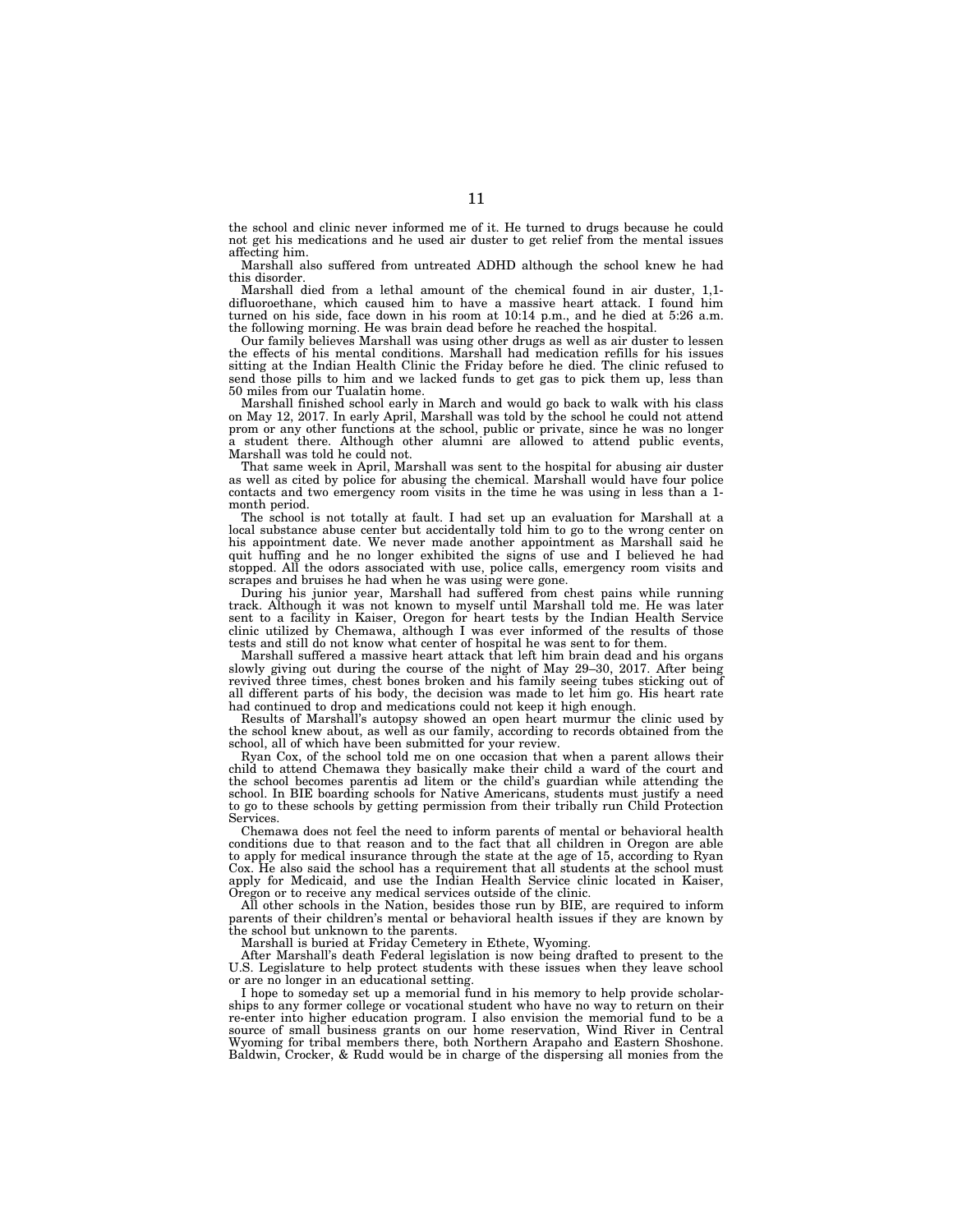the school and clinic never informed me of it. He turned to drugs because he could not get his medications and he used air duster to get relief from the mental issues affecting him.

Marshall also suffered from untreated ADHD although the school knew he had this disorder.

Marshall died from a lethal amount of the chemical found in air duster, 1,1-difluoroethane, which caused him to have a massive heart attack. I found him turned on his side, face down in his room at 10:14 p.m., and he died at 5:26 a.m. the following morning. He was brain dead before he reached the hospital.

Our family believes Marshall was using other drugs as well as air duster to lessen the effects of his mental conditions. Marshall had medication refills for his issues sitting at the Indian Health Clinic the Friday before he died. The clinic refused to send those pills to him and we lacked funds to get gas to pick them up, less than 50 miles from our Tualatin home.

Marshall finished school early in March and would go back to walk with his class on May 12, 2017. In early April, Marshall was told by the school he could not attend prom or any other functions at the school, public or private, since he was no longer a student there. Although other alumni are allowed to attend public events, Marshall was told he could not.

That same week in April, Marshall was sent to the hospital for abusing air duster as well as cited by police for abusing the chemical. Marshall would have four police contacts and two emergency room visits in the time he was using in less than a 1-month period.

The school is not totally at fault. I had set up an evaluation for Marshall at a local substance abuse center but accidentally told him to go to the wrong center on his appointment date. We never made another appointment as Marshall said he quit huffing and he no longer exhibited the signs of use and I believed he had stopped. All the odors associated with use, police calls, emergency room visits and scrapes and bruises he had when he was using were gone.

During his junior year, Marshall had suffered from chest pains while running track. Although it was not known to myself until Marshall told me. He was later sent to a facility in Kaiser, Oregon for heart tests by the Indian Health Service clinic utilized by Chemawa, although I was ever informed of the results of those tests and still do not know what center of hospital he was sent to for them.

Marshall suffered a massive heart attack that left him brain dead and his organs slowly giving out during the course of the night of May 29–30, 2017. After being revived three times, chest bones broken and his family seeing tubes sticking out of all different parts of his body, the decision was made to let him go. His heart rate had continued to drop and medications could not keep it high enough.

Results of Marshall's autopsy showed an open heart murmur the clinic used by the school knew about, as well as our family, according to records obtained from the school, all of which have been submitted for your review.

Ryan Cox, of the school told me on one occasion that when a parent allows their child to attend Chemawa they basically make their child a ward of the court and the school becomes parentis ad litem or the child's guardian while attending the school. In BIE boarding schools for Native Americans, students must justify a need to go to these schools by getting permission from their tribally run Child Protection Services.

Chemawa does not feel the need to inform parents of mental or behavioral health conditions due to that reason and to the fact that all children in Oregon are able to apply for medical insurance through the state at the age of 15, according to Ryan Cox. He also said the school has a requirement that all students at the school must apply for Medicaid, and use the Indian Health Service clinic located in Kaiser, Oregon or to receive any medical services outside of the clinic.

All other schools in the Nation, besides those run by BIE, are required to inform parents of their children's mental or behavioral health issues if they are known by the school but unknown to the parents.

Marshall is buried at Friday Cemetery in Ethete, Wyoming.

After Marshall's death Federal legislation is now being drafted to present to the U.S. Legislature to help protect students with these issues when they leave school or are no longer in an educational setting.

I hope to someday set up a memorial fund in his memory to help provide scholarships to any former college or vocational student who have no way to return on their re-enter into higher education program. I also envision the memorial fund to be a source of small business grants on our home reservation, Wind River in Central Wyoming for tribal members there, both Northern Arapaho and Eastern Shoshone. Baldwin, Crocker, & Rudd would be in charge of the dispersing all monies from the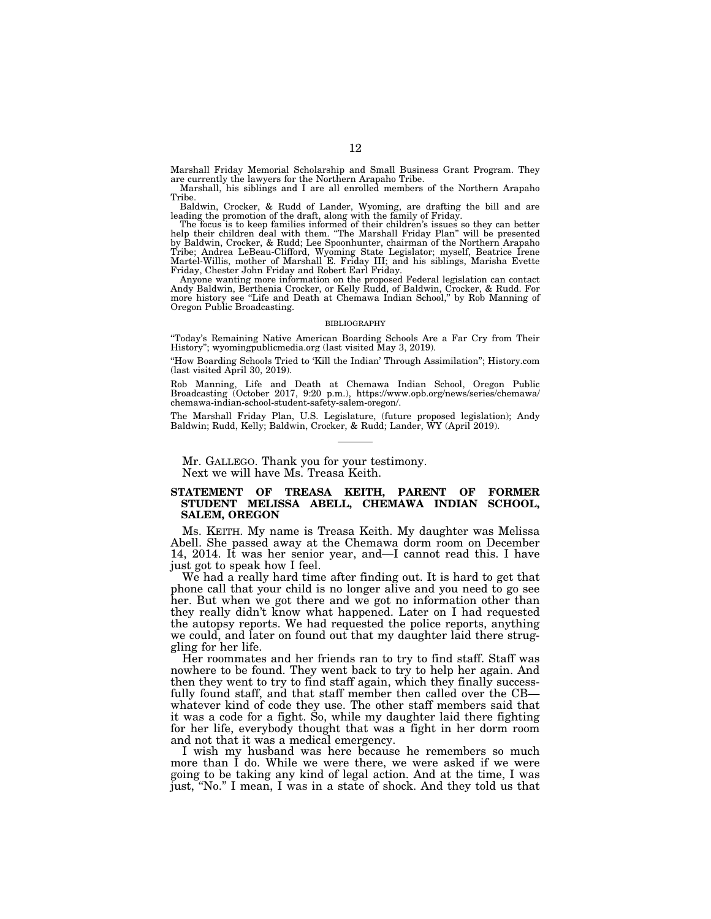Marshall Friday Memorial Scholarship and Small Business Grant Program. They are currently the lawyers for the Northern Arapaho Tribe.

Marshall, his siblings and I are all enrolled members of the Northern Arapaho Tribe.

Baldwin, Crocker, & Rudd of Lander, Wyoming, are drafting the bill and are leading the promotion of the draft, along with the family of Friday.

The focus is to keep families informed of their children's issues so they can better help their children deal with them. "The Marshall Friday Plan" will be presented by Baldwin, Crocker, & Rudd; Lee Spoonhunter, chairman of the Northern Arapaho Tribe; Andrea LeBeau-Clifford, Wyoming State Legislator; myself, Beatrice Irene Martel-Willis, mother of Marshall E. Friday III; and his siblings, Marisha Evette Friday, Chester John Friday and Robert Earl Friday.

Anyone wanting more information on the proposed Federal legislation can contact Andy Baldwin, Berthenia Crocker, or Kelly Rudd, of Baldwin, Crocker, & Rudd. For more history see "Life and Death at Chemawa Indian School," by Rob Manning of Oregon Public Broadcasting.

BIBLIOGRAPHY

"Today's Remaining Native American Boarding Schools Are a Far Cry from Their History"; wyomingpublicmedia.org (last visited May 3, 2019).

"How Boarding Schools Tried to 'Kill the Indian' Through Assimilation"; History.com (last visited April 30, 2019).

Rob Manning, Life and Death at Chemawa Indian School, Oregon Public Broadcasting (October 2017, 9:20 p.m.), https://www.opb.org/news/series/chemawa/chemawa-indian-school-student-safety-salem-oregon/.

The Marshall Friday Plan, U.S. Legislature, (future proposed legislation); Andy Baldwin; Rudd, Kelly; Baldwin, Crocker, & Rudd; Lander, WY (April 2019).

---

Mr. GALLEGO. Thank you for your testimony.

Next we will have Ms. Treasa Keith.

### STATEMENT OF TREASA KEITH, PARENT OF FORMER STUDENT MELISSA ABELL, CHEMAWA INDIAN SCHOOL, SALEM, OREGON

Ms. KEITH. My name is Treasa Keith. My daughter was Melissa Abell. She passed away at the Chemawa dorm room on December 14, 2014. It was her senior year, and—I cannot read this. I have just got to speak how I feel.

We had a really hard time after finding out. It is hard to get that phone call that your child is no longer alive and you need to go see her. But when we got there and we got no information other than they really didn't know what happened. Later on I had requested the autopsy reports. We had requested the police reports, anything we could, and later on found out that my daughter laid there struggling for her life.

Her roommates and her friends ran to try to find staff. Staff was nowhere to be found. They went back to try to help her again. And then they went to try to find staff again, which they finally successfully found staff, and that staff member then called over the CB—whatever kind of code they use. The other staff members said that it was a code for a fight. So, while my daughter laid there fighting for her life, everybody thought that was a fight in her dorm room and not that it was a medical emergency.

I wish my husband was here because he remembers so much more than I do. While we were there, we were asked if we were going to be taking any kind of legal action. And at the time, I was just, "No." I mean, I was in a state of shock. And they told us that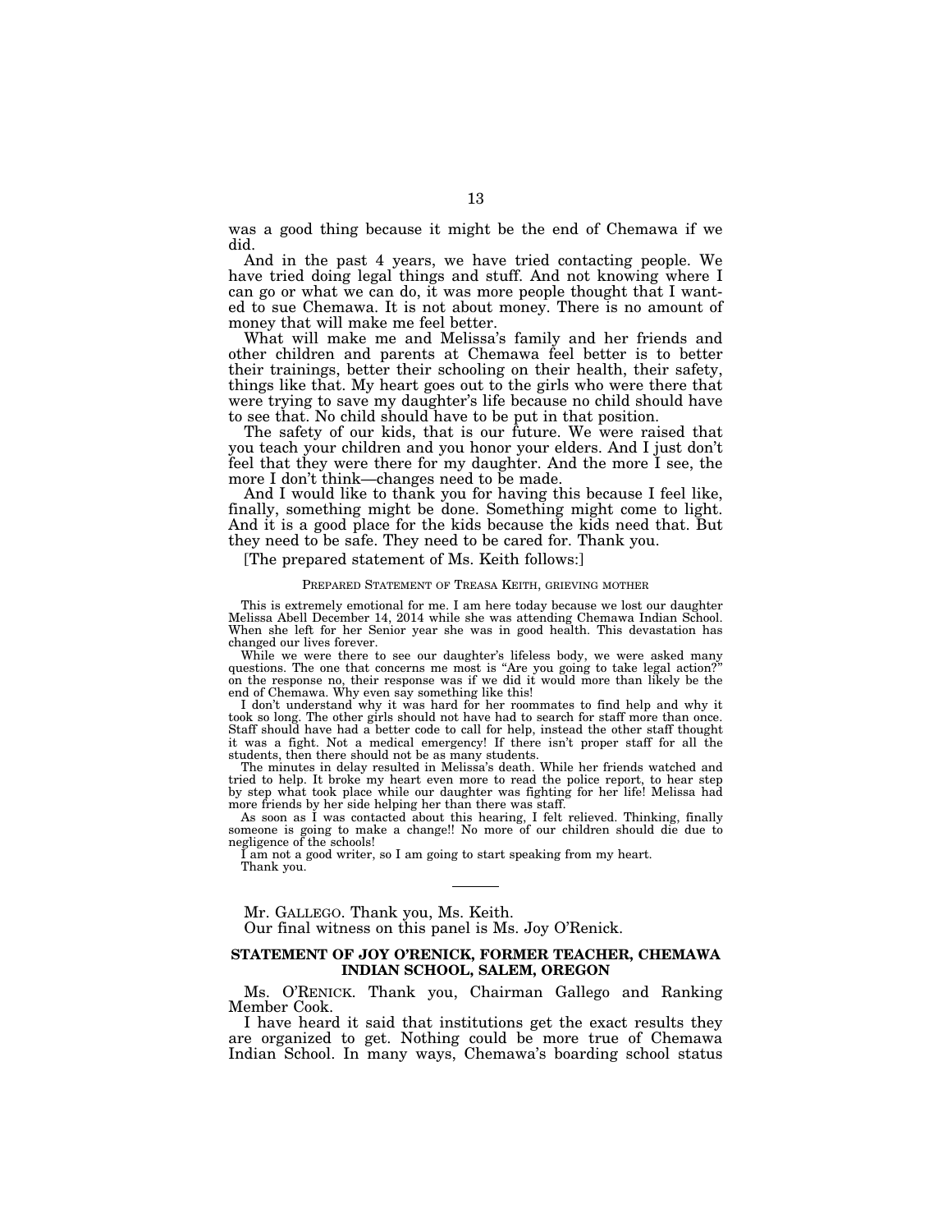was a good thing because it might be the end of Chemawa if we did.

And in the past 4 years, we have tried contacting people. We have tried doing legal things and stuff. And not knowing where I can go or what we can do, it was more people thought that I wanted to sue Chemawa. It is not about money. There is no amount of money that will make me feel better.

What will make me and Melissa's family and her friends and other children and parents at Chemawa feel better is to better their trainings, better their schooling on their health, their safety, things like that. My heart goes out to the girls who were there that were trying to save my daughter's life because no child should have to see that. No child should have to be put in that position.

The safety of our kids, that is our future. We were raised that you teach your children and you honor your elders. And I just don't feel that they were there for my daughter. And the more I see, the more I don't think—changes need to be made.

And I would like to thank you for having this because I feel like, finally, something might be done. Something might come to light. And it is a good place for the kids because the kids need that. But they need to be safe. They need to be cared for. Thank you.

[The prepared statement of Ms. Keith follows:]

PREPARED STATEMENT OF TREASA KEITH, GRIEVING MOTHER

This is extremely emotional for me. I am here today because we lost our daughter Melissa Abell December 14, 2014 while she was attending Chemawa Indian School. When she left for her Senior year she was in good health. This devastation has changed our lives forever.

While we were there to see our daughter's lifeless body, we were asked many questions. The one that concerns me most is "Are you going to take legal action?" on the response no, their response was if we did it would more than likely be the end of Chemawa. Why even say something like this!

I don't understand why it was hard for her roommates to find help and why it took so long. The other girls should not have had to search for staff more than once. Staff should have had a better code to call for help, instead the other staff thought it was a fight. Not a medical emergency! If there isn't proper staff for all the students, then there should not be as many students.

The minutes in delay resulted in Melissa's death. While her friends watched and tried to help. It broke my heart even more to read the police report, to hear step by step what took place while our daughter was fighting for her life! Melissa had more friends by her side helping her than there was staff.

As soon as I was contacted about this hearing, I felt relieved. Thinking, finally someone is going to make a change!! No more of our children should die due to negligence of the schools!

I am not a good writer, so I am going to start speaking from my heart.

Thank you.

---

Mr. GALLEGO. Thank you, Ms. Keith.

Our final witness on this panel is Ms. Joy O'Renick.

## STATEMENT OF JOY O'RENICK, FORMER TEACHER, CHEMAWA INDIAN SCHOOL, SALEM, OREGON

Ms. O'RENICK. Thank you, Chairman Gallego and Ranking Member Cook.

I have heard it said that institutions get the exact results they are organized to get. Nothing could be more true of Chemawa Indian School. In many ways, Chemawa's boarding school status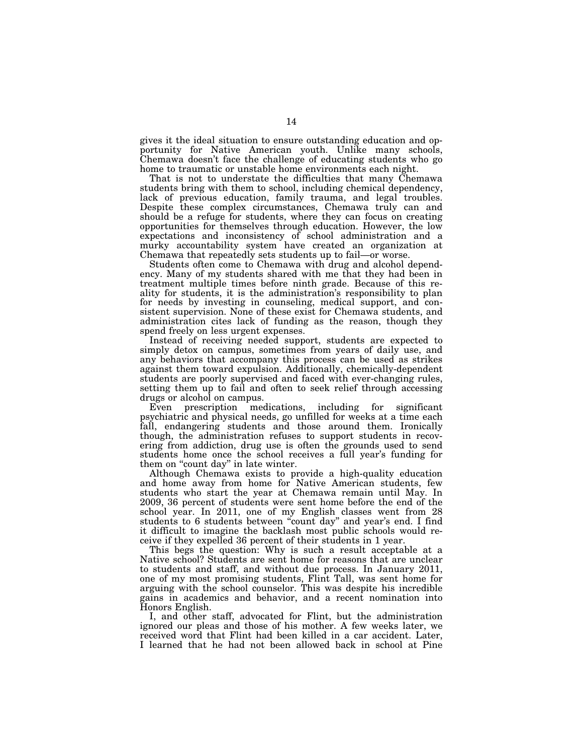gives it the ideal situation to ensure outstanding education and opportunity for Native American youth. Unlike many schools, Chemawa doesn't face the challenge of educating students who go home to traumatic or unstable home environments each night.

That is not to understate the difficulties that many Chemawa students bring with them to school, including chemical dependency, lack of previous education, family trauma, and legal troubles. Despite these complex circumstances, Chemawa truly can and should be a refuge for students, where they can focus on creating opportunities for themselves through education. However, the low expectations and inconsistency of school administration and a murky accountability system have created an organization at Chemawa that repeatedly sets students up to fail—or worse.

Students often come to Chemawa with drug and alcohol dependency. Many of my students shared with me that they had been in treatment multiple times before ninth grade. Because of this reality for students, it is the administration's responsibility to plan for needs by investing in counseling, medical support, and consistent supervision. None of these exist for Chemawa students, and administration cites lack of funding as the reason, though they spend freely on less urgent expenses.

Instead of receiving needed support, students are expected to simply detox on campus, sometimes from years of daily use, and any behaviors that accompany this process can be used as strikes against them toward expulsion. Additionally, chemically-dependent students are poorly supervised and faced with ever-changing rules, setting them up to fail and often to seek relief through accessing drugs or alcohol on campus.

Even prescription medications, including for significant psychiatric and physical needs, go unfilled for weeks at a time each fall, endangering students and those around them. Ironically though, the administration refuses to support students in recovering from addiction, drug use is often the grounds used to send students home once the school receives a full year's funding for them on "count day" in late winter.

Although Chemawa exists to provide a high-quality education and home away from home for Native American students, few students who start the year at Chemawa remain until May. In 2009, 36 percent of students were sent home before the end of the school year. In 2011, one of my English classes went from 28 students to 6 students between "count day" and year's end. I find it difficult to imagine the backlash most public schools would receive if they expelled 36 percent of their students in 1 year.

This begs the question: Why is such a result acceptable at a Native school? Students are sent home for reasons that are unclear to students and staff, and without due process. In January 2011, one of my most promising students, Flint Tall, was sent home for arguing with the school counselor. This was despite his incredible gains in academics and behavior, and a recent nomination into Honors English.

I, and other staff, advocated for Flint, but the administration ignored our pleas and those of his mother. A few weeks later, we received word that Flint had been killed in a car accident. Later, I learned that he had not been allowed back in school at Pine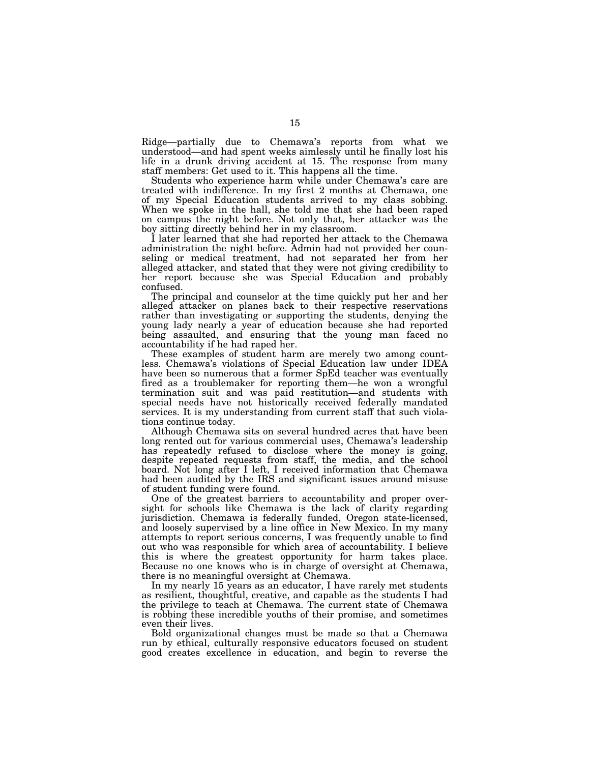Ridge—partially due to Chemawa's reports from what we understood—and had spent weeks aimlessly until he finally lost his life in a drunk driving accident at 15. The response from many staff members: Get used to it. This happens all the time.

Students who experience harm while under Chemawa's care are treated with indifference. In my first 2 months at Chemawa, one of my Special Education students arrived to my class sobbing. When we spoke in the hall, she told me that she had been raped on campus the night before. Not only that, her attacker was the boy sitting directly behind her in my classroom.

I later learned that she had reported her attack to the Chemawa administration the night before. Admin had not provided her counseling or medical treatment, had not separated her from her alleged attacker, and stated that they were not giving credibility to her report because she was Special Education and probably confused.

The principal and counselor at the time quickly put her and her alleged attacker on planes back to their respective reservations rather than investigating or supporting the students, denying the young lady nearly a year of education because she had reported being assaulted, and ensuring that the young man faced no accountability if he had raped her.

These examples of student harm are merely two among countless. Chemawa's violations of Special Education law under IDEA have been so numerous that a former SpEd teacher was eventually fired as a troublemaker for reporting them—he won a wrongful termination suit and was paid restitution—and students with special needs have not historically received federally mandated services. It is my understanding from current staff that such violations continue today.

Although Chemawa sits on several hundred acres that have been long rented out for various commercial uses, Chemawa's leadership has repeatedly refused to disclose where the money is going, despite repeated requests from staff, the media, and the school board. Not long after I left, I received information that Chemawa had been audited by the IRS and significant issues around misuse of student funding were found.

One of the greatest barriers to accountability and proper oversight for schools like Chemawa is the lack of clarity regarding jurisdiction. Chemawa is federally funded, Oregon state-licensed, and loosely supervised by a line office in New Mexico. In my many attempts to report serious concerns, I was frequently unable to find out who was responsible for which area of accountability. I believe this is where the greatest opportunity for harm takes place. Because no one knows who is in charge of oversight at Chemawa, there is no meaningful oversight at Chemawa.

In my nearly 15 years as an educator, I have rarely met students as resilient, thoughtful, creative, and capable as the students I had the privilege to teach at Chemawa. The current state of Chemawa is robbing these incredible youths of their promise, and sometimes even their lives.

Bold organizational changes must be made so that a Chemawa run by ethical, culturally responsive educators focused on student good creates excellence in education, and begin to reverse the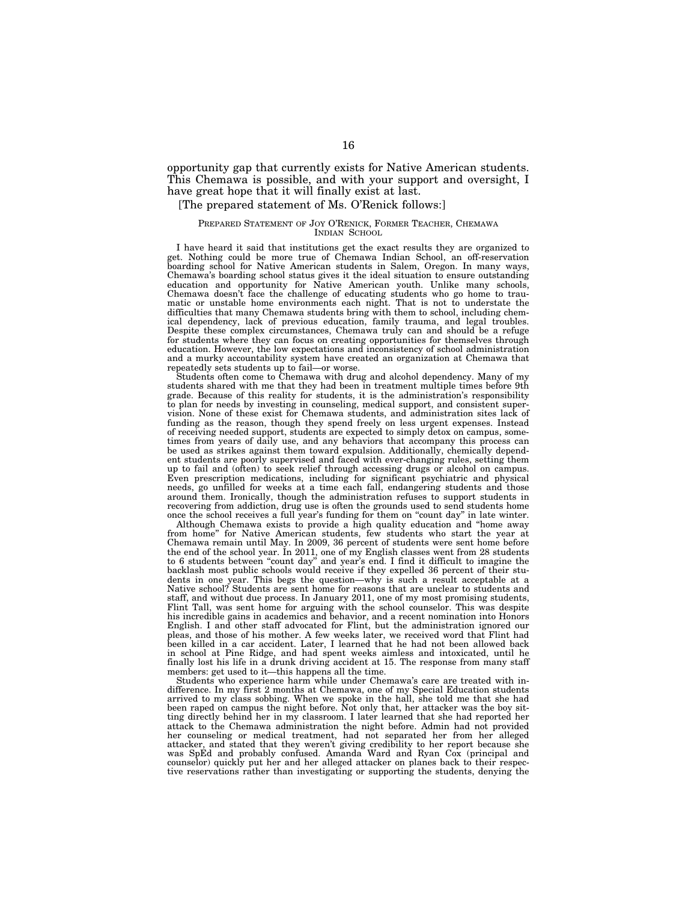opportunity gap that currently exists for Native American students. This Chemawa is possible, and with your support and oversight, I have great hope that it will finally exist at last.

[The prepared statement of Ms. O'Renick follows:]

PREPARED STATEMENT OF JOY O'RENICK, FORMER TEACHER, CHEMAWA INDIAN SCHOOL

I have heard it said that institutions get the exact results they are organized to get. Nothing could be more true of Chemawa Indian School, an off-reservation boarding school for Native American students in Salem, Oregon. In many ways, Chemawa's boarding school status gives it the ideal situation to ensure outstanding education and opportunity for Native American youth. Unlike many schools, Chemawa doesn't face the challenge of educating students who go home to traumatic or unstable home environments each night. That is not to understate the difficulties that many Chemawa students bring with them to school, including chemical dependency, lack of previous education, family trauma, and legal troubles. Despite these complex circumstances, Chemawa truly can and should be a refuge for students where they can focus on creating opportunities for themselves through education. However, the low expectations and inconsistency of school administration and a murky accountability system have created an organization at Chemawa that repeatedly sets students up to fail—or worse.

Students often come to Chemawa with drug and alcohol dependency. Many of my students shared with me that they had been in treatment multiple times before 9th grade. Because of this reality for students, it is the administration's responsibility to plan for needs by investing in counseling, medical support, and consistent supervision. None of these exist for Chemawa students, and administration sites lack of funding as the reason, though they spend freely on less urgent expenses. Instead of receiving needed support, students are expected to simply detox on campus, sometimes from years of daily use, and any behaviors that accompany this process can be used as strikes against them toward expulsion. Additionally, chemically dependent students are poorly supervised and faced with ever-changing rules, setting them up to fail and (often) to seek relief through accessing drugs or alcohol on campus. Even prescription medications, including for significant psychiatric and physical needs, go unfilled for weeks at a time each fall, endangering students and those around them. Ironically, though the administration refuses to support students in recovering from addiction, drug use is often the grounds used to send students home once the school receives a full year's funding for them on "count day" in late winter.

Although Chemawa exists to provide a high quality education and "home away from home" for Native American students, few students who start the year at Chemawa remain until May. In 2009, 36 percent of students were sent home before the end of the school year. In 2011, one of my English classes went from 28 students to 6 students between "count day" and year's end. I find it difficult to imagine the backlash most public schools would receive if they expelled 36 percent of their students in one year. This begs the question—why is such a result acceptable at a Native school? Students are sent home for reasons that are unclear to students and staff, and without due process. In January 2011, one of my most promising students, Flint Tall, was sent home for arguing with the school counselor. This was despite his incredible gains in academics and behavior, and a recent nomination into Honors English. I and other staff advocated for Flint, but the administration ignored our pleas, and those of his mother. A few weeks later, we received word that Flint had been killed in a car accident. Later, I learned that he had not been allowed back in school at Pine Ridge, and had spent weeks aimless and intoxicated, until he finally lost his life in a drunk driving accident at 15. The response from many staff members: get used to it—this happens all the time.

Students who experience harm while under Chemawa's care are treated with indifference. In my first 2 months at Chemawa, one of my Special Education students arrived to my class sobbing. When we spoke in the hall, she told me that she had been raped on campus the night before. Not only that, her attacker was the boy sitting directly behind her in my classroom. I later learned that she had reported her attack to the Chemawa administration the night before. Admin had not provided her counseling or medical treatment, had not separated her from her alleged attacker, and stated that they weren't giving credibility to her report because she was SpEd and probably confused. Amanda Ward and Ryan Cox (principal and counselor) quickly put her and her alleged attacker on planes back to their respective reservations rather than investigating or supporting the students, denying the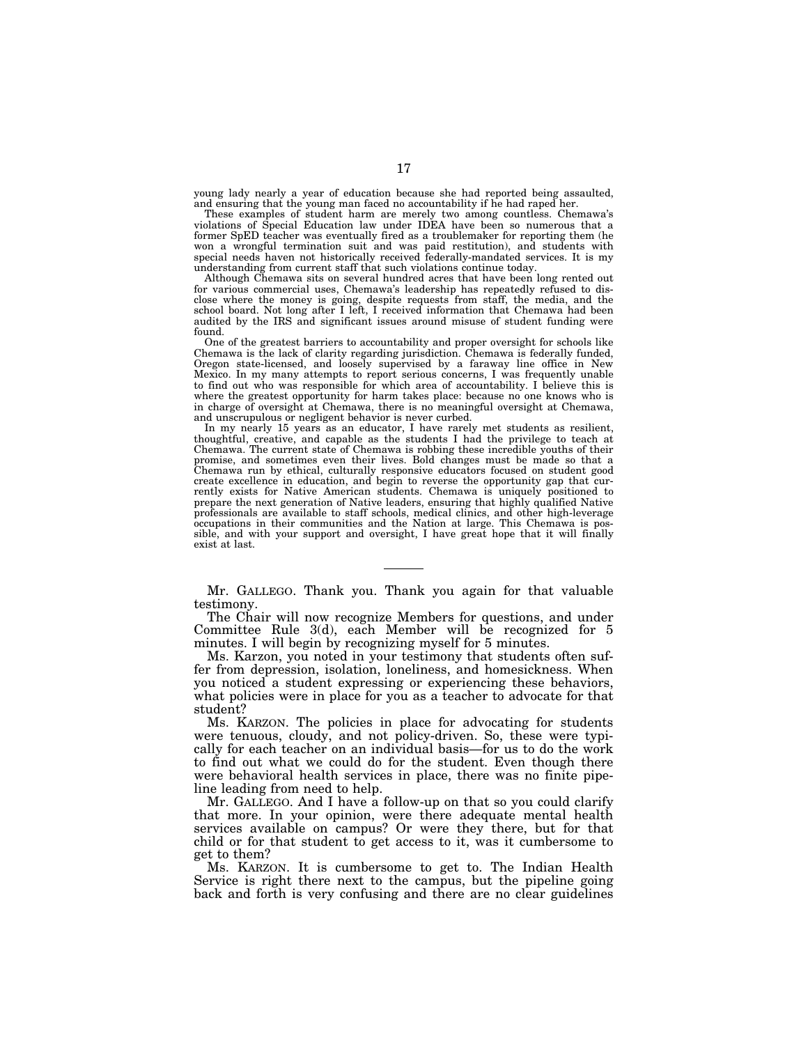young lady nearly a year of education because she had reported being assaulted, and ensuring that the young man faced no accountability if he had raped her.

These examples of student harm are merely two among countless. Chemawa's violations of Special Education law under IDEA have been so numerous that a former SpED teacher was eventually fired as a troublemaker for reporting them (he won a wrongful termination suit and was paid restitution), and students with special needs haven not historically received federally-mandated services. It is my understanding from current staff that such violations continue today.

Although Chemawa sits on several hundred acres that have been long rented out for various commercial uses, Chemawa's leadership has repeatedly refused to disclose where the money is going, despite requests from staff, the media, and the school board. Not long after I left, I received information that Chemawa had been audited by the IRS and significant issues around misuse of student funding were found.

One of the greatest barriers to accountability and proper oversight for schools like Chemawa is the lack of clarity regarding jurisdiction. Chemawa is federally funded, Oregon state-licensed, and loosely supervised by a faraway line office in New Mexico. In my many attempts to report serious concerns, I was frequently unable to find out who was responsible for which area of accountability. I believe this is where the greatest opportunity for harm takes place: because no one knows who is in charge of oversight at Chemawa, there is no meaningful oversight at Chemawa, and unscrupulous or negligent behavior is never curbed.

In my nearly 15 years as an educator, I have rarely met students as resilient, thoughtful, creative, and capable as the students I had the privilege to teach at Chemawa. The current state of Chemawa is robbing these incredible youths of their promise, and sometimes even their lives. Bold changes must be made so that a Chemawa run by ethical, culturally responsive educators focused on student good create excellence in education, and begin to reverse the opportunity gap that currently exists for Native American students. Chemawa is uniquely positioned to prepare the next generation of Native leaders, ensuring that highly qualified Native professionals are available to staff schools, medical clinics, and other high-leverage occupations in their communities and the Nation at large. This Chemawa is possible, and with your support and oversight, I have great hope that it will finally exist at last.

---

Mr. GALLEGO. Thank you. Thank you again for that valuable testimony.

The Chair will now recognize Members for questions, and under Committee Rule 3(d), each Member will be recognized for 5 minutes. I will begin by recognizing myself for 5 minutes.

Ms. Karzon, you noted in your testimony that students often suffer from depression, isolation, loneliness, and homesickness. When you noticed a student expressing or experiencing these behaviors, what policies were in place for you as a teacher to advocate for that student?

Ms. KARZON. The policies in place for advocating for students were tenuous, cloudy, and not policy-driven. So, these were typically for each teacher on an individual basis—for us to do the work to find out what we could do for the student. Even though there were behavioral health services in place, there was no finite pipeline leading from need to help.

Mr. GALLEGO. And I have a follow-up on that so you could clarify that more. In your opinion, were there adequate mental health services available on campus? Or were they there, but for that child or for that student to get access to it, was it cumbersome to get to them?

Ms. KARZON. It is cumbersome to get to. The Indian Health Service is right there next to the campus, but the pipeline going back and forth is very confusing and there are no clear guidelines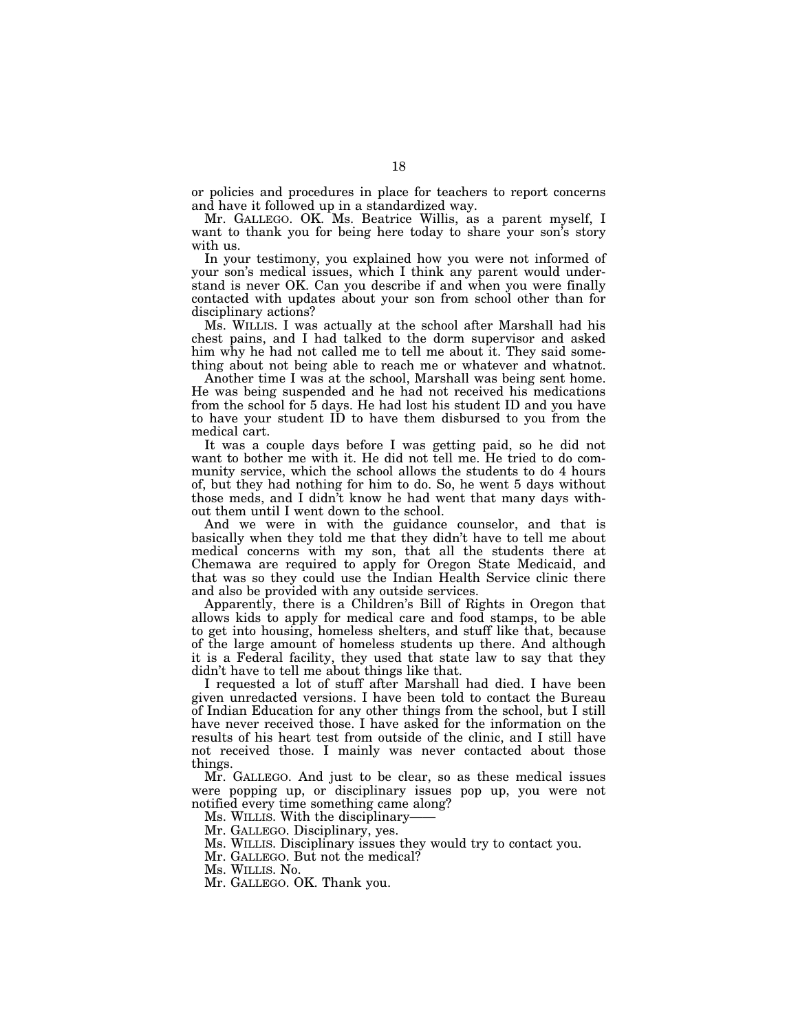or policies and procedures in place for teachers to report concerns and have it followed up in a standardized way.

Mr. GALLEGO. OK. Ms. Beatrice Willis, as a parent myself, I want to thank you for being here today to share your son's story with us.

In your testimony, you explained how you were not informed of your son's medical issues, which I think any parent would understand is never OK. Can you describe if and when you were finally contacted with updates about your son from school other than for disciplinary actions?

Ms. WILLIS. I was actually at the school after Marshall had his chest pains, and I had talked to the dorm supervisor and asked him why he had not called me to tell me about it. They said something about not being able to reach me or whatever and whatnot.

Another time I was at the school, Marshall was being sent home. He was being suspended and he had not received his medications from the school for 5 days. He had lost his student ID and you have to have your student ID to have them disbursed to you from the medical cart.

It was a couple days before I was getting paid, so he did not want to bother me with it. He did not tell me. He tried to do community service, which the school allows the students to do 4 hours of, but they had nothing for him to do. So, he went 5 days without those meds, and I didn't know he had went that many days without them until I went down to the school.

And we were in with the guidance counselor, and that is basically when they told me that they didn't have to tell me about medical concerns with my son, that all the students there at Chemawa are required to apply for Oregon State Medicaid, and that was so they could use the Indian Health Service clinic there and also be provided with any outside services.

Apparently, there is a Children's Bill of Rights in Oregon that allows kids to apply for medical care and food stamps, to be able to get into housing, homeless shelters, and stuff like that, because of the large amount of homeless students up there. And although it is a Federal facility, they used that state law to say that they didn't have to tell me about things like that.

I requested a lot of stuff after Marshall had died. I have been given unredacted versions. I have been told to contact the Bureau of Indian Education for any other things from the school, but I still have never received those. I have asked for the information on the results of his heart test from outside of the clinic, and I still have not received those. I mainly was never contacted about those things.

Mr. GALLEGO. And just to be clear, so as these medical issues were popping up, or disciplinary issues pop up, you were not notified every time something came along?

Ms. WILLIS. With the disciplinary——

Mr. GALLEGO. Disciplinary, yes.

Ms. WILLIS. Disciplinary issues they would try to contact you.

Mr. GALLEGO. But not the medical?

Ms. WILLIS. No.

Mr. GALLEGO. OK. Thank you.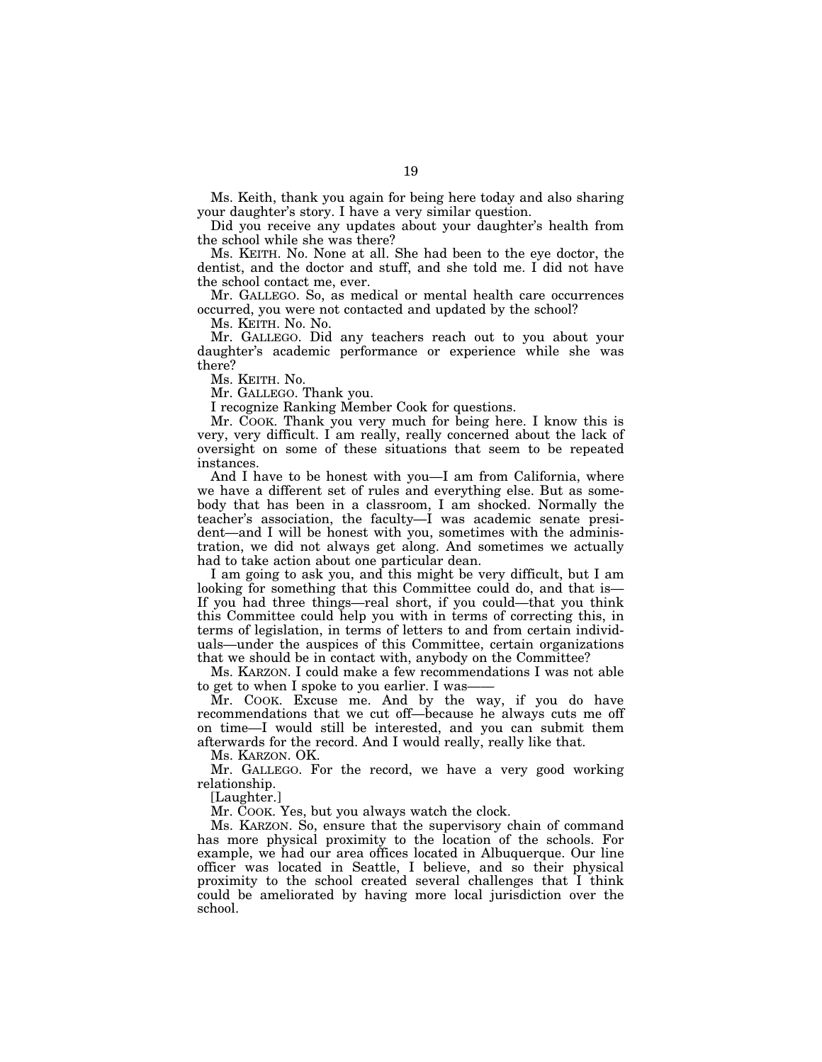Ms. Keith, thank you again for being here today and also sharing your daughter's story. I have a very similar question.

Did you receive any updates about your daughter's health from the school while she was there?

Ms. KEITH. No. None at all. She had been to the eye doctor, the dentist, and the doctor and stuff, and she told me. I did not have the school contact me, ever.

Mr. GALLEGO. So, as medical or mental health care occurrences occurred, you were not contacted and updated by the school?

Ms. KEITH. No. No. No.

Mr. GALLEGO. Did any teachers reach out to you about your daughter's academic performance or experience while she was there?

Ms. KEITH. No.

Mr. GALLEGO. Thank you.

I recognize Ranking Member Cook for questions.

Mr. COOK. Thank you very much for being here. I know this is very, very difficult. I am really, really concerned about the lack of oversight on some of these situations that seem to be repeated instances.

And I have to be honest with you—I am from California, where we have a different set of rules and everything else. But as somebody that has been in a classroom, I am shocked. Normally the teacher's association, the faculty—I was academic senate president—and I will be honest with you, sometimes with the administration, we did not always get along. And sometimes we actually had to take action about one particular dean.

I am going to ask you, and this might be very difficult, but I am looking for something that this Committee could do, and that is—If you had three things—real short, if you could—that you think this Committee could help you with in terms of correcting this, in terms of legislation, in terms of letters to and from certain individuals—under the auspices of this Committee, certain organizations that we should be in contact with, anybody on the Committee?

Ms. KARZON. I could make a few recommendations I was not able to get to when I spoke to you earlier. I was——

Mr. COOK. Excuse me. And by the way, if you do have recommendations that we cut off—because he always cuts me off on time—I would still be interested, and you can submit them afterwards for the record. And I would really, really like that.

Ms. KARZON. OK.

Mr. GALLEGO. For the record, we have a very good working relationship.

[Laughter.]

Mr. COOK. Yes, but you always watch the clock.

Ms. KARZON. So, ensure that the supervisory chain of command has more physical proximity to the location of the schools. For example, we had our area offices located in Albuquerque. Our line officer was located in Seattle, I believe, and so their physical proximity to the school created several challenges that I think could be ameliorated by having more local jurisdiction over the school.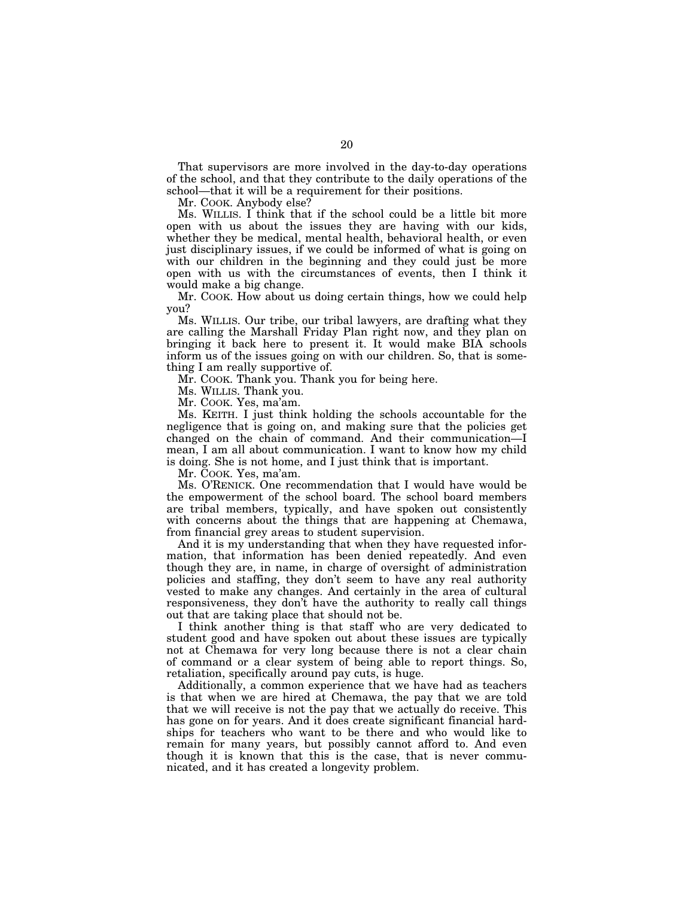That supervisors are more involved in the day-to-day operations of the school, and that they contribute to the daily operations of the school—that it will be a requirement for their positions.

Mr. COOK. Anybody else?

Ms. WILLIS. I think that if the school could be a little bit more open with us about the issues they are having with our kids, whether they be medical, mental health, behavioral health, or even just disciplinary issues, if we could be informed of what is going on with our children in the beginning and they could just be more open with us with the circumstances of events, then I think it would make a big change.

Mr. COOK. How about us doing certain things, how we could help you?

Ms. WILLIS. Our tribe, our tribal lawyers, are drafting what they are calling the Marshall Friday Plan right now, and they plan on bringing it back here to present it. It would make BIA schools inform us of the issues going on with our children. So, that is something I am really supportive of.

Mr. COOK. Thank you. Thank you for being here.

Ms. WILLIS. Thank you.

Mr. COOK. Yes, ma'am.

Ms. KEITH. I just think holding the schools accountable for the negligence that is going on, and making sure that the policies get changed on the chain of command. And their communication—I mean, I am all about communication. I want to know how my child is doing. She is not home, and I just think that is important.

Mr. COOK. Yes, ma'am.

Ms. O'RENICK. One recommendation that I would have would be the empowerment of the school board. The school board members are tribal members, typically, and have spoken out consistently with concerns about the things that are happening at Chemawa, from financial grey areas to student supervision.

And it is my understanding that when they have requested information, that information has been denied repeatedly. And even though they are, in name, in charge of oversight of administration policies and staffing, they don't seem to have any real authority vested to make any changes. And certainly in the area of cultural responsiveness, they don't have the authority to really call things out that are taking place that should not be.

I think another thing is that staff who are very dedicated to student good and have spoken out about these issues are typically not at Chemawa for very long because there is not a clear chain of command or a clear system of being able to report things. So, retaliation, specifically around pay cuts, is huge.

Additionally, a common experience that we have had as teachers is that when we are hired at Chemawa, the pay that we are told that we will receive is not the pay that we actually do receive. This has gone on for years. And it does create significant financial hardships for teachers who want to be there and who would like to remain for many years, but possibly cannot afford to. And even though it is known that this is the case, that is never communicated, and it has created a longevity problem.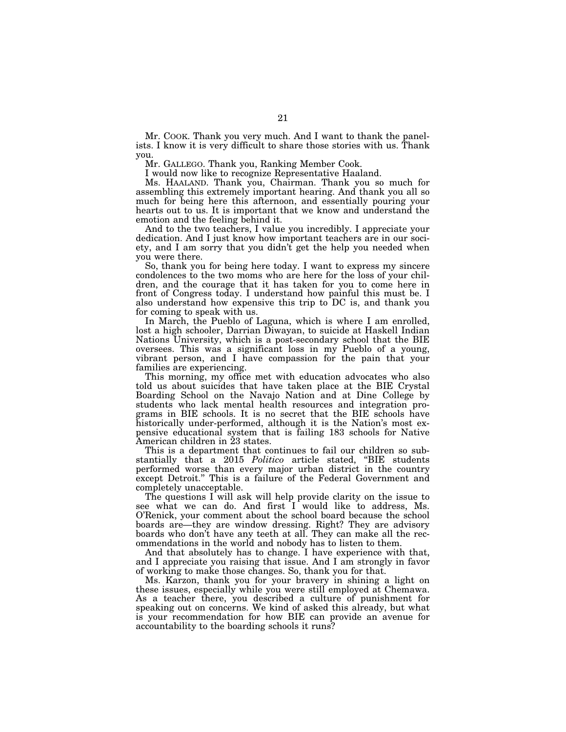Mr. COOK. Thank you very much. And I want to thank the panelists. I know it is very difficult to share those stories with us. Thank you.

Mr. GALLEGO. Thank you, Ranking Member Cook.

I would now like to recognize Representative Haaland.

Ms. HAALAND. Thank you, Chairman. Thank you so much for assembling this extremely important hearing. And thank you all so much for being here this afternoon, and essentially pouring your hearts out to us. It is important that we know and understand the emotion and the feeling behind it.

And to the two teachers, I value you incredibly. I appreciate your dedication. And I just know how important teachers are in our society, and I am sorry that you didn't get the help you needed when you were there.

So, thank you for being here today. I want to express my sincere condolences to the two moms who are here for the loss of your children, and the courage that it has taken for you to come here in front of Congress today. I understand how painful this must be. I also understand how expensive this trip to DC is, and thank you for coming to speak with us.

In March, the Pueblo of Laguna, which is where I am enrolled, lost a high schooler, Darrian Diwayan, to suicide at Haskell Indian Nations University, which is a post-secondary school that the BIE oversees. This was a significant loss in my Pueblo of a young, vibrant person, and I have compassion for the pain that your families are experiencing.

This morning, my office met with education advocates who also told us about suicides that have taken place at the BIE Crystal Boarding School on the Navajo Nation and at Dine College by students who lack mental health resources and integration programs in BIE schools. It is no secret that the BIE schools have historically under-performed, although it is the Nation's most expensive educational system that is failing 183 schools for Native American children in 23 states.

This is a department that continues to fail our children so substantially that a 2015 *Politico* article stated, "BIE students performed worse than every major urban district in the country except Detroit." This is a failure of the Federal Government and completely unacceptable.

The questions I will ask will help provide clarity on the issue to see what we can do. And first I would like to address, Ms. O'Renick, your comment about the school board because the school boards are—they are window dressing. Right? They are advisory boards who don't have any teeth at all. They can make all the recommendations in the world and nobody has to listen to them.

And that absolutely has to change. I have experience with that, and I appreciate you raising that issue. And I am strongly in favor of working to make those changes. So, thank you for that.

Ms. Karzon, thank you for your bravery in shining a light on these issues, especially while you were still employed at Chemawa. As a teacher there, you described a culture of punishment for speaking out on concerns. We kind of asked this already, but what is your recommendation for how BIE can provide an avenue for accountability to the boarding schools it runs?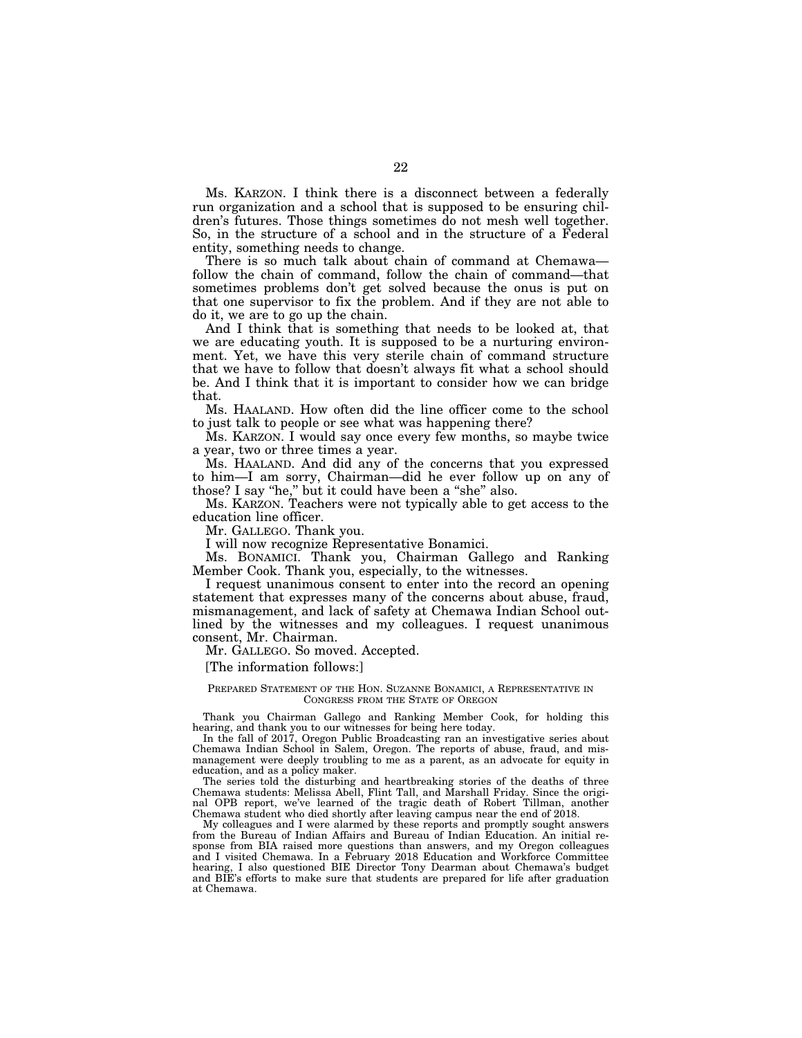Ms. KARZON. I think there is a disconnect between a federally run organization and a school that is supposed to be ensuring children's futures. Those things sometimes do not mesh well together. So, in the structure of a school and in the structure of a Federal entity, something needs to change.

There is so much talk about chain of command at Chemawa—follow the chain of command, follow the chain of command—that sometimes problems don't get solved because the onus is put on that one supervisor to fix the problem. And if they are not able to do it, we are to go up the chain.

And I think that is something that needs to be looked at, that we are educating youth. It is supposed to be a nurturing environment. Yet, we have this very sterile chain of command structure that we have to follow that doesn't always fit what a school should be. And I think that it is important to consider how we can bridge that.

Ms. HAALAND. How often did the line officer come to the school to just talk to people or see what was happening there?

Ms. KARZON. I would say once every few months, so maybe twice a year, two or three times a year.

Ms. HAALAND. And did any of the concerns that you expressed to him—I am sorry, Chairman—did he ever follow up on any of those? I say "he," but it could have been a "she" also.

Ms. KARZON. Teachers were not typically able to get access to the education line officer.

Mr. GALLEGO. Thank you.

I will now recognize Representative Bonamici.

Ms. BONAMICI. Thank you, Chairman Gallego and Ranking Member Cook. Thank you, especially, to the witnesses.

I request unanimous consent to enter into the record an opening statement that expresses many of the concerns about abuse, fraud, mismanagement, and lack of safety at Chemawa Indian School outlined by the witnesses and my colleagues. I request unanimous consent, Mr. Chairman.

Mr. GALLEGO. So moved. Accepted.

[The information follows:]

PREPARED STATEMENT OF THE HON. SUZANNE BONAMICI, A REPRESENTATIVE IN CONGRESS FROM THE STATE OF OREGON

Thank you Chairman Gallego and Ranking Member Cook, for holding this hearing, and thank you to our witnesses for being here today.

In the fall of 2017, Oregon Public Broadcasting ran an investigative series about Chemawa Indian School in Salem, Oregon. The reports of abuse, fraud, and mismanagement were deeply troubling to me as a parent, as an advocate for equity in education, and as a policy maker.

The series told the disturbing and heartbreaking stories of the deaths of three Chemawa students: Melissa Abell, Flint Tall, and Marshall Friday. Since the original OPB report, we've learned of the tragic death of Robert Tillman, another Chemawa student who died shortly after leaving campus near the end of 2018.

My colleagues and I were alarmed by these reports and promptly sought answers from the Bureau of Indian Affairs and Bureau of Indian Education. An initial response from BIA raised more questions than answers, and my Oregon colleagues and I visited Chemawa. In a February 2018 Education and Workforce Committee hearing, I also questioned BIE Director Tony Dearman about Chemawa's budget and BIE's efforts to make sure that students are prepared for life after graduation at Chemawa.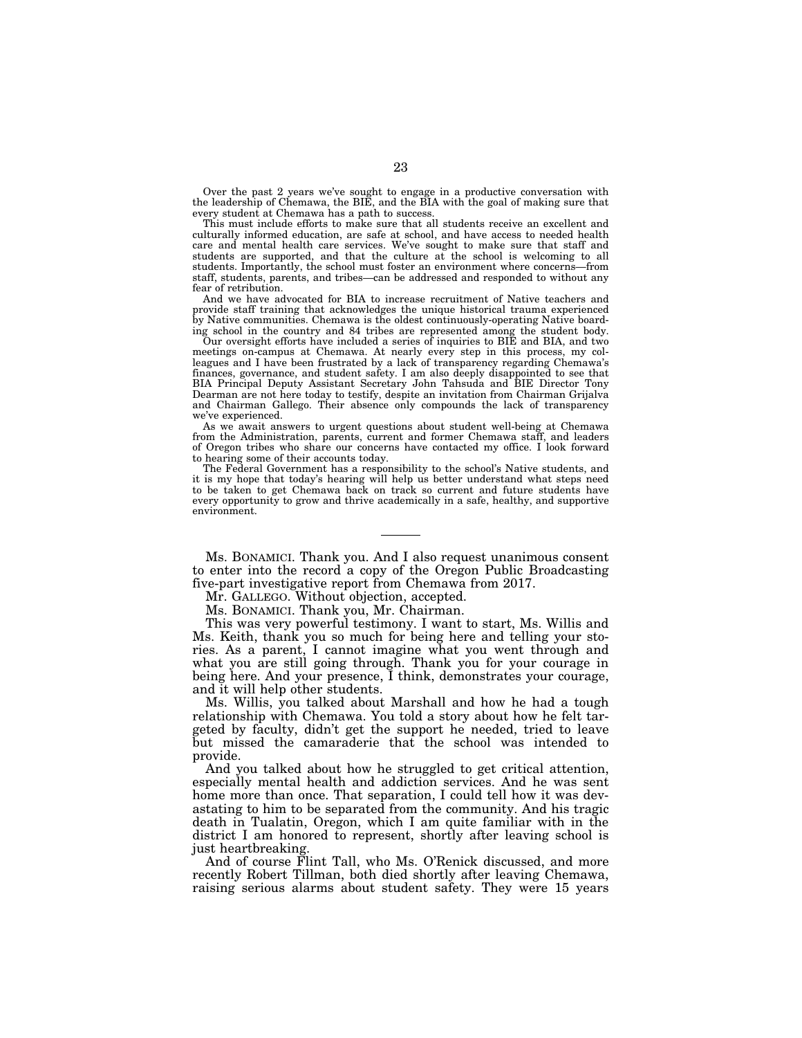Over the past 2 years we've sought to engage in a productive conversation with the leadership of Chemawa, the BIE, and the BIA with the goal of making sure that every student at Chemawa has a path to success.

This must include efforts to make sure that all students receive an excellent and culturally informed education, are safe at school, and have access to needed health care and mental health care services. We've sought to make sure that staff and students are supported, and that the culture at the school is welcoming to all students. Importantly, the school must foster an environment where concerns—from staff, students, parents, and tribes—can be addressed and responded to without any fear of retribution.

And we have advocated for BIA to increase recruitment of Native teachers and provide staff training that acknowledges the unique historical trauma experienced by Native communities. Chemawa is the oldest continuously-operating Native boarding school in the country and 84 tribes are represented among the student body.

Our oversight efforts have included a series of inquiries to BIE and BIA, and two meetings on-campus at Chemawa. At nearly every step in this process, my colleagues and I have been frustrated by a lack of transparency regarding Chemawa's finances, governance, and student safety. I am also deeply disappointed to see that BIA Principal Deputy Assistant Secretary John Tahsuda and BIE Director Tony Dearman are not here today to testify, despite an invitation from Chairman Grijalva and Chairman Gallego. Their absence only compounds the lack of transparency we've experienced.

As we await answers to urgent questions about student well-being at Chemawa from the Administration, parents, current and former Chemawa staff, and leaders of Oregon tribes who share our concerns have contacted my office. I look forward to hearing some of their accounts today.

The Federal Government has a responsibility to the school's Native students, and it is my hope that today's hearing will help us better understand what steps need to be taken to get Chemawa back on track so current and future students have every opportunity to grow and thrive academically in a safe, healthy, and supportive environment.

---

Ms. BONAMICI. Thank you. And I also request unanimous consent to enter into the record a copy of the Oregon Public Broadcasting five-part investigative report from Chemawa from 2017.

Mr. GALLEGO. Without objection, accepted.

Ms. BONAMICI. Thank you, Mr. Chairman.

This was very powerful testimony. I want to start, Ms. Willis and Ms. Keith, thank you so much for being here and telling your stories. As a parent, I cannot imagine what you went through and what you are still going through. Thank you for your courage in being here. And your presence, I think, demonstrates your courage, and it will help other students.

Ms. Willis, you talked about Marshall and how he had a tough relationship with Chemawa. You told a story about how he felt targeted by faculty, didn't get the support he needed, tried to leave but missed the camaraderie that the school was intended to provide.

And you talked about how he struggled to get critical attention, especially mental health and addiction services. And he was sent home more than once. That separation, I could tell how it was devastating to him to be separated from the community. And his tragic death in Tualatin, Oregon, which I am quite familiar with in the district I am honored to represent, shortly after leaving school is just heartbreaking.

And of course Flint Tall, who Ms. O'Renick discussed, and more recently Robert Tillman, both died shortly after leaving Chemawa, raising serious alarms about student safety. They were 15 years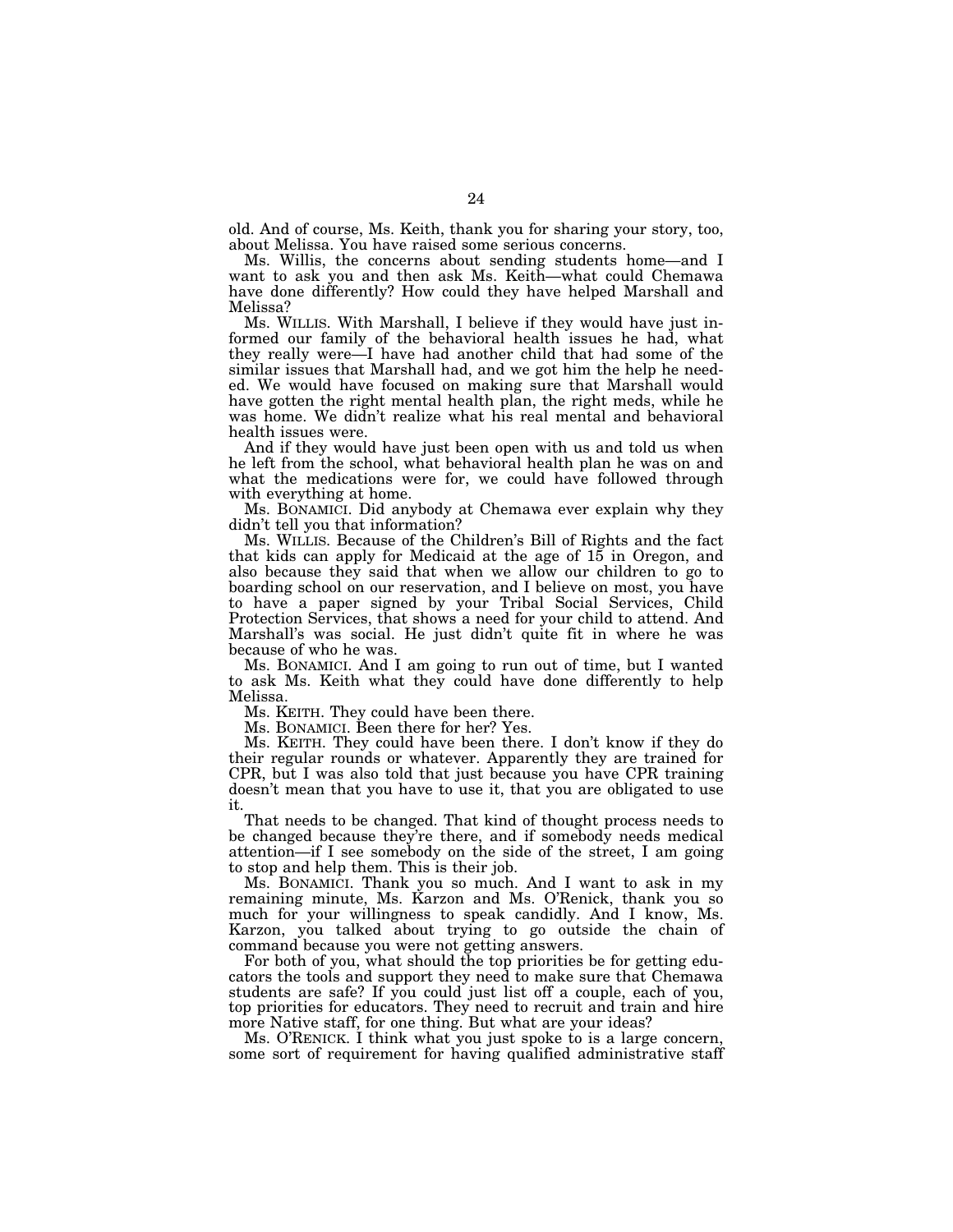old. And of course, Ms. Keith, thank you for sharing your story, too, about Melissa. You have raised some serious concerns.

Ms. Willis, the concerns about sending students home—and I want to ask you and then ask Ms. Keith—what could Chemawa have done differently? How could they have helped Marshall and Melissa?

Ms. WILLIS. With Marshall, I believe if they would have just informed our family of the behavioral health issues he had, what they really were—I have had another child that had some of the similar issues that Marshall had, and we got him the help he needed. We would have focused on making sure that Marshall would have gotten the right mental health plan, the right meds, while he was home. We didn't realize what his real mental and behavioral health issues were.

And if they would have just been open with us and told us when he left from the school, what behavioral health plan he was on and what the medications were for, we could have followed through with everything at home.

Ms. BONAMICI. Did anybody at Chemawa ever explain why they didn't tell you that information?

Ms. WILLIS. Because of the Children's Bill of Rights and the fact that kids can apply for Medicaid at the age of 15 in Oregon, and also because they said that when we allow our children to go to boarding school on our reservation, and I believe on most, you have to have a paper signed by your Tribal Social Services, Child Protection Services, that shows a need for your child to attend. And Marshall's was social. He just didn't quite fit in where he was because of who he was.

Ms. BONAMICI. And I am going to run out of time, but I wanted to ask Ms. Keith what they could have done differently to help Melissa.

Ms. KEITH. They could have been there.

Ms. BONAMICI. Been there for her? Yes.

Ms. KEITH. They could have been there. I don't know if they do their regular rounds or whatever. Apparently they are trained for CPR, but I was also told that just because you have CPR training doesn't mean that you have to use it, that you are obligated to use it.

That needs to be changed. That kind of thought process needs to be changed because they're there, and if somebody needs medical attention—if I see somebody on the side of the street, I am going to stop and help them. This is their job.

Ms. BONAMICI. Thank you so much. And I want to ask in my remaining minute, Ms. Karzon and Ms. O'Renick, thank you so much for your willingness to speak candidly. And I know, Ms. Karzon, you talked about trying to go outside the chain of command because you were not getting answers.

For both of you, what should the top priorities be for getting educators the tools and support they need to make sure that Chemawa students are safe? If you could just list off a couple, each of you, top priorities for educators. They need to recruit and train and hire more Native staff, for one thing. But what are your ideas?

Ms. O'RENICK. I think what you just spoke to is a large concern, some sort of requirement for having qualified administrative staff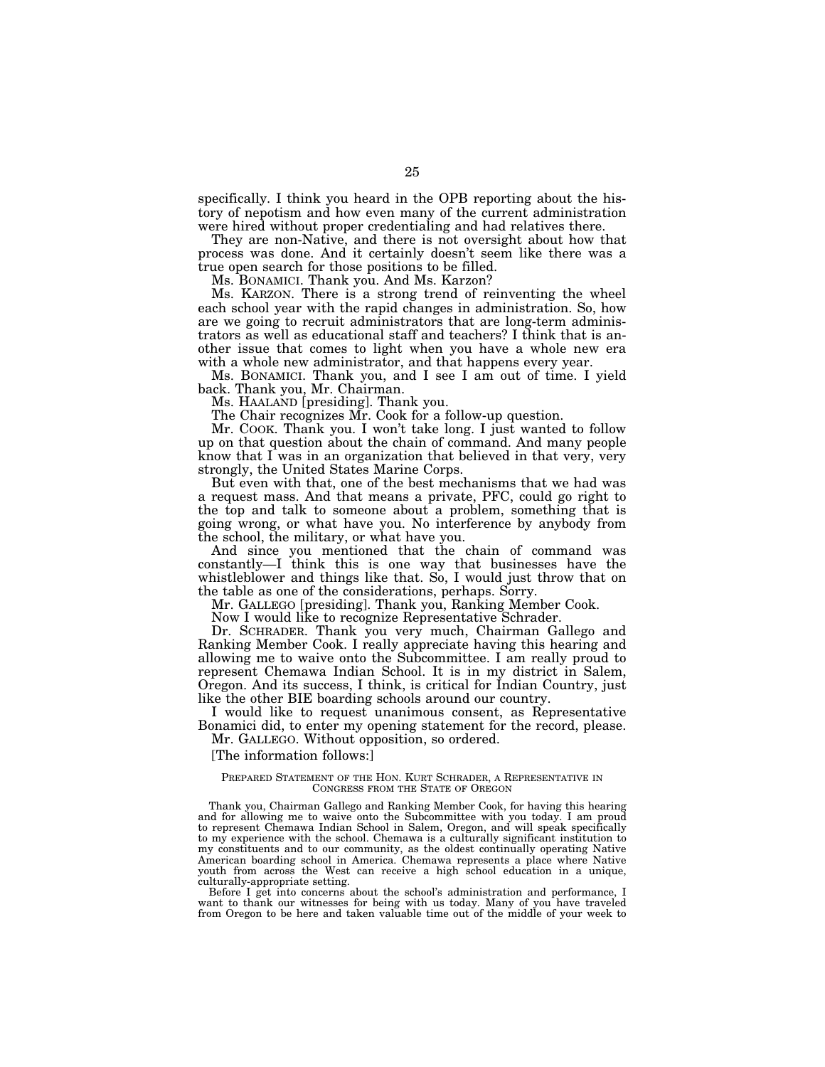specifically. I think you heard in the OPB reporting about the history of nepotism and how even many of the current administration were hired without proper credentialing and had relatives there.

They are non-Native, and there is not oversight about how that process was done. And it certainly doesn't seem like there was a true open search for those positions to be filled.

Ms. BONAMICI. Thank you. And Ms. Karzon?

Ms. KARZON. There is a strong trend of reinventing the wheel each school year with the rapid changes in administration. So, how are we going to recruit administrators that are long-term administrators as well as educational staff and teachers? I think that is another issue that comes to light when you have a whole new era with a whole new administrator, and that happens every year.

Ms. BONAMICI. Thank you, and I see I am out of time. I yield back. Thank you, Mr. Chairman.

Ms. HAALAND [presiding]. Thank you.

The Chair recognizes Mr. Cook for a follow-up question.

Mr. COOK. Thank you. I won't take long. I just wanted to follow up on that question about the chain of command. And many people know that I was in an organization that believed in that very, very strongly, the United States Marine Corps.

But even with that, one of the best mechanisms that we had was a request mass. And that means a private, PFC, could go right to the top and talk to someone about a problem, something that is going wrong, or what have you. No interference by anybody from the school, the military, or what have you.

And since you mentioned that the chain of command was constantly—I think this is one way that businesses have the whistleblower and things like that. So, I would just throw that on the table as one of the considerations, perhaps. Sorry.

Mr. GALLEGO [presiding]. Thank you, Ranking Member Cook.

Now I would like to recognize Representative Schrader.

Dr. SCHRADER. Thank you very much, Chairman Gallego and Ranking Member Cook. I really appreciate having this hearing and allowing me to waive onto the Subcommittee. I am really proud to represent Chemawa Indian School. It is in my district in Salem, Oregon. And its success, I think, is critical for Indian Country, just like the other BIE boarding schools around our country.

I would like to request unanimous consent, as Representative Bonamici did, to enter my opening statement for the record, please.

Mr. GALLEGO. Without opposition, so ordered.

[The information follows:]

PREPARED STATEMENT OF THE HON. KURT SCHRADER, A REPRESENTATIVE IN CONGRESS FROM THE STATE OF OREGON

Thank you, Chairman Gallego and Ranking Member Cook, for having this hearing and for allowing me to waive onto the Subcommittee with you today. I am proud to represent Chemawa Indian School in Salem, Oregon, and will speak specifically to my experience with the school. Chemawa is a culturally significant institution to my constituents and to our community, as the oldest continually operating Native American boarding school in America. Chemawa represents a place where Native youth from across the West can receive a high school education in a unique, culturally-appropriate setting.

Before I get into concerns about the school's administration and performance, I want to thank our witnesses for being with us today. Many of you have traveled from Oregon to be here and taken valuable time out of the middle of your week to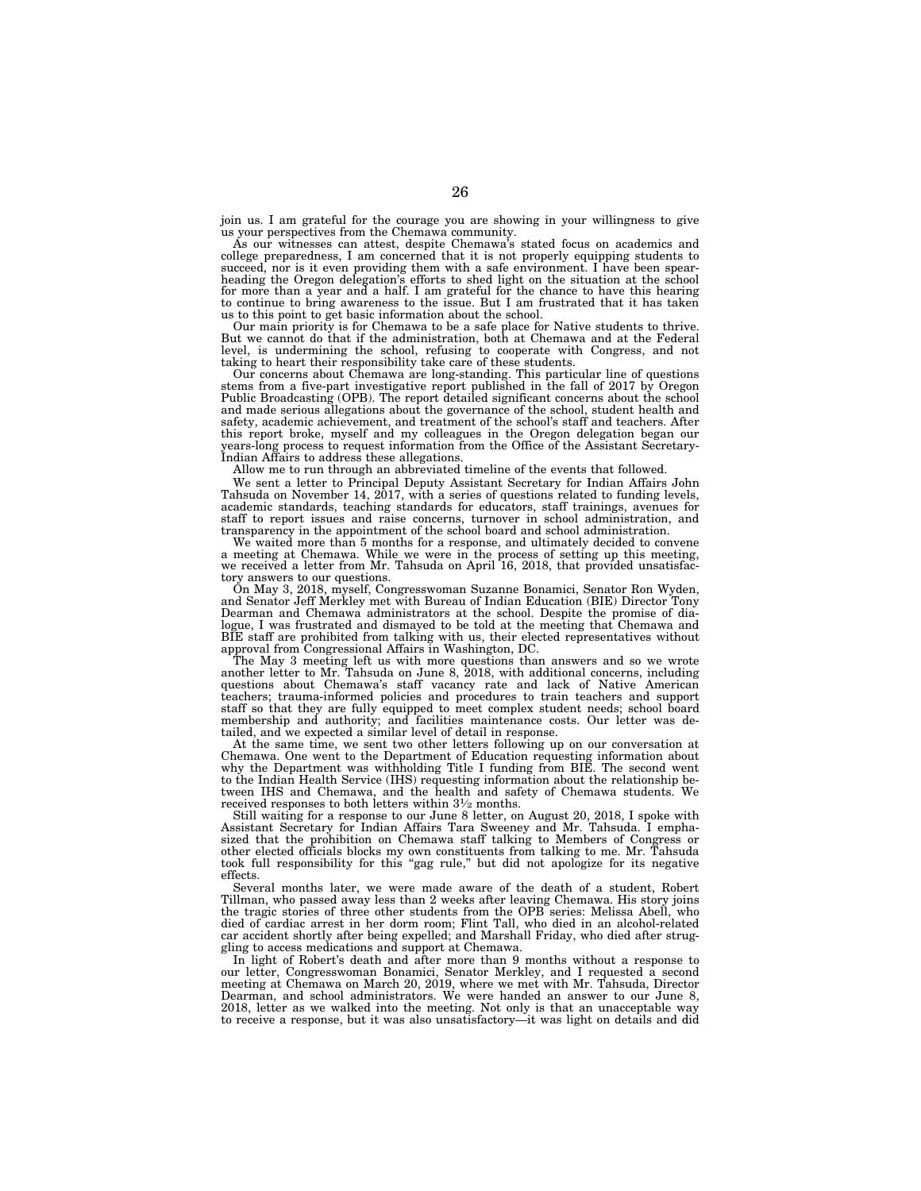join us. I am grateful for the courage you are showing in your willingness to give us your perspectives from the Chemawa community.

As our witnesses can attest, despite Chemawa's stated focus on academics and college preparedness, I am concerned that it is not properly equipping students to succeed, nor is it even providing them with a safe environment. I have been spearheading the Oregon delegation's efforts to shed light on the situation at the school for more than a year and a half. I am grateful for the chance to have this hearing to continue to bring awareness to the issue. But I am frustrated that it has taken us to this point to get basic information about the school.

Our main priority is for Chemawa to be a safe place for Native students to thrive. But we cannot do that if the administration, both at Chemawa and at the Federal level, is undermining the school, refusing to cooperate with Congress, and not taking to heart their responsibility take care of these students.

Our concerns about Chemawa are long-standing. This particular line of questions stems from a five-part investigative report published in the fall of 2017 by Oregon Public Broadcasting (OPB). The report detailed significant concerns about the school and made serious allegations about the governance of the school, student health and safety, academic achievement, and treatment of the school's staff and teachers. After this report broke, myself and my colleagues in the Oregon delegation began our years-long process to request information from the Office of the Assistant Secretary-Indian Affairs to address these allegations.

Allow me to run through an abbreviated timeline of the events that followed.

We sent a letter to Principal Deputy Assistant Secretary for Indian Affairs John Tahsuda on November 14, 2017, with a series of questions related to funding levels, academic standards, teaching standards for educators, staff trainings, avenues for staff to report issues and raise concerns, turnover in school administration, and transparency in the appointment of the school board and school administration.

We waited more than 5 months for a response, and ultimately decided to convene a meeting at Chemawa. While we were in the process of setting up this meeting, we received a letter from Mr. Tahsuda on April 16, 2018, that provided unsatisfactory answers to our questions.

On May 3, 2018, myself, Congresswoman Suzanne Bonamici, Senator Ron Wyden, and Senator Jeff Merkley met with Bureau of Indian Education (BIE) Director Tony Dearman and Chemawa administrators at the school. Despite the promise of dialogue, I was frustrated and dismayed to be told at the meeting that Chemawa and BIE staff are prohibited from talking with us, their elected representatives without approval from Congressional Affairs in Washington, DC.

The May 3 meeting left us with more questions than answers and so we wrote another letter to Mr. Tahsuda on June 8, 2018, with additional concerns, including questions about Chemawa's staff vacancy rate and lack of Native American teachers; trauma-informed policies and procedures to train teachers and support staff so that they are fully equipped to meet complex student needs; school board membership and authority; and facilities maintenance costs. Our letter was detailed, and we expected a similar level of detail in response.

At the same time, we sent two other letters following up on our conversation at Chemawa. One went to the Department of Education requesting information about why the Department was withholding Title I funding from BIE. The second went to the Indian Health Service (IHS) requesting information about the relationship between IHS and Chemawa, and the health and safety of Chemawa students. We received responses to both letters within 3½ months.

Still waiting for a response to our June 8 letter, on August 20, 2018, I spoke with Assistant Secretary for Indian Affairs Tara Sweeney and Mr. Tahsuda. I emphasized that the prohibition on Chemawa staff talking to Members of Congress or other elected officials blocks my own constituents from talking to me. Mr. Tahsuda took full responsibility for this "gag rule," but did not apologize for its negative effects.

Several months later, we were made aware of the death of a student, Robert Tillman, who passed away less than 2 weeks after leaving Chemawa. His story joins the tragic stories of three other students from the OPB series: Melissa Abell, who died of cardiac arrest in her dorm room; Flint Tall, who died in an alcohol-related car accident shortly after being expelled; and Marshall Friday, who died after struggling to access medications and support at Chemawa.

In light of Robert's death and after more than 9 months without a response to our letter, Congresswoman Bonamici, Senator Merkley, and I requested a second meeting at Chemawa on March 20, 2019, where we met with Mr. Tahsuda, Director Dearman, and school administrators. We were handed an answer to our June 8, 2018, letter as we walked into the meeting. Not only is that an unacceptable way to receive a response, but it was also unsatisfactory—it was light on details and did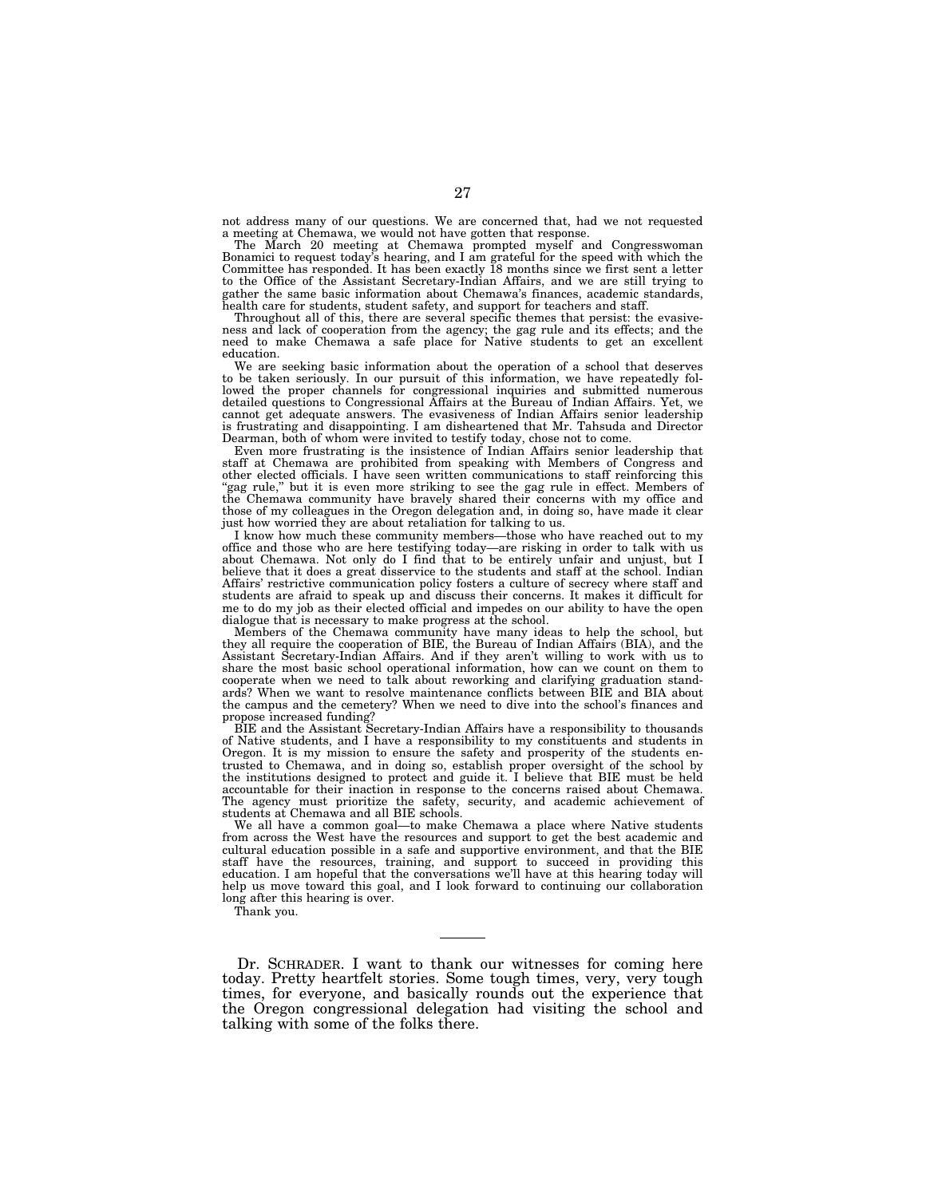not address many of our questions. We are concerned that, had we not requested a meeting at Chemawa, we would not have gotten that response.

The March 20 meeting at Chemawa prompted myself and Congresswoman Bonamici to request today's hearing, and I am grateful for the speed with which the Committee has responded. It has been exactly 18 months since we first sent a letter to the Office of the Assistant Secretary-Indian Affairs, and we are still trying to gather the same basic information about Chemawa's finances, academic standards, health care for students, student safety, and support for teachers and staff.

Throughout all of this, there are several specific themes that persist: the evasiveness and lack of cooperation from the agency; the gag rule and its effects; and the need to make Chemawa a safe place for Native students to get an excellent education.

We are seeking basic information about the operation of a school that deserves to be taken seriously. In our pursuit of this information, we have repeatedly followed the proper channels for congressional inquiries and submitted numerous detailed questions to Congressional Affairs at the Bureau of Indian Affairs. Yet, we cannot get adequate answers. The evasiveness of Indian Affairs senior leadership is frustrating and disappointing. I am disheartened that Mr. Tahsuda and Director Dearman, both of whom were invited to testify today, chose not to come.

Even more frustrating is the insistence of Indian Affairs senior leadership that staff at Chemawa are prohibited from speaking with Members of Congress and other elected officials. I have seen written communications to staff reinforcing this "gag rule," but it is even more striking to see the gag rule in effect. Members of the Chemawa community have bravely shared their concerns with my office and those of my colleagues in the Oregon delegation and, in doing so, have made it clear just how worried they are about retaliation for talking to us.

I know how much these community members—those who have reached out to my office and those who are here testifying today—are risking in order to talk with us about Chemawa. Not only do I find that to be entirely unfair and unjust, but I believe that it does a great disservice to the students and staff at the school. Indian Affairs' restrictive communication policy fosters a culture of secrecy where staff and students are afraid to speak up and discuss their concerns. It makes it difficult for me to do my job as their elected official and impedes on our ability to have the open dialogue that is necessary to make progress at the school.

Members of the Chemawa community have many ideas to help the school, but they all require the cooperation of BIE, the Bureau of Indian Affairs (BIA), and the Assistant Secretary-Indian Affairs. And if they aren't willing to work with us to share the most basic school operational information, how can we count on them to cooperate when we need to talk about reworking and clarifying graduation standards? When we want to resolve maintenance conflicts between BIE and BIA about the campus and the cemetery? When we need to dive into the school's finances and propose increased funding?

BIE and the Assistant Secretary-Indian Affairs have a responsibility to thousands of Native students, and I have a responsibility to my constituents and students in Oregon. It is my mission to ensure the safety and prosperity of the students entrusted to Chemawa, and in doing so, establish proper oversight of the school by the institutions designed to protect and guide it. I believe that BIE must be held accountable for their inaction in response to the concerns raised about Chemawa. The agency must prioritize the safety, security, and academic achievement of students at Chemawa and all BIE schools.

We all have a common goal—to make Chemawa a place where Native students from across the West have the resources and support to get the best academic and cultural education possible in a safe and supportive environment, and that the BIE staff have the resources, training, and support to succeed in providing this education. I am hopeful that the conversations we'll have at this hearing today will help us move toward this goal, and I look forward to continuing our collaboration long after this hearing is over.

Thank you.

---

Dr. SCHRADER. I want to thank our witnesses for coming here today. Pretty heartfelt stories. Some tough times, very, very tough times, for everyone, and basically rounds out the experience that the Oregon congressional delegation had visiting the school and talking with some of the folks there.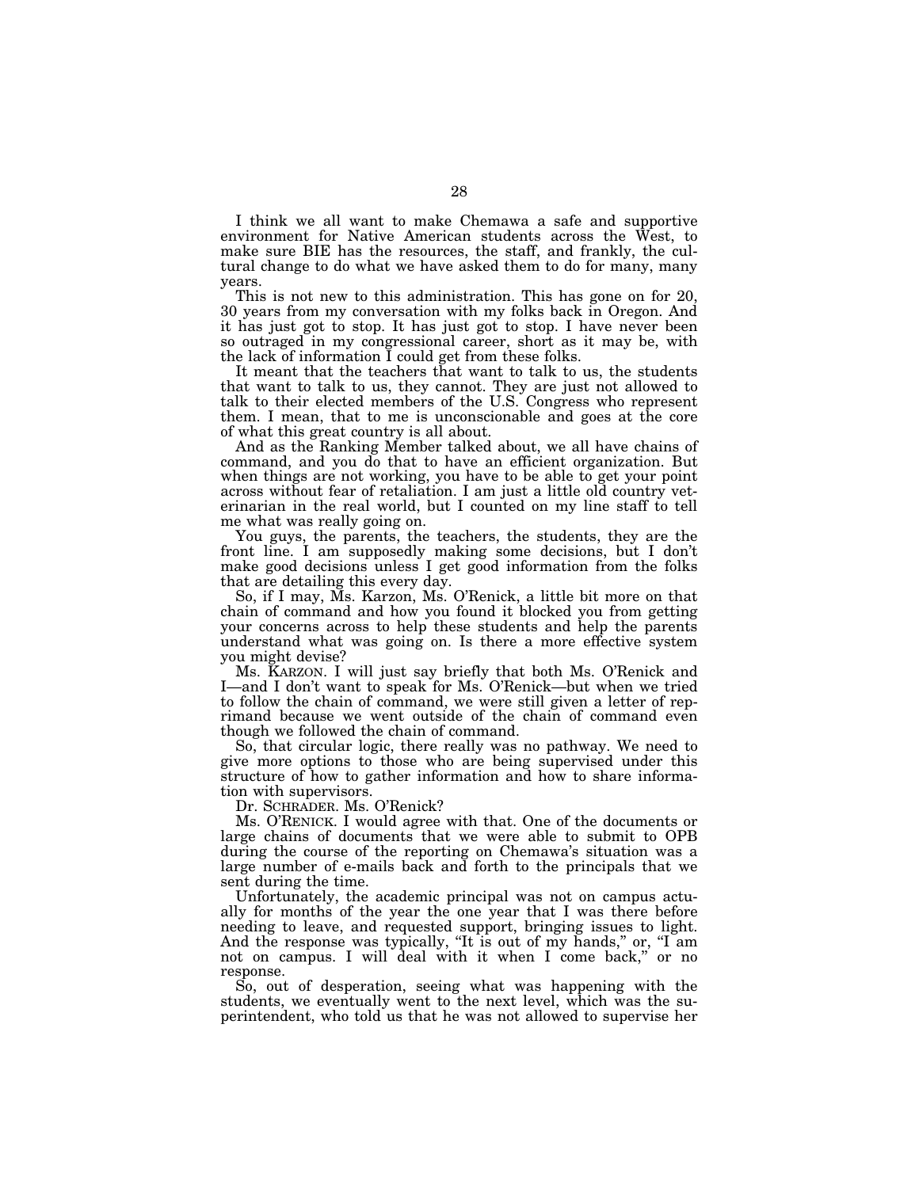I think we all want to make Chemawa a safe and supportive environment for Native American students across the West, to make sure BIE has the resources, the staff, and frankly, the cultural change to do what we have asked them to do for many, many years.

This is not new to this administration. This has gone on for 20, 30 years from my conversation with my folks back in Oregon. And it has just got to stop. It has just got to stop. I have never been so outraged in my congressional career, short as it may be, with the lack of information I could get from these folks.

It meant that the teachers that want to talk to us, the students that want to talk to us, they cannot. They are just not allowed to talk to their elected members of the U.S. Congress who represent them. I mean, that to me is unconscionable and goes at the core of what this great country is all about.

And as the Ranking Member talked about, we all have chains of command, and you do that to have an efficient organization. But when things are not working, you have to be able to get your point across without fear of retaliation. I am just a little old country veterinarian in the real world, but I counted on my line staff to tell me what was really going on.

You guys, the parents, the teachers, the students, they are the front line. I am supposedly making some decisions, but I don't make good decisions unless I get good information from the folks that are detailing this every day.

So, if I may, Ms. Karzon, Ms. O'Renick, a little bit more on that chain of command and how you found it blocked you from getting your concerns across to help these students and help the parents understand what was going on. Is there a more effective system you might devise?

Ms. KARZON. I will just say briefly that both Ms. O'Renick and I—and I don't want to speak for Ms. O'Renick—but when we tried to follow the chain of command, we were still given a letter of reprimand because we went outside of the chain of command even though we followed the chain of command.

So, that circular logic, there really was no pathway. We need to give more options to those who are being supervised under this structure of how to gather information and how to share information with supervisors.

Dr. SCHRADER. Ms. O'Renick?

Ms. O'RENICK. I would agree with that. One of the documents or large chains of documents that we were able to submit to OPB during the course of the reporting on Chemawa's situation was a large number of e-mails back and forth to the principals that we sent during the time.

Unfortunately, the academic principal was not on campus actually for months of the year the one year that I was there before needing to leave, and requested support, bringing issues to light. And the response was typically, "It is out of my hands," or, "I am not on campus. I will deal with it when I come back," or no response.

So, out of desperation, seeing what was happening with the students, we eventually went to the next level, which was the superintendent, who told us that he was not allowed to supervise her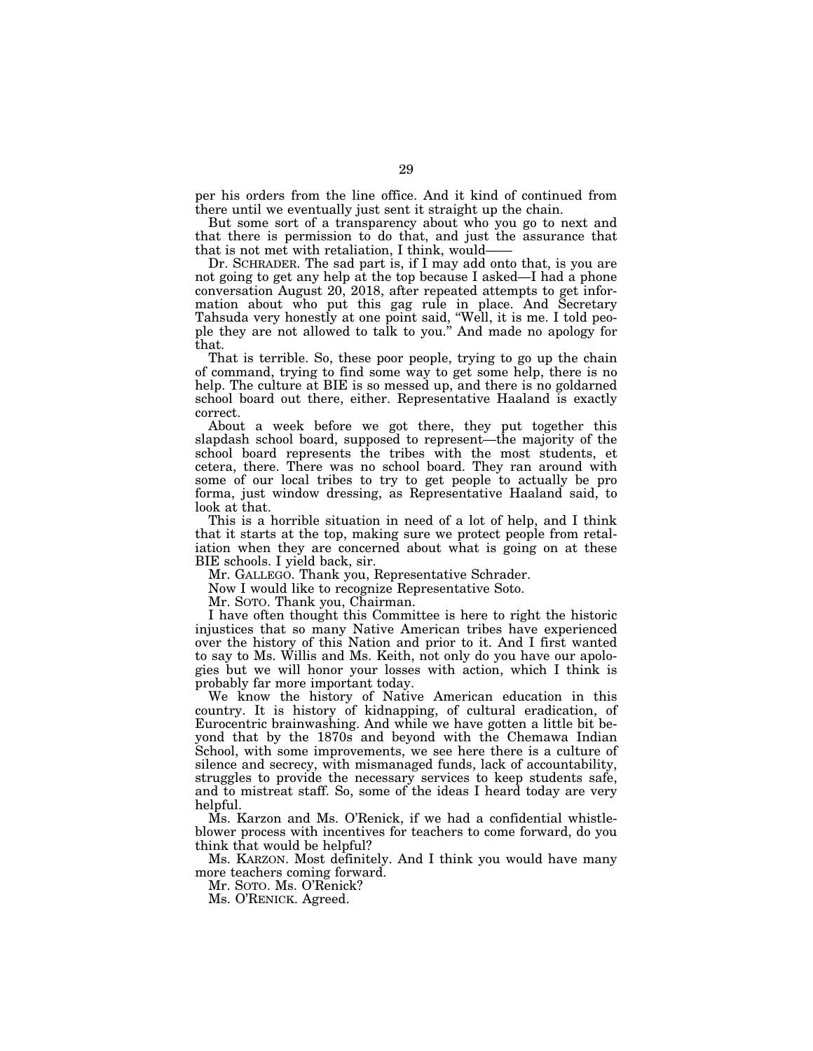per his orders from the line office. And it kind of continued from there until we eventually just sent it straight up the chain.

But some sort of a transparency about who you go to next and that there is permission to do that, and just the assurance that that is not met with retaliation, I think, would——

Dr. SCHRADER. The sad part is, if I may add onto that, is you are not going to get any help at the top because I asked—I had a phone conversation August 20, 2018, after repeated attempts to get information about who put this gag rule in place. And Secretary Tahsuda very honestly at one point said, "Well, it is me. I told people they are not allowed to talk to you." And made no apology for that.

That is terrible. So, these poor people, trying to go up the chain of command, trying to find some way to get some help, there is no help. The culture at BIE is so messed up, and there is no goldarned school board out there, either. Representative Haaland is exactly correct.

About a week before we got there, they put together this slapdash school board, supposed to represent—the majority of the school board represents the tribes with the most students, et cetera, there. There was no school board. They ran around with some of our local tribes to try to get people to actually be pro forma, just window dressing, as Representative Haaland said, to look at that.

This is a horrible situation in need of a lot of help, and I think that it starts at the top, making sure we protect people from retaliation when they are concerned about what is going on at these BIE schools. I yield back, sir.

Mr. GALLEGO. Thank you, Representative Schrader.

Now I would like to recognize Representative Soto.

Mr. SOTO. Thank you, Chairman.

I have often thought this Committee is here to right the historic injustices that so many Native American tribes have experienced over the history of this Nation and prior to it. And I first wanted to say to Ms. Willis and Ms. Keith, not only do you have our apologies but we will honor your losses with action, which I think is probably far more important today.

We know the history of Native American education in this country. It is history of kidnapping, of cultural eradication, of Eurocentric brainwashing. And while we have gotten a little bit beyond that by the 1870s and beyond with the Chemawa Indian School, with some improvements, we see here there is a culture of silence and secrecy, with mismanaged funds, lack of accountability, struggles to provide the necessary services to keep students safe, and to mistreat staff. So, some of the ideas I heard today are very helpful.

Ms. Karzon and Ms. O'Renick, if we had a confidential whistleblower process with incentives for teachers to come forward, do you think that would be helpful?

Ms. KARZON. Most definitely. And I think you would have many more teachers coming forward.

Mr. SOTO. Ms. O'Renick?

Ms. O'RENICK. Agreed.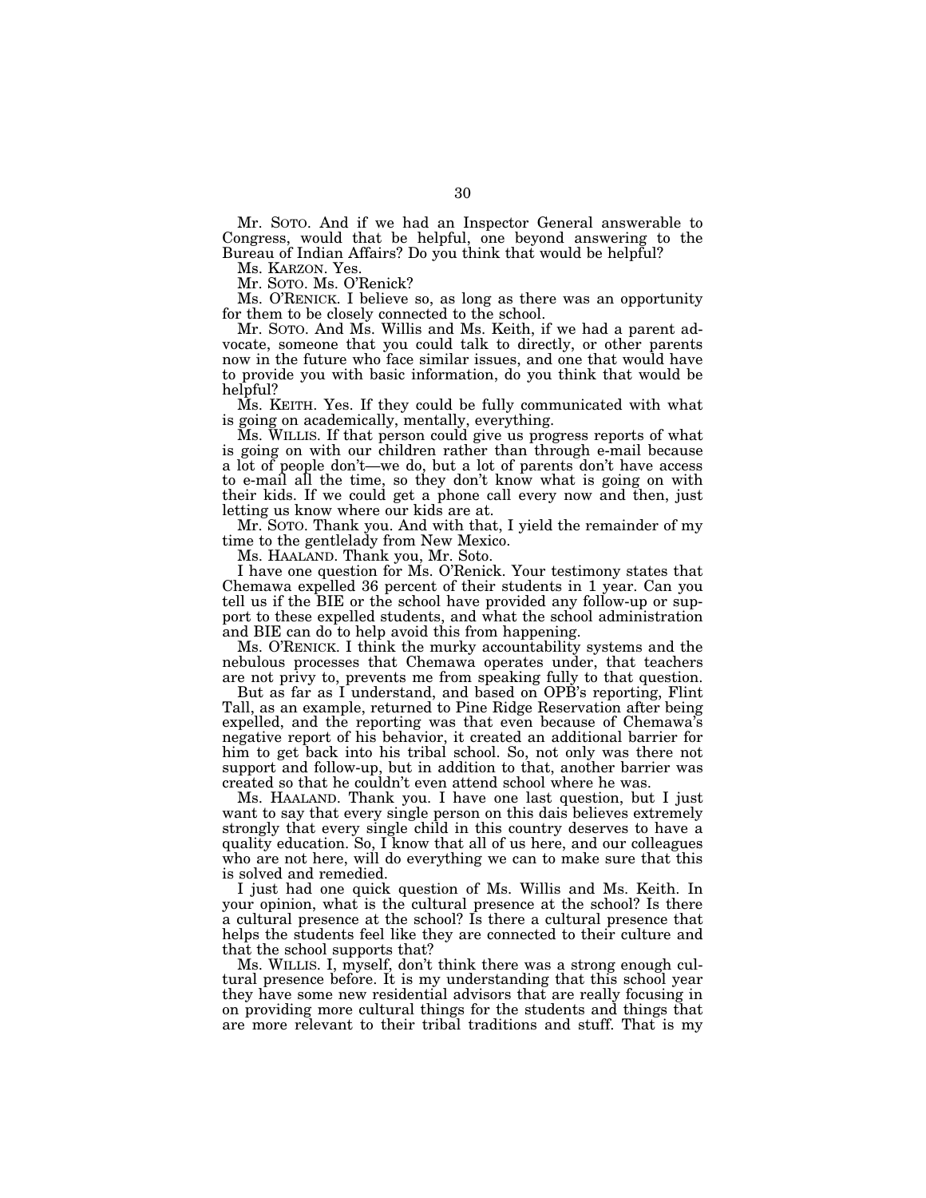Mr. SOTO. And if we had an Inspector General answerable to Congress, would that be helpful, one beyond answering to the Bureau of Indian Affairs? Do you think that would be helpful?

Ms. KARZON. Yes.

Mr. SOTO. Ms. O'Renick?

Ms. O'RENICK. I believe so, as long as there was an opportunity for them to be closely connected to the school.

Mr. SOTO. And Ms. Willis and Ms. Keith, if we had a parent advocate, someone that you could talk to directly, or other parents now in the future who face similar issues, and one that would have to provide you with basic information, do you think that would be helpful?

Ms. KEITH. Yes. If they could be fully communicated with what is going on academically, mentally, everything.

Ms. WILLIS. If that person could give us progress reports of what is going on with our children rather than through e-mail because a lot of people don't—we do, but a lot of parents don't have access to e-mail all the time, so they don't know what is going on with their kids. If we could get a phone call every now and then, just letting us know where our kids are at.

Mr. SOTO. Thank you. And with that, I yield the remainder of my time to the gentlelady from New Mexico.

Ms. HAALAND. Thank you, Mr. Soto.

I have one question for Ms. O'Renick. Your testimony states that Chemawa expelled 36 percent of their students in 1 year. Can you tell us if the BIE or the school have provided any follow-up or support to these expelled students, and what the school administration and BIE can do to help avoid this from happening.

Ms. O'RENICK. I think the murky accountability systems and the nebulous processes that Chemawa operates under, that teachers are not privy to, prevents me from speaking fully to that question.

But as far as I understand, and based on OPB's reporting, Flint Tall, as an example, returned to Pine Ridge Reservation after being expelled, and the reporting was that even because of Chemawa's negative report of his behavior, it created an additional barrier for him to get back into his tribal school. So, not only was there not support and follow-up, but in addition to that, another barrier was created so that he couldn't even attend school where he was.

Ms. HAALAND. Thank you. I have one last question, but I just want to say that every single person on this dais believes extremely strongly that every single child in this country deserves to have a quality education. So, I know that all of us here, and our colleagues who are not here, will do everything we can to make sure that this is solved and remedied.

I just had one quick question of Ms. Willis and Ms. Keith. In your opinion, what is the cultural presence at the school? Is there a cultural presence at the school? Is there a cultural presence that helps the students feel like they are connected to their culture and that the school supports that?

Ms. WILLIS. I, myself, don't think there was a strong enough cultural presence before. It is my understanding that this school year they have some new residential advisors that are really focusing in on providing more cultural things for the students and things that are more relevant to their tribal traditions and stuff. That is my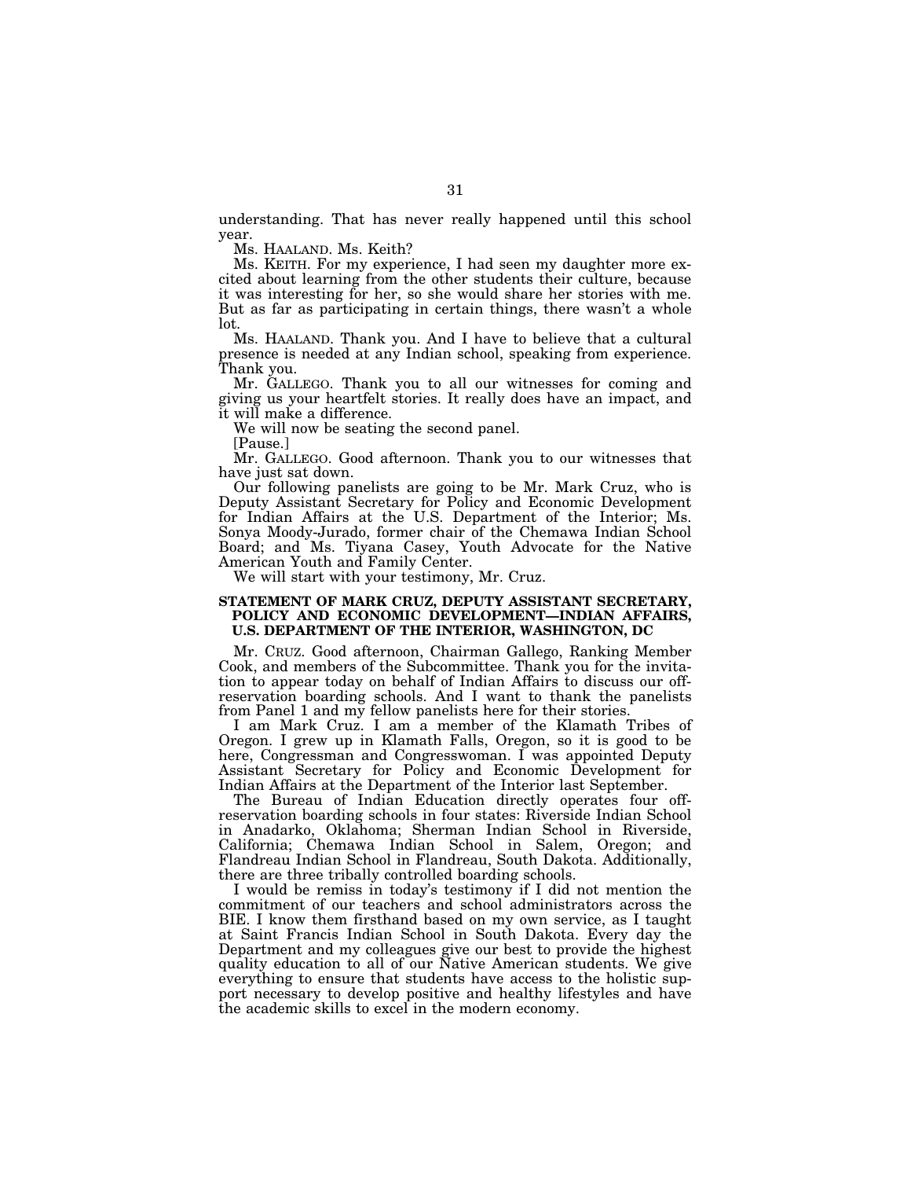understanding. That has never really happened until this school year.

Ms. HAALAND. Ms. Keith?

Ms. KEITH. For my experience, I had seen my daughter more excited about learning from the other students their culture, because it was interesting for her, so she would share her stories with me. But as far as participating in certain things, there wasn't a whole lot.

Ms. HAALAND. Thank you. And I have to believe that a cultural presence is needed at any Indian school, speaking from experience. Thank you.

Mr. GALLEGO. Thank you to all our witnesses for coming and giving us your heartfelt stories. It really does have an impact, and it will make a difference.

We will now be seating the second panel.

[Pause.]

Mr. GALLEGO. Good afternoon. Thank you to our witnesses that have just sat down.

Our following panelists are going to be Mr. Mark Cruz, who is Deputy Assistant Secretary for Policy and Economic Development for Indian Affairs at the U.S. Department of the Interior; Ms. Sonya Moody-Jurado, former chair of the Chemawa Indian School Board; and Ms. Tiyana Casey, Youth Advocate for the Native American Youth and Family Center.

We will start with your testimony, Mr. Cruz.

**STATEMENT OF MARK CRUZ, DEPUTY ASSISTANT SECRETARY, POLICY AND ECONOMIC DEVELOPMENT—INDIAN AFFAIRS, U.S. DEPARTMENT OF THE INTERIOR, WASHINGTON, DC**

Mr. CRUZ. Good afternoon, Chairman Gallego, Ranking Member Cook, and members of the Subcommittee. Thank you for the invitation to appear today on behalf of Indian Affairs to discuss our off-reservation boarding schools. And I want to thank the panelists from Panel 1 and my fellow panelists here for their stories.

I am Mark Cruz. I am a member of the Klamath Tribes of Oregon. I grew up in Klamath Falls, Oregon, so it is good to be here, Congressman and Congresswoman. I was appointed Deputy Assistant Secretary for Policy and Economic Development for Indian Affairs at the Department of the Interior last September.

The Bureau of Indian Education directly operates four off-reservation boarding schools in four states: Riverside Indian School in Anadarko, Oklahoma; Sherman Indian School in Riverside, California; Chemawa Indian School in Salem, Oregon; and Flandreau Indian School in Flandreau, South Dakota. Additionally, there are three tribally controlled boarding schools.

I would be remiss in today's testimony if I did not mention the commitment of our teachers and school administrators across the BIE. I know them firsthand based on my own service, as I taught at Saint Francis Indian School in South Dakota. Every day the Department and my colleagues give our best to provide the highest quality education to all of our Native American students. We give everything to ensure that students have access to the holistic support necessary to develop positive and healthy lifestyles and have the academic skills to excel in the modern economy.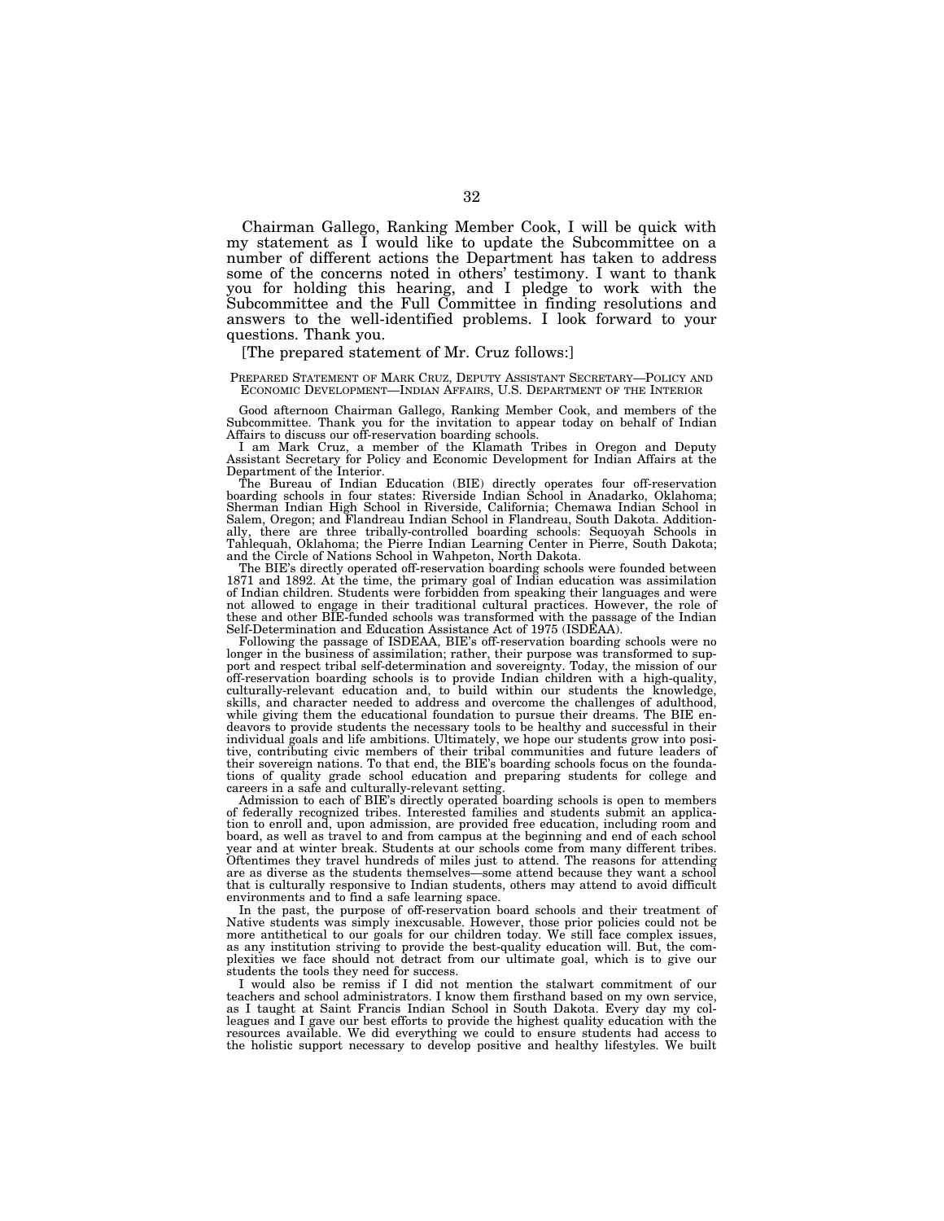Chairman Gallego, Ranking Member Cook, I will be quick with my statement as I would like to update the Subcommittee on a number of different actions the Department has taken to address some of the concerns noted in others' testimony. I want to thank you for holding this hearing, and I pledge to work with the Subcommittee and the Full Committee in finding resolutions and answers to the well-identified problems. I look forward to your questions. Thank you.

[The prepared statement of Mr. Cruz follows:]

PREPARED STATEMENT OF MARK CRUZ, DEPUTY ASSISTANT SECRETARY—POLICY AND ECONOMIC DEVELOPMENT—INDIAN AFFAIRS, U.S. DEPARTMENT OF THE INTERIOR

Good afternoon Chairman Gallego, Ranking Member Cook, and members of the Subcommittee. Thank you for the invitation to appear today on behalf of Indian Affairs to discuss our off-reservation boarding schools.

I am Mark Cruz, a member of the Klamath Tribes in Oregon and Deputy Assistant Secretary for Policy and Economic Development for Indian Affairs at the Department of the Interior.

The Bureau of Indian Education (BIE) directly operates four off-reservation boarding schools in four states: Riverside Indian School in Anadarko, Oklahoma; Sherman Indian High School in Riverside, California; Chemawa Indian School in Salem, Oregon; and Flandreau Indian School in Flandreau, South Dakota. Additionally, there are three tribally-controlled boarding schools: Sequoyah Schools in Tahlequah, Oklahoma; the Pierre Indian Learning Center in Pierre, South Dakota; and the Circle of Nations School in Wahpeton, North Dakota.

The BIE's directly operated off-reservation boarding schools were founded between 1871 and 1892. At the time, the primary goal of Indian education was assimilation of Indian children. Students were forbidden from speaking their languages and were not allowed to engage in their traditional cultural practices. However, the role of these and other BIE-funded schools was transformed with the passage of the Indian Self-Determination and Education Assistance Act of 1975 (ISDEAA).

Following the passage of ISDEAA, BIE's off-reservation boarding schools were no longer in the business of assimilation; rather, their purpose was transformed to support and respect tribal self-determination and sovereignty. Today, the mission of our off-reservation boarding schools is to provide Indian children with a high-quality, culturally-relevant education and, to build within our students the knowledge, skills, and character needed to address and overcome the challenges of adulthood, while giving them the educational foundation to pursue their dreams. The BIE endeavors to provide students the necessary tools to be healthy and successful in their individual goals and life ambitions. Ultimately, we hope our students grow into positive, contributing civic members of their tribal communities and future leaders of their sovereign nations. To that end, the BIE's boarding schools focus on the foundations of quality grade school education and preparing students for college and careers in a safe and culturally-relevant setting.

Admission to each of BIE's directly operated boarding schools is open to members of federally recognized tribes. Interested families and students submit an application to enroll and, upon admission, are provided free education, including room and board, as well as travel to and from campus at the beginning and end of each school year and at winter break. Students at our schools come from many different tribes. Oftentimes they travel hundreds of miles just to attend. The reasons for attending are as diverse as the students themselves—some attend because they want a school that is culturally responsive to Indian students, others may attend to avoid difficult environments and to find a safe learning space.

In the past, the purpose of off-reservation board schools and their treatment of Native students was simply inexcusable. However, those prior policies could not be more antithetical to our goals for our children today. We still face complex issues, as any institution striving to provide the best-quality education will. But, the complexities we face should not detract from our ultimate goal, which is to give our students the tools they need for success.

I would also be remiss if I did not mention the stalwart commitment of our teachers and school administrators. I know them firsthand based on my own service, as I taught at Saint Francis Indian School in South Dakota. Every day my colleagues and I gave our best efforts to provide the highest quality education with the resources available. We did everything we could to ensure students had access to the holistic support necessary to develop positive and healthy lifestyles. We built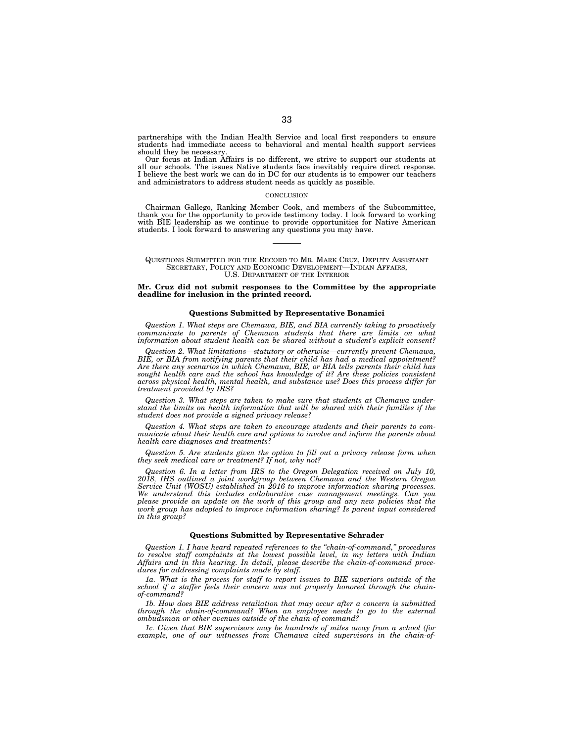partnerships with the Indian Health Service and local first responders to ensure students had immediate access to behavioral and mental health support services should they be necessary.

Our focus at Indian Affairs is no different, we strive to support our students at all our schools. The issues Native students face inevitably require direct response. I believe the best work we can do in DC for our students is to empower our teachers and administrators to address student needs as quickly as possible.

## CONCLUSION

Chairman Gallego, Ranking Member Cook, and members of the Subcommittee, thank you for the opportunity to provide testimony today. I look forward to working with BIE leadership as we continue to provide opportunities for Native American students. I look forward to answering any questions you may have.

---

QUESTIONS SUBMITTED FOR THE RECORD TO MR. MARK CRUZ, DEPUTY ASSISTANT SECRETARY, POLICY AND ECONOMIC DEVELOPMENT—INDIAN AFFAIRS, U.S. DEPARTMENT OF THE INTERIOR

**Mr. Cruz did not submit responses to the Committee by the appropriate deadline for inclusion in the printed record.**

### Questions Submitted by Representative Bonamici

*Question 1. What steps are Chemawa, BIE, and BIA currently taking to proactively communicate to parents of Chemawa students that there are limits on what information about student health can be shared without a student's explicit consent?*

*Question 2. What limitations—statutory or otherwise—currently prevent Chemawa, BIE, or BIA from notifying parents that their child has had a medical appointment? Are there any scenarios in which Chemawa, BIE, or BIA tells parents their child has sought health care and the school has knowledge of it? Are these policies consistent across physical health, mental health, and substance use? Does this process differ for treatment provided by IRS?*

*Question 3. What steps are taken to make sure that students at Chemawa understand the limits on health information that will be shared with their families if the student does not provide a signed privacy release?*

*Question 4. What steps are taken to encourage students and their parents to communicate about their health care and options to involve and inform the parents about health care diagnoses and treatments?*

*Question 5. Are students given the option to fill out a privacy release form when they seek medical care or treatment? If not, why not?*

*Question 6. In a letter from IRS to the Oregon Delegation received on July 10, 2018, IHS outlined a joint workgroup between Chemawa and the Western Oregon Service Unit (WOSU) established in 2016 to improve information sharing processes. We understand this includes collaborative case management meetings. Can you please provide an update on the work of this group and any new policies that the work group has adopted to improve information sharing? Is parent input considered in this group?*

### Questions Submitted by Representative Schrader

*Question 1. I have heard repeated references to the "chain-of-command," procedures to resolve staff complaints at the lowest possible level, in my letters with Indian Affairs and in this hearing. In detail, please describe the chain-of-command procedures for addressing complaints made by staff.*

*1a. What is the process for staff to report issues to BIE superiors outside of the school if a staffer feels their concern was not properly honored through the chain-of-command?*

*1b. How does BIE address retaliation that may occur after a concern is submitted through the chain-of-command? When an employee needs to go to the external ombudsman or other avenues outside of the chain-of-command?*

*1c. Given that BIE supervisors may be hundreds of miles away from a school (for example, one of our witnesses from Chemawa cited supervisors in the chain-of-*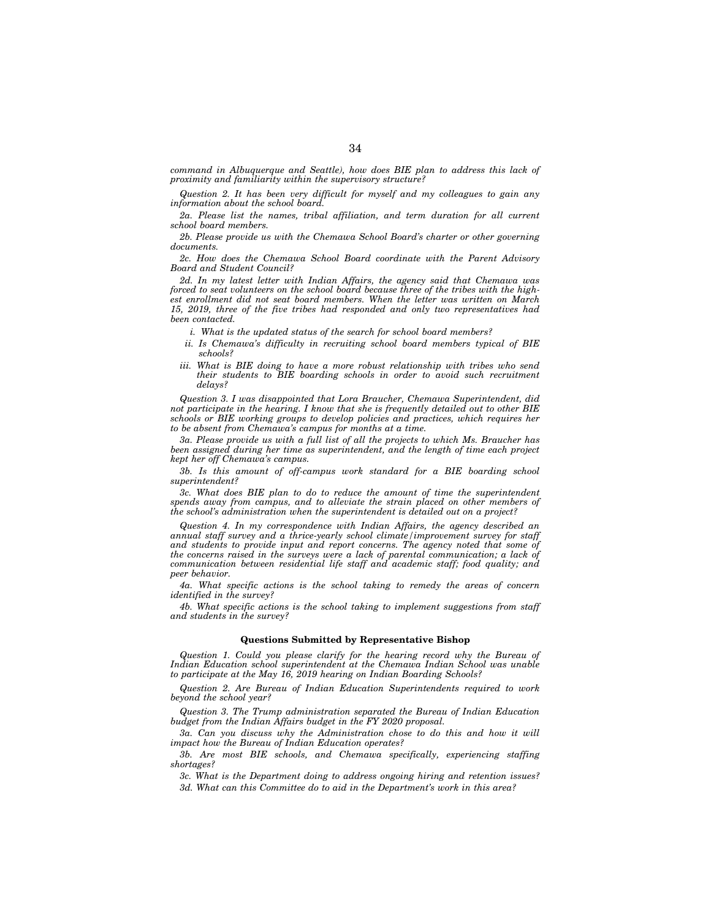*command in Albuquerque and Seattle), how does BIE plan to address this lack of proximity and familiarity within the supervisory structure?*

*Question 2. It has been very difficult for myself and my colleagues to gain any information about the school board.*

*2a. Please list the names, tribal affiliation, and term duration for all current school board members.*

*2b. Please provide us with the Chemawa School Board's charter or other governing documents.*

*2c. How does the Chemawa School Board coordinate with the Parent Advisory Board and Student Council?*

*2d. In my latest letter with Indian Affairs, the agency said that Chemawa was forced to seat volunteers on the school board because three of the tribes with the highest enrollment did not seat board members. When the letter was written on March 15, 2019, three of the five tribes had responded and only two representatives had been contacted.*

- *i. What is the updated status of the search for school board members?*
- *ii. Is Chemawa's difficulty in recruiting school board members typical of BIE schools?*
- *iii. What is BIE doing to have a more robust relationship with tribes who send their students to BIE boarding schools in order to avoid such recruitment delays?*

*Question 3. I was disappointed that Lora Braucher, Chemawa Superintendent, did not participate in the hearing. I know that she is frequently detailed out to other BIE schools or BIE working groups to develop policies and practices, which requires her to be absent from Chemawa's campus for months at a time.*

*3a. Please provide us with a full list of all the projects to which Ms. Braucher has been assigned during her time as superintendent, and the length of time each project kept her off Chemawa's campus.*

*3b. Is this amount of off-campus work standard for a BIE boarding school superintendent?*

*3c. What does BIE plan to do to reduce the amount of time the superintendent spends away from campus, and to alleviate the strain placed on other members of the school's administration when the superintendent is detailed out on a project?*

*Question 4. In my correspondence with Indian Affairs, the agency described an annual staff survey and a thrice-yearly school climate/improvement survey for staff and students to provide input and report concerns. The agency noted that some of the concerns raised in the surveys were a lack of parental communication; a lack of communication between residential life staff and academic staff; food quality; and peer behavior.*

*4a. What specific actions is the school taking to remedy the areas of concern identified in the survey?*

*4b. What specific actions is the school taking to implement suggestions from staff and students in the survey?*

**Questions Submitted by Representative Bishop**

*Question 1. Could you please clarify for the hearing record why the Bureau of Indian Education school superintendent at the Chemawa Indian School was unable to participate at the May 16, 2019 hearing on Indian Boarding Schools?*

*Question 2. Are Bureau of Indian Education Superintendents required to work beyond the school year?*

*Question 3. The Trump administration separated the Bureau of Indian Education budget from the Indian Affairs budget in the FY 2020 proposal.*

*3a. Can you discuss why the Administration chose to do this and how it will impact how the Bureau of Indian Education operates?*

*3b. Are most BIE schools, and Chemawa specifically, experiencing staffing shortages?*

*3c. What is the Department doing to address ongoing hiring and retention issues?*

*3d. What can this Committee do to aid in the Department's work in this area?*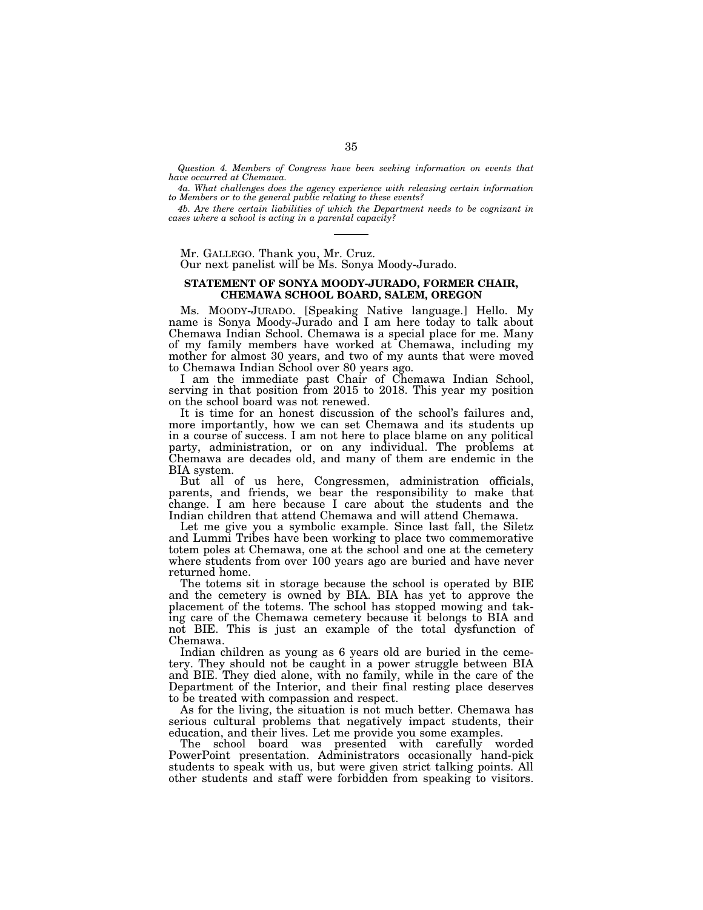*Question 4. Members of Congress have been seeking information on events that have occurred at Chemawa.*

*4a. What challenges does the agency experience with releasing certain information to Members or to the general public relating to these events?*

*4b. Are there certain liabilities of which the Department needs to be cognizant in cases where a school is acting in a parental capacity?*

---

Mr. GALLEGO. Thank you, Mr. Cruz.

Our next panelist will be Ms. Sonya Moody-Jurado.

### STATEMENT OF SONYA MOODY-JURADO, FORMER CHAIR, CHEMAWA SCHOOL BOARD, SALEM, OREGON

Ms. MOODY-JURADO. [Speaking Native language.] Hello. My name is Sonya Moody-Jurado and I am here today to talk about Chemawa Indian School. Chemawa is a special place for me. Many of my family members have worked at Chemawa, including my mother for almost 30 years, and two of my aunts that were moved to Chemawa Indian School over 80 years ago.

I am the immediate past Chair of Chemawa Indian School, serving in that position from 2015 to 2018. This year my position on the school board was not renewed.

It is time for an honest discussion of the school's failures and, more importantly, how we can set Chemawa and its students up in a course of success. I am not here to place blame on any political party, administration, or on any individual. The problems at Chemawa are decades old, and many of them are endemic in the BIA system.

But all of us here, Congressmen, administration officials, parents, and friends, we bear the responsibility to make that change. I am here because I care about the students and the Indian children that attend Chemawa and will attend Chemawa.

Let me give you a symbolic example. Since last fall, the Siletz and Lummi Tribes have been working to place two commemorative totem poles at Chemawa, one at the school and one at the cemetery where students from over 100 years ago are buried and have never returned home.

The totems sit in storage because the school is operated by BIE and the cemetery is owned by BIA. BIA has yet to approve the placement of the totems. The school has stopped mowing and taking care of the Chemawa cemetery because it belongs to BIA and not BIE. This is just an example of the total dysfunction of Chemawa.

Indian children as young as 6 years old are buried in the cemetery. They should not be caught in a power struggle between BIA and BIE. They died alone, with no family, while in the care of the Department of the Interior, and their final resting place deserves to be treated with compassion and respect.

As for the living, the situation is not much better. Chemawa has serious cultural problems that negatively impact students, their education, and their lives. Let me provide you some examples.

The school board was presented with carefully worded PowerPoint presentation. Administrators occasionally hand-pick students to speak with us, but were given strict talking points. All other students and staff were forbidden from speaking to visitors.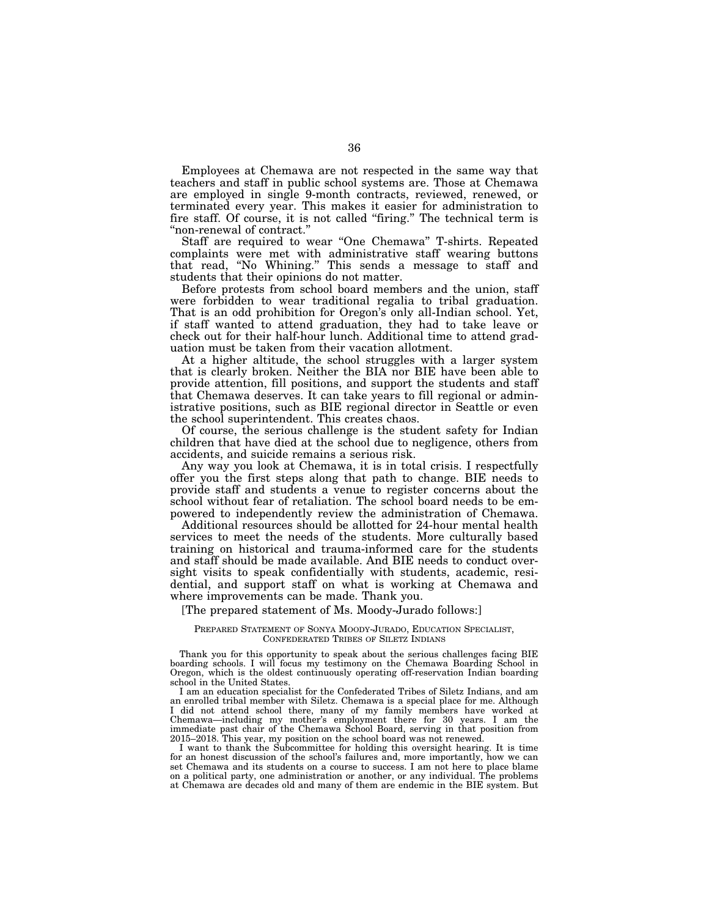Employees at Chemawa are not respected in the same way that teachers and staff in public school systems are. Those at Chemawa are employed in single 9-month contracts, reviewed, renewed, or terminated every year. This makes it easier for administration to fire staff. Of course, it is not called "firing." The technical term is "non-renewal of contract."

Staff are required to wear "One Chemawa" T-shirts. Repeated complaints were met with administrative staff wearing buttons that read, "No Whining." This sends a message to staff and students that their opinions do not matter.

Before protests from school board members and the union, staff were forbidden to wear traditional regalia to tribal graduation. That is an odd prohibition for Oregon's only all-Indian school. Yet, if staff wanted to attend graduation, they had to take leave or check out for their half-hour lunch. Additional time to attend graduation must be taken from their vacation allotment.

At a higher altitude, the school struggles with a larger system that is clearly broken. Neither the BIA nor BIE have been able to provide attention, fill positions, and support the students and staff that Chemawa deserves. It can take years to fill regional or administrative positions, such as BIE regional director in Seattle or even the school superintendent. This creates chaos.

Of course, the serious challenge is the student safety for Indian children that have died at the school due to negligence, others from accidents, and suicide remains a serious risk.

Any way you look at Chemawa, it is in total crisis. I respectfully offer you the first steps along that path to change. BIE needs to provide staff and students a venue to register concerns about the school without fear of retaliation. The school board needs to be empowered to independently review the administration of Chemawa.

Additional resources should be allotted for 24-hour mental health services to meet the needs of the students. More culturally based training on historical and trauma-informed care for the students and staff should be made available. And BIE needs to conduct oversight visits to speak confidentially with students, academic, residential, and support staff on what is working at Chemawa and where improvements can be made. Thank you.

[The prepared statement of Ms. Moody-Jurado follows:]

PREPARED STATEMENT OF SONYA MOODY-JURADO, EDUCATION SPECIALIST, CONFEDERATED TRIBES OF SILETZ INDIANS

Thank you for this opportunity to speak about the serious challenges facing BIE boarding schools. I will focus my testimony on the Chemawa Boarding School in Oregon, which is the oldest continuously operating off-reservation Indian boarding school in the United States.

I am an education specialist for the Confederated Tribes of Siletz Indians, and am an enrolled tribal member with Siletz. Chemawa is a special place for me. Although I did not attend school there, many of my family members have worked at Chemawa—including my mother's employment there for 30 years. I am the immediate past chair of the Chemawa School Board, serving in that position from 2015–2018. This year, my position on the school board was not renewed.

I want to thank the Subcommittee for holding this oversight hearing. It is time for an honest discussion of the school's failures and, more importantly, how we can set Chemawa and its students on a course to success. I am not here to place blame on a political party, one administration or another, or any individual. The problems at Chemawa are decades old and many of them are endemic in the BIE system. But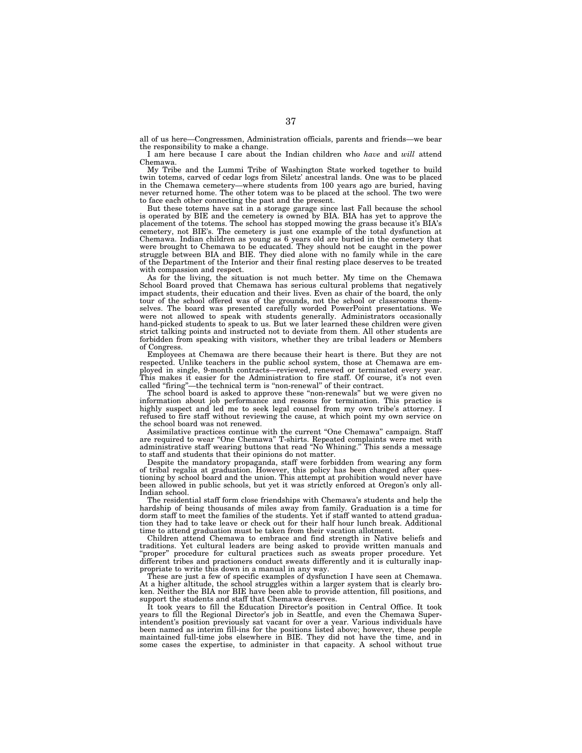all of us here—Congressmen, Administration officials, parents and friends—we bear the responsibility to make a change.

I am here because I care about the Indian children who *have* and *will* attend Chemawa.

My Tribe and the Lummi Tribe of Washington State worked together to build twin totems, carved of cedar logs from Siletz' ancestral lands. One was to be placed in the Chemawa cemetery—where students from 100 years ago are buried, having never returned home. The other totem was to be placed at the school. The two were to face each other connecting the past and the present.

But these totems have sat in a storage garage since last Fall because the school is operated by BIE and the cemetery is owned by BIA. BIA has yet to approve the placement of the totems. The school has stopped mowing the grass because it's BIA's cemetery, not BIE's. The cemetery is just one example of the total dysfunction at Chemawa. Indian children as young as 6 years old are buried in the cemetery that were brought to Chemawa to be educated. They should not be caught in the power struggle between BIA and BIE. They died alone with no family while in the care of the Department of the Interior and their final resting place deserves to be treated with compassion and respect.

As for the living, the situation is not much better. My time on the Chemawa School Board proved that Chemawa has serious cultural problems that negatively impact students, their education and their lives. Even as chair of the board, the only tour of the school offered was of the grounds, not the school or classrooms themselves. The board was presented carefully worded PowerPoint presentations. We were not allowed to speak with students generally. Administrators occasionally hand-picked students to speak to us. But we later learned these children were given strict talking points and instructed not to deviate from them. All other students are forbidden from speaking with visitors, whether they are tribal leaders or Members of Congress.

Employees at Chemawa are there because their heart is there. But they are not respected. Unlike teachers in the public school system, those at Chemawa are employed in single, 9-month contracts—reviewed, renewed or terminated every year. This makes it easier for the Administration to fire staff. Of course, it's not even called "firing"—the technical term is "non-renewal" of their contract.

The school board is asked to approve these "non-renewals" but we were given no information about job performance and reasons for termination. This practice is highly suspect and led me to seek legal counsel from my own tribe's attorney. I refused to fire staff without reviewing the cause, at which point my own service on the school board was not renewed.

Assimilative practices continue with the current "One Chemawa" campaign. Staff are required to wear "One Chemawa" T-shirts. Repeated complaints were met with administrative staff wearing buttons that read "No Whining." This sends a message to staff and students that their opinions do not matter.

Despite the mandatory propaganda, staff were forbidden from wearing any form of tribal regalia at graduation. However, this policy has been changed after questioning by school board and the union. This attempt at prohibition would never have been allowed in public schools, but yet it was strictly enforced at Oregon's only all-Indian school.

The residential staff form close friendships with Chemawa's students and help the hardship of being thousands of miles away from family. Graduation is a time for dorm staff to meet the families of the students. Yet if staff wanted to attend graduation they had to take leave or check out for their half hour lunch break. Additional time to attend graduation must be taken from their vacation allotment.

Children attend Chemawa to embrace and find strength in Native beliefs and traditions. Yet cultural leaders are being asked to provide written manuals and "proper" procedure for cultural practices such as sweats proper procedure. Yet different tribes and practioners conduct sweats differently and it is culturally inappropriate to write this down in a manual in any way.

These are just a few of specific examples of dysfunction I have seen at Chemawa. At a higher altitude, the school struggles within a larger system that is clearly broken. Neither the BIA nor BIE have been able to provide attention, fill positions, and support the students and staff that Chemawa deserves.

It took years to fill the Education Director's position in Central Office. It took years to fill the Regional Director's job in Seattle, and even the Chemawa Superintendent's position previously sat vacant for over a year. Various individuals have been named as interim fill-ins for the positions listed above; however, these people maintained full-time jobs elsewhere in BIE. They did not have the time, and in some cases the expertise, to administer in that capacity. A school without true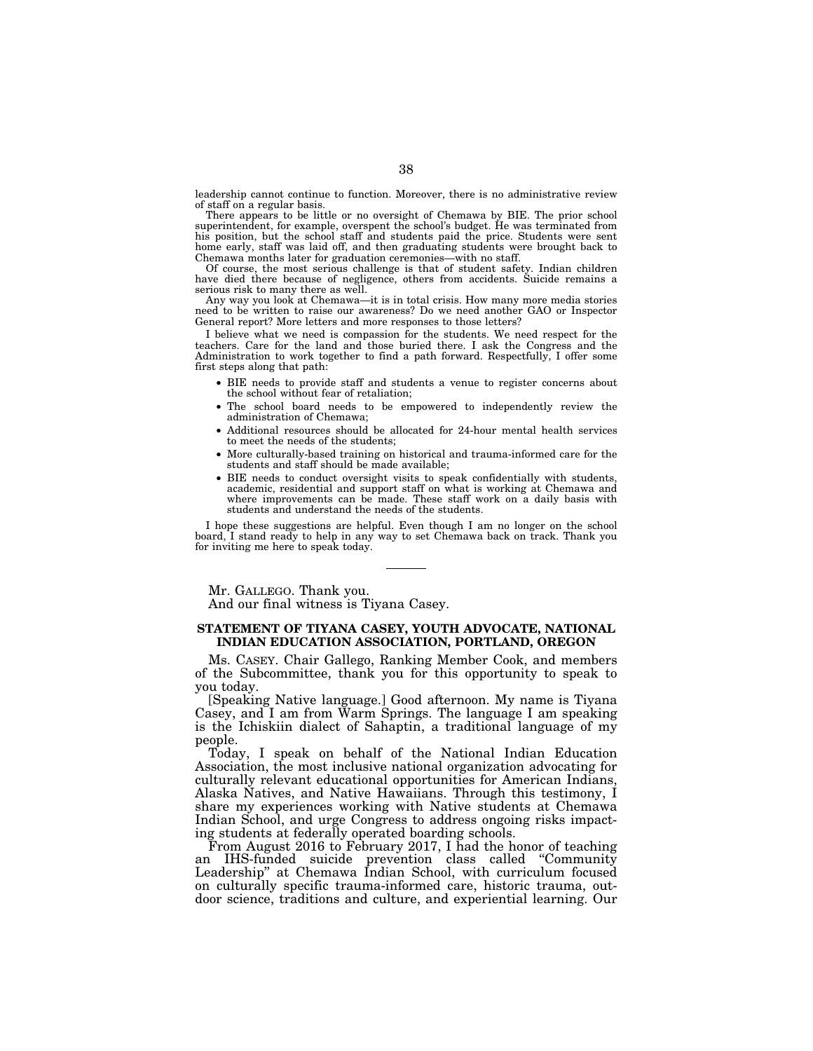leadership cannot continue to function. Moreover, there is no administrative review of staff on a regular basis.

There appears to be little or no oversight of Chemawa by BIE. The prior school superintendent, for example, overspent the school's budget. He was terminated from his position, but the school staff and students paid the price. Students were sent home early, staff was laid off, and then graduating students were brought back to Chemawa months later for graduation ceremonies—with no staff.

Of course, the most serious challenge is that of student safety. Indian children have died there because of negligence, others from accidents. Suicide remains a serious risk to many there as well.

Any way you look at Chemawa—it is in total crisis. How many more media stories need to be written to raise our awareness? Do we need another GAO or Inspector General report? More letters and more responses to those letters?

I believe what we need is compassion for the students. We need respect for the teachers. Care for the land and those buried there. I ask the Congress and the Administration to work together to find a path forward. Respectfully, I offer some first steps along that path:

- BIE needs to provide staff and students a venue to register concerns about the school without fear of retaliation;
- The school board needs to be empowered to independently review the administration of Chemawa;
- Additional resources should be allocated for 24-hour mental health services to meet the needs of the students;
- More culturally-based training on historical and trauma-informed care for the students and staff should be made available;
- BIE needs to conduct oversight visits to speak confidentially with students, academic, residential and support staff on what is working at Chemawa and where improvements can be made. These staff work on a daily basis with students and understand the needs of the students.

I hope these suggestions are helpful. Even though I am no longer on the school board, I stand ready to help in any way to set Chemawa back on track. Thank you for inviting me here to speak today.

---

Mr. GALLEGO. Thank you.

And our final witness is Tiyana Casey.

## STATEMENT OF TIYANA CASEY, YOUTH ADVOCATE, NATIONAL INDIAN EDUCATION ASSOCIATION, PORTLAND, OREGON

Ms. CASEY. Chair Gallego, Ranking Member Cook, and members of the Subcommittee, thank you for this opportunity to speak to you today.

[Speaking Native language.] Good afternoon. My name is Tiyana Casey, and I am from Warm Springs. The language I am speaking is the Ichiskiin dialect of Sahaptin, a traditional language of my people.

Today, I speak on behalf of the National Indian Education Association, the most inclusive national organization advocating for culturally relevant educational opportunities for American Indians, Alaska Natives, and Native Hawaiians. Through this testimony, I share my experiences working with Native students at Chemawa Indian School, and urge Congress to address ongoing risks impacting students at federally operated boarding schools.

From August 2016 to February 2017, I had the honor of teaching an IHS-funded suicide prevention class called "Community Leadership" at Chemawa Indian School, with curriculum focused on culturally specific trauma-informed care, historic trauma, outdoor science, traditions and culture, and experiential learning. Our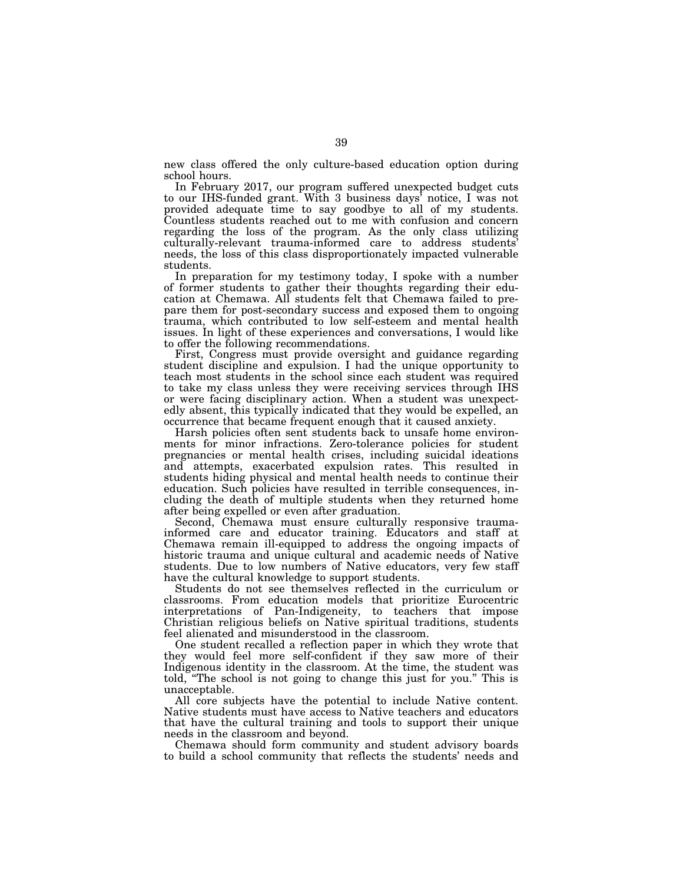new class offered the only culture-based education option during school hours.

In February 2017, our program suffered unexpected budget cuts to our IHS-funded grant. With 3 business days' notice, I was not provided adequate time to say goodbye to all of my students. Countless students reached out to me with confusion and concern regarding the loss of the program. As the only class utilizing culturally-relevant trauma-informed care to address students' needs, the loss of this class disproportionately impacted vulnerable students.

In preparation for my testimony today, I spoke with a number of former students to gather their thoughts regarding their education at Chemawa. All students felt that Chemawa failed to prepare them for post-secondary success and exposed them to ongoing trauma, which contributed to low self-esteem and mental health issues. In light of these experiences and conversations, I would like to offer the following recommendations.

First, Congress must provide oversight and guidance regarding student discipline and expulsion. I had the unique opportunity to teach most students in the school since each student was required to take my class unless they were receiving services through IHS or were facing disciplinary action. When a student was unexpectedly absent, this typically indicated that they would be expelled, an occurrence that became frequent enough that it caused anxiety.

Harsh policies often sent students back to unsafe home environments for minor infractions. Zero-tolerance policies for student pregnancies or mental health crises, including suicidal ideations and attempts, exacerbated expulsion rates. This resulted in students hiding physical and mental health needs to continue their education. Such policies have resulted in terrible consequences, including the death of multiple students when they returned home after being expelled or even after graduation.

Second, Chemawa must ensure culturally responsive trauma-informed care and educator training. Educators and staff at Chemawa remain ill-equipped to address the ongoing impacts of historic trauma and unique cultural and academic needs of Native students. Due to low numbers of Native educators, very few staff have the cultural knowledge to support students.

Students do not see themselves reflected in the curriculum or classrooms. From education models that prioritize Eurocentric interpretations of Pan-Indigeneity, to teachers that impose Christian religious beliefs on Native spiritual traditions, students feel alienated and misunderstood in the classroom.

One student recalled a reflection paper in which they wrote that they would feel more self-confident if they saw more of their Indigenous identity in the classroom. At the time, the student was told, "The school is not going to change this just for you." This is unacceptable.

All core subjects have the potential to include Native content. Native students must have access to Native teachers and educators that have the cultural training and tools to support their unique needs in the classroom and beyond.

Chemawa should form community and student advisory boards to build a school community that reflects the students' needs and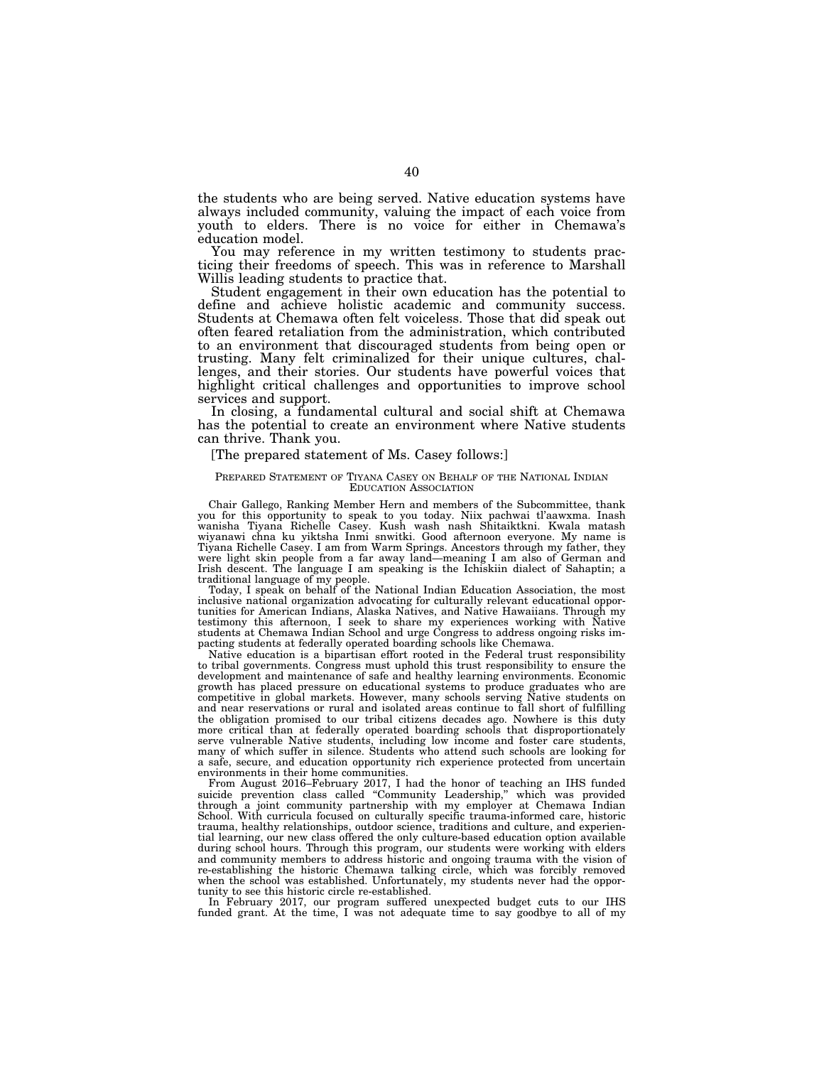the students who are being served. Native education systems have always included community, valuing the impact of each voice from youth to elders. There is no voice for either in Chemawa's education model.

You may reference in my written testimony to students practicing their freedoms of speech. This was in reference to Marshall Willis leading students to practice that.

Student engagement in their own education has the potential to define and achieve holistic academic and community success. Students at Chemawa often felt voiceless. Those that did speak out often feared retaliation from the administration, which contributed to an environment that discouraged students from being open or trusting. Many felt criminalized for their unique cultures, challenges, and their stories. Our students have powerful voices that highlight critical challenges and opportunities to improve school services and support.

In closing, a fundamental cultural and social shift at Chemawa has the potential to create an environment where Native students can thrive. Thank you.

[The prepared statement of Ms. Casey follows:]

PREPARED STATEMENT OF TIYANA CASEY ON BEHALF OF THE NATIONAL INDIAN EDUCATION ASSOCIATION

Chair Gallego, Ranking Member Hern and members of the Subcommittee, thank you for this opportunity to speak to you today. Niix pachwai tl'aawxma. Inash wanisha Tiyana Richelle Casey. Kush wash nash Shitaiktkni. Kwala matash wiyanawi chna ku yiktsha Inmi snwitki. Good afternoon everyone. My name is Tiyana Richelle Casey. I am from Warm Springs. Ancestors through my father, they were light skin people from a far away land—meaning I am also of German and Irish descent. The language I am speaking is the Ichiskiin dialect of Sahaptin; a traditional language of my people.

Today, I speak on behalf of the National Indian Education Association, the most inclusive national organization advocating for culturally relevant educational opportunities for American Indians, Alaska Natives, and Native Hawaiians. Through my testimony this afternoon, I seek to share my experiences working with Native students at Chemawa Indian School and urge Congress to address ongoing risks impacting students at federally operated boarding schools like Chemawa.

Native education is a bipartisan effort rooted in the Federal trust responsibility to tribal governments. Congress must uphold this trust responsibility to ensure the development and maintenance of safe and healthy learning environments. Economic growth has placed pressure on educational systems to produce graduates who are competitive in global markets. However, many schools serving Native students on and near reservations or rural and isolated areas continue to fall short of fulfilling the obligation promised to our tribal citizens decades ago. Nowhere is this duty more critical than at federally operated boarding schools that disproportionately serve vulnerable Native students, including low income and foster care students, many of which suffer in silence. Students who attend such schools are looking for a safe, secure, and education opportunity rich experience protected from uncertain environments in their home communities.

From August 2016–February 2017, I had the honor of teaching an IHS funded suicide prevention class called "Community Leadership," which was provided through a joint community partnership with my employer at Chemawa Indian School. With curricula focused on culturally specific trauma-informed care, historic trauma, healthy relationships, outdoor science, traditions and culture, and experiential learning, our new class offered the only culture-based education option available during school hours. Through this program, our students were working with elders and community members to address historic and ongoing trauma with the vision of re-establishing the historic Chemawa talking circle, which was forcibly removed when the school was established. Unfortunately, my students never had the opportunity to see this historic circle re-established.

In February 2017, our program suffered unexpected budget cuts to our IHS funded grant. At the time, I was not adequate time to say goodbye to all of my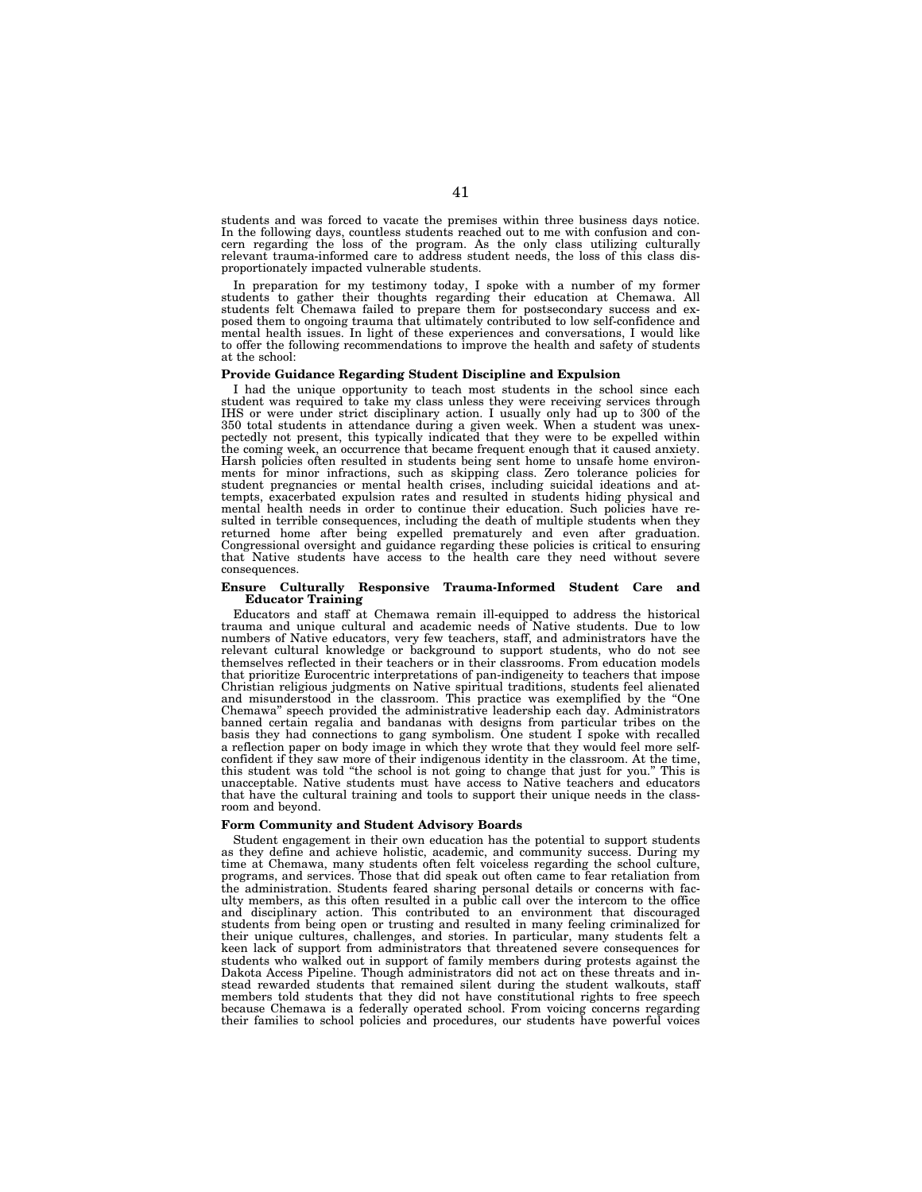students and was forced to vacate the premises within three business days notice. In the following days, countless students reached out to me with confusion and concern regarding the loss of the program. As the only class utilizing culturally relevant trauma-informed care to address student needs, the loss of this class disproportionately impacted vulnerable students.

In preparation for my testimony today, I spoke with a number of my former students to gather their thoughts regarding their education at Chemawa. All students felt Chemawa failed to prepare them for postsecondary success and exposed them to ongoing trauma that ultimately contributed to low self-confidence and mental health issues. In light of these experiences and conversations, I would like to offer the following recommendations to improve the health and safety of students at the school:

**Provide Guidance Regarding Student Discipline and Expulsion**

I had the unique opportunity to teach most students in the school since each student was required to take my class unless they were receiving services through IHS or were under strict disciplinary action. I usually only had up to 300 of the 350 total students in attendance during a given week. When a student was unexpectedly not present, this typically indicated that they were to be expelled within the coming week, an occurrence that became frequent enough that it caused anxiety. Harsh policies often resulted in students being sent home to unsafe home environments for minor infractions, such as skipping class. Zero tolerance policies for student pregnancies or mental health crises, including suicidal ideations and attempts, exacerbated expulsion rates and resulted in students hiding physical and mental health needs in order to continue their education. Such policies have resulted in terrible consequences, including the death of multiple students when they returned home after being expelled prematurely and even after graduation. Congressional oversight and guidance regarding these policies is critical to ensuring that Native students have access to the health care they need without severe consequences.

**Ensure Culturally Responsive Trauma-Informed Student Care and Educator Training**

Educators and staff at Chemawa remain ill-equipped to address the historical trauma and unique cultural and academic needs of Native students. Due to low numbers of Native educators, very few teachers, staff, and administrators have the relevant cultural knowledge or background to support students, who do not see themselves reflected in their teachers or in their classrooms. From education models that prioritize Eurocentric interpretations of pan-indigeneity to teachers that impose Christian religious judgments on Native spiritual traditions, students feel alienated and misunderstood in the classroom. This practice was exemplified by the "One Chemawa" speech provided the administrative leadership each day. Administrators banned certain regalia and bandanas with designs from particular tribes on the basis they had connections to gang symbolism. One student I spoke with recalled a reflection paper on body image in which they wrote that they would feel more self-confident if they saw more of their indigenous identity in the classroom. At the time, this student was told "the school is not going to change that just for you." This is unacceptable. Native students must have access to Native teachers and educators that have the cultural training and tools to support their unique needs in the classroom and beyond.

**Form Community and Student Advisory Boards**

Student engagement in their own education has the potential to support students as they define and achieve holistic, academic, and community success. During my time at Chemawa, many students often felt voiceless regarding the school culture, programs, and services. Those that did speak out often came to fear retaliation from the administration. Students feared sharing personal details or concerns with faculty members, as this often resulted in a public call over the intercom to the office and disciplinary action. This contributed to an environment that discouraged students from being open or trusting and resulted in many feeling criminalized for their unique cultures, challenges, and stories. In particular, many students felt a keen lack of support from administrators that threatened severe consequences for students who walked out in support of family members during protests against the Dakota Access Pipeline. Though administrators did not act on these threats and instead rewarded students that remained silent during the student walkouts, staff members told students that they did not have constitutional rights to free speech because Chemawa is a federally operated school. From voicing concerns regarding their families to school policies and procedures, our students have powerful voices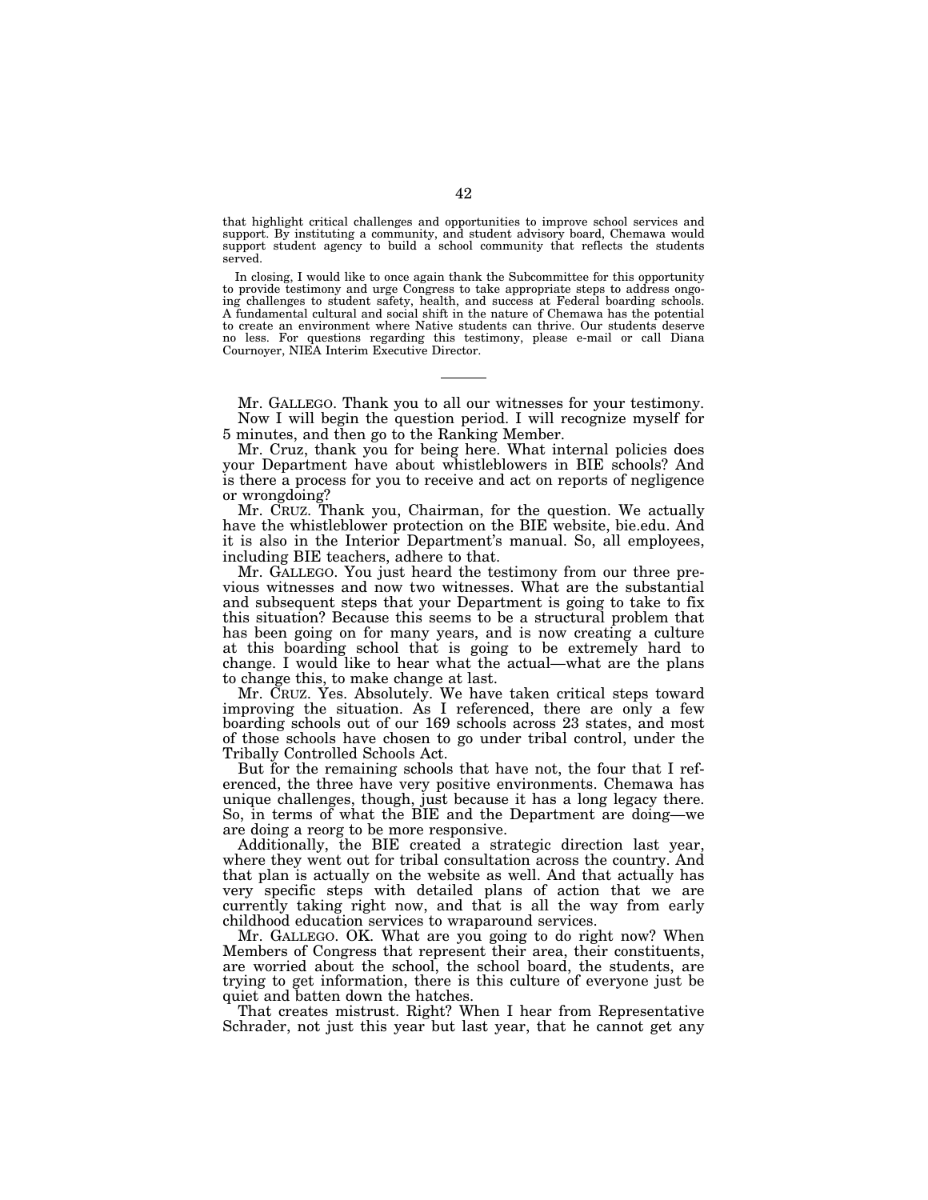that highlight critical challenges and opportunities to improve school services and support. By instituting a community, and student advisory board, Chemawa would support student agency to build a school community that reflects the students served.

In closing, I would like to once again thank the Subcommittee for this opportunity to provide testimony and urge Congress to take appropriate steps to address ongoing challenges to student safety, health, and success at Federal boarding schools. A fundamental cultural and social shift in the nature of Chemawa has the potential to create an environment where Native students can thrive. Our students deserve no less. For questions regarding this testimony, please e-mail or call Diana Cournoyer, NIEA Interim Executive Director.

---

Mr. GALLEGO. Thank you to all our witnesses for your testimony. Now I will begin the question period. I will recognize myself for 5 minutes, and then go to the Ranking Member.

Mr. Cruz, thank you for being here. What internal policies does your Department have about whistleblowers in BIE schools? And is there a process for you to receive and act on reports of negligence or wrongdoing?

Mr. CRUZ. Thank you, Chairman, for the question. We actually have the whistleblower protection on the BIE website, bie.edu. And it is also in the Interior Department's manual. So, all employees, including BIE teachers, adhere to that.

Mr. GALLEGO. You just heard the testimony from our three previous witnesses and now two witnesses. What are the substantial and subsequent steps that your Department is going to take to fix this situation? Because this seems to be a structural problem that has been going on for many years, and is now creating a culture at this boarding school that is going to be extremely hard to change. I would like to hear what the actual—what are the plans to change this, to make change at last.

Mr. CRUZ. Yes. Absolutely. We have taken critical steps toward improving the situation. As I referenced, there are only a few boarding schools out of our 169 schools across 23 states, and most of those schools have chosen to go under tribal control, under the Tribally Controlled Schools Act.

But for the remaining schools that have not, the four that I referenced, the three have very positive environments. Chemawa has unique challenges, though, just because it has a long legacy there. So, in terms of what the BIE and the Department are doing—we are doing a reorg to be more responsive.

Additionally, the BIE created a strategic direction last year, where they went out for tribal consultation across the country. And that plan is actually on the website as well. And that actually has very specific steps with detailed plans of action that we are currently taking right now, and that is all the way from early childhood education services to wraparound services.

Mr. GALLEGO. OK. What are you going to do right now? When Members of Congress that represent their area, their constituents, are worried about the school, the school board, the students, are trying to get information, there is this culture of everyone just be quiet and batten down the hatches.

That creates mistrust. Right? When I hear from Representative Schrader, not just this year but last year, that he cannot get any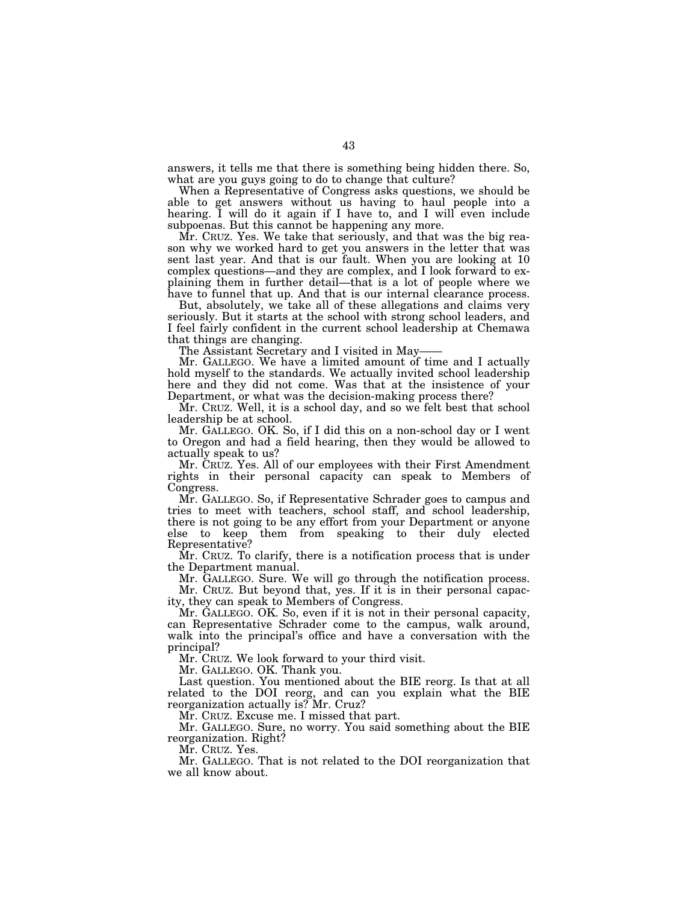answers, it tells me that there is something being hidden there. So, what are you guys going to do to change that culture?

When a Representative of Congress asks questions, we should be able to get answers without us having to haul people into a hearing. I will do it again if I have to, and I will even include subpoenas. But this cannot be happening any more.

Mr. CRUZ. Yes. We take that seriously, and that was the big reason why we worked hard to get you answers in the letter that was sent last year. And that is our fault. When you are looking at 10 complex questions—and they are complex, and I look forward to explaining them in further detail—that is a lot of people where we have to funnel that up. And that is our internal clearance process.

But, absolutely, we take all of these allegations and claims very seriously. But it starts at the school with strong school leaders, and I feel fairly confident in the current school leadership at Chemawa that things are changing.

The Assistant Secretary and I visited in May——

Mr. GALLEGO. We have a limited amount of time and I actually hold myself to the standards. We actually invited school leadership here and they did not come. Was that at the insistence of your Department, or what was the decision-making process there?

Mr. CRUZ. Well, it is a school day, and so we felt best that school leadership be at school.

Mr. GALLEGO. OK. So, if I did this on a non-school day or I went to Oregon and had a field hearing, then they would be allowed to actually speak to us?

Mr. CRUZ. Yes. All of our employees with their First Amendment rights in their personal capacity can speak to Members of Congress.

Mr. GALLEGO. So, if Representative Schrader goes to campus and tries to meet with teachers, school staff, and school leadership, there is not going to be any effort from your Department or anyone else to keep them from speaking to their duly elected Representative?

Mr. CRUZ. To clarify, there is a notification process that is under the Department manual.

Mr. GALLEGO. Sure. We will go through the notification process.

Mr. CRUZ. But beyond that, yes. If it is in their personal capacity, they can speak to Members of Congress.

Mr. GALLEGO. OK. So, even if it is not in their personal capacity, can Representative Schrader come to the campus, walk around, walk into the principal's office and have a conversation with the principal?

Mr. CRUZ. We look forward to your third visit.

Mr. GALLEGO. OK. Thank you.

Last question. You mentioned about the BIE reorg. Is that at all related to the DOI reorg, and can you explain what the BIE reorganization actually is? Mr. Cruz?

Mr. CRUZ. Excuse me. I missed that part.

Mr. GALLEGO. Sure, no worry. You said something about the BIE reorganization. Right?

Mr. CRUZ. Yes.

Mr. GALLEGO. That is not related to the DOI reorganization that we all know about.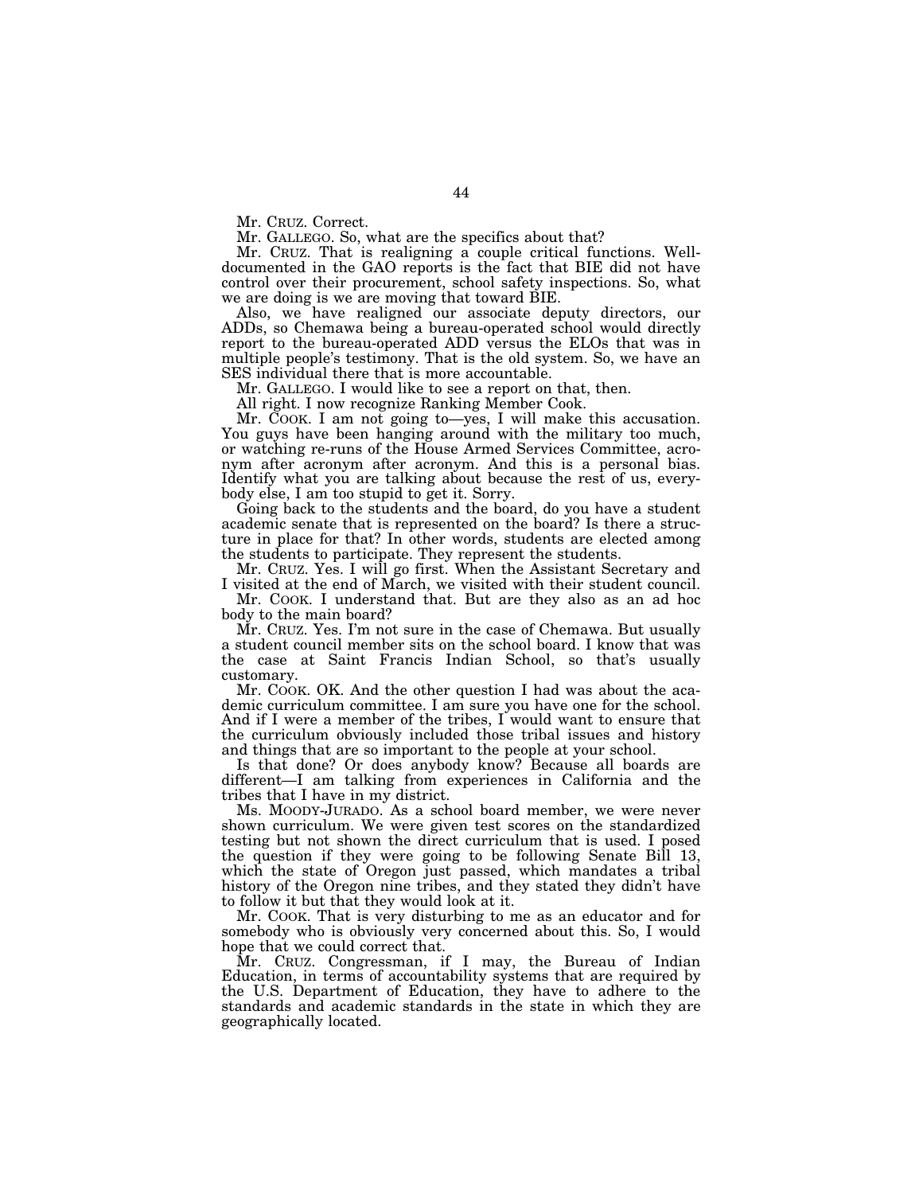Mr. CRUZ. Correct.

Mr. GALLEGO. So, what are the specifics about that?

Mr. CRUZ. That is realigning a couple critical functions. Well-documented in the GAO reports is the fact that BIE did not have control over their procurement, school safety inspections. So, what we are doing is we are moving that toward BIE.

Also, we have realigned our associate deputy directors, our ADDs, so Chemawa being a bureau-operated school would directly report to the bureau-operated ADD versus the ELOs that was in multiple people's testimony. That is the old system. So, we have an SES individual there that is more accountable.

Mr. GALLEGO. I would like to see a report on that, then.

All right. I now recognize Ranking Member Cook.

Mr. COOK. I am not going to—yes, I will make this accusation. You guys have been hanging around with the military too much, or watching re-runs of the House Armed Services Committee, acronym after acronym after acronym. And this is a personal bias. Identify what you are talking about because the rest of us, everybody else, I am too stupid to get it. Sorry.

Going back to the students and the board, do you have a student academic senate that is represented on the board? Is there a structure in place for that? In other words, students are elected among the students to participate. They represent the students.

Mr. CRUZ. Yes. I will go first. When the Assistant Secretary and I visited at the end of March, we visited with their student council.

Mr. COOK. I understand that. But are they also as an ad hoc body to the main board?

Mr. CRUZ. Yes. I'm not sure in the case of Chemawa. But usually a student council member sits on the school board. I know that was the case at Saint Francis Indian School, so that's usually customary.

Mr. COOK. OK. And the other question I had was about the academic curriculum committee. I am sure you have one for the school. And if I were a member of the tribes, I would want to ensure that the curriculum obviously included those tribal issues and history and things that are so important to the people at your school.

Is that done? Or does anybody know? Because all boards are different—I am talking from experiences in California and the tribes that I have in my district.

Ms. MOODY-JURADO. As a school board member, we were never shown curriculum. We were given test scores on the standardized testing but not shown the direct curriculum that is used. I posed the question if they were going to be following Senate Bill 13, which the state of Oregon just passed, which mandates a tribal history of the Oregon nine tribes, and they stated they didn't have to follow it but that they would look at it.

Mr. COOK. That is very disturbing to me as an educator and for somebody who is obviously very concerned about this. So, I would hope that we could correct that.

Mr. CRUZ. Congressman, if I may, the Bureau of Indian Education, in terms of accountability systems that are required by the U.S. Department of Education, they have to adhere to the standards and academic standards in the state in which they are geographically located.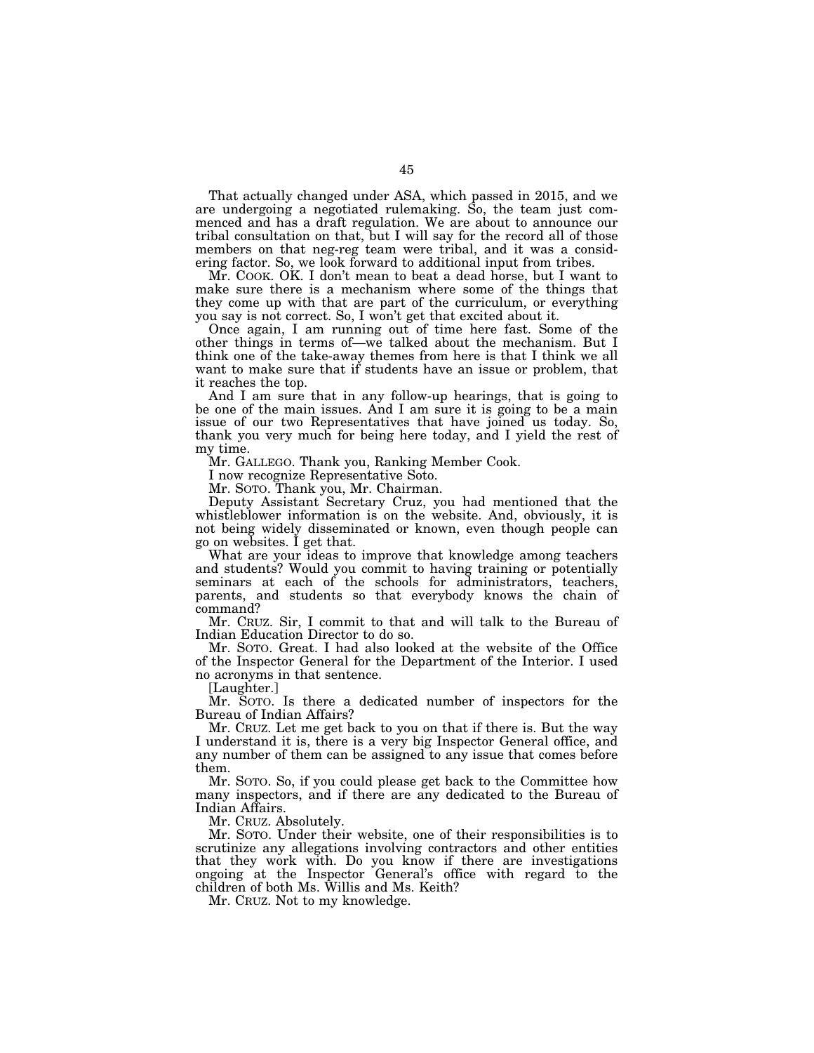That actually changed under ASA, which passed in 2015, and we are undergoing a negotiated rulemaking. So, the team just commenced and has a draft regulation. We are about to announce our tribal consultation on that, but I will say for the record all of those members on that neg-reg team were tribal, and it was a considering factor. So, we look forward to additional input from tribes.

Mr. COOK. OK. I don't mean to beat a dead horse, but I want to make sure there is a mechanism where some of the things that they come up with that are part of the curriculum, or everything you say is not correct. So, I won't get that excited about it.

Once again, I am running out of time here fast. Some of the other things in terms of—we talked about the mechanism. But I think one of the take-away themes from here is that I think we all want to make sure that if students have an issue or problem, that it reaches the top.

And I am sure that in any follow-up hearings, that is going to be one of the main issues. And I am sure it is going to be a main issue of our two Representatives that have joined us today. So, thank you very much for being here today, and I yield the rest of my time.

Mr. GALLEGO. Thank you, Ranking Member Cook.

I now recognize Representative Soto.

Mr. SOTO. Thank you, Mr. Chairman.

Deputy Assistant Secretary Cruz, you had mentioned that the whistleblower information is on the website. And, obviously, it is not being widely disseminated or known, even though people can go on websites. I get that.

What are your ideas to improve that knowledge among teachers and students? Would you commit to having training or potentially seminars at each of the schools for administrators, teachers, parents, and students so that everybody knows the chain of command?

Mr. CRUZ. Sir, I commit to that and will talk to the Bureau of Indian Education Director to do so.

Mr. SOTO. Great. I had also looked at the website of the Office of the Inspector General for the Department of the Interior. I used no acronyms in that sentence.

[Laughter.]

Mr. SOTO. Is there a dedicated number of inspectors for the Bureau of Indian Affairs?

Mr. CRUZ. Let me get back to you on that if there is. But the way I understand it is, there is a very big Inspector General office, and any number of them can be assigned to any issue that comes before them.

Mr. SOTO. So, if you could please get back to the Committee how many inspectors, and if there are any dedicated to the Bureau of Indian Affairs.

Mr. CRUZ. Absolutely.

Mr. SOTO. Under their website, one of their responsibilities is to scrutinize any allegations involving contractors and other entities that they work with. Do you know if there are investigations ongoing at the Inspector General's office with regard to the children of both Ms. Willis and Ms. Keith?

Mr. CRUZ. Not to my knowledge.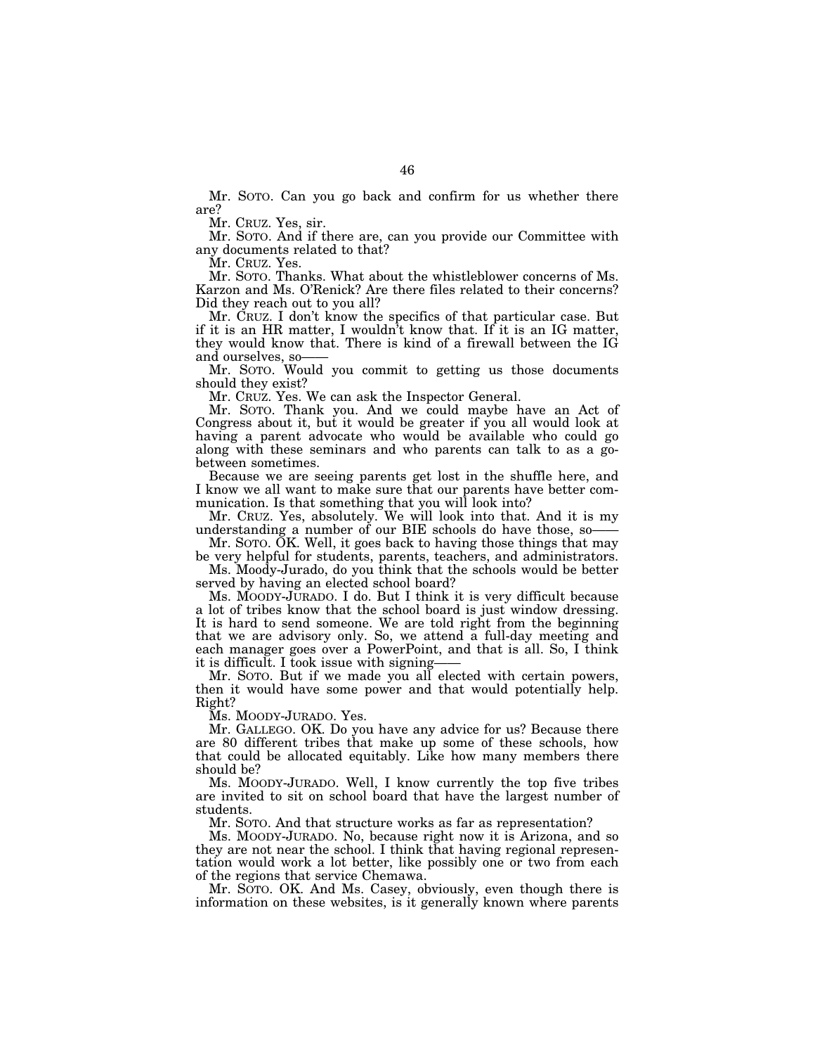Mr. SOTO. Can you go back and confirm for us whether there are?

Mr. CRUZ. Yes, sir.

Mr. SOTO. And if there are, can you provide our Committee with any documents related to that?

Mr. CRUZ. Yes.

Mr. SOTO. Thanks. What about the whistleblower concerns of Ms. Karzon and Ms. O'Renick? Are there files related to their concerns? Did they reach out to you all?

Mr. CRUZ. I don't know the specifics of that particular case. But if it is an HR matter, I wouldn't know that. If it is an IG matter, they would know that. There is kind of a firewall between the IG and ourselves, so——

Mr. SOTO. Would you commit to getting us those documents should they exist?

Mr. CRUZ. Yes. We can ask the Inspector General.

Mr. SOTO. Thank you. And we could maybe have an Act of Congress about it, but it would be greater if you all would look at having a parent advocate who would be available who could go along with these seminars and who parents can talk to as a go-between sometimes.

Because we are seeing parents get lost in the shuffle here, and I know we all want to make sure that our parents have better communication. Is that something that you will look into?

Mr. CRUZ. Yes, absolutely. We will look into that. And it is my understanding a number of our BIE schools do have those, so——

Mr. SOTO. OK. Well, it goes back to having those things that may be very helpful for students, parents, teachers, and administrators.

Ms. Moody-Jurado, do you think that the schools would be better served by having an elected school board?

Ms. MOODY-JURADO. I do. But I think it is very difficult because a lot of tribes know that the school board is just window dressing. It is hard to send someone. We are told right from the beginning that we are advisory only. So, we attend a full-day meeting and each manager goes over a PowerPoint, and that is all. So, I think it is difficult. I took issue with signing——

Mr. SOTO. But if we made you all elected with certain powers, then it would have some power and that would potentially help. Right?

Ms. MOODY-JURADO. Yes.

Mr. GALLEGO. OK. Do you have any advice for us? Because there are 80 different tribes that make up some of these schools, how that could be allocated equitably. Like how many members there should be?

Ms. MOODY-JURADO. Well, I know currently the top five tribes are invited to sit on school board that have the largest number of students.

Mr. SOTO. And that structure works as far as representation?

Ms. MOODY-JURADO. No, because right now it is Arizona, and so they are not near the school. I think that having regional representation would work a lot better, like possibly one or two from each of the regions that service Chemawa.

Mr. SOTO. OK. And Ms. Casey, obviously, even though there is information on these websites, is it generally known where parents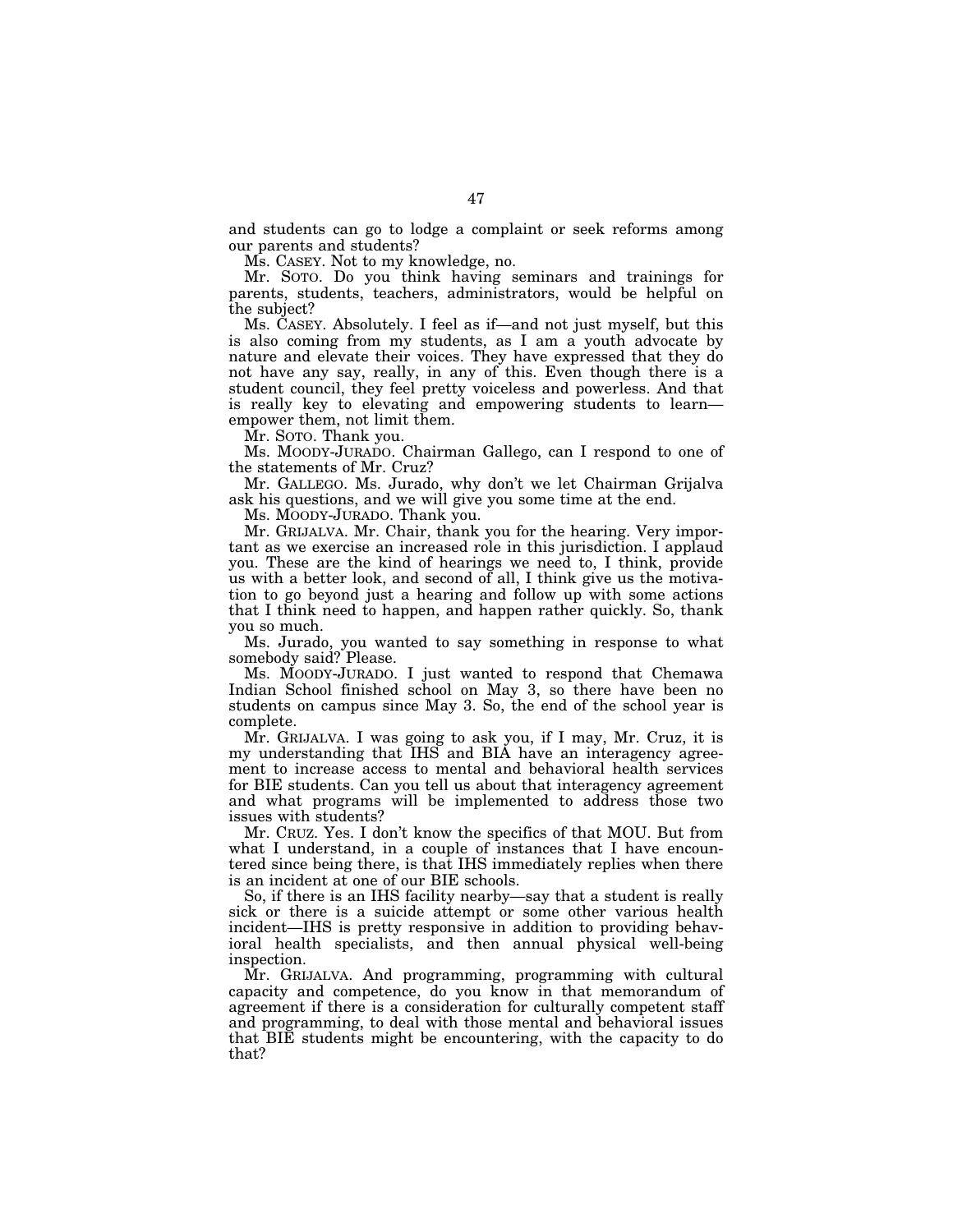and students can go to lodge a complaint or seek reforms among our parents and students?

Ms. CASEY. Not to my knowledge, no.

Mr. SOTO. Do you think having seminars and trainings for parents, students, teachers, administrators, would be helpful on the subject?

Ms. CASEY. Absolutely. I feel as if—and not just myself, but this is also coming from my students, as I am a youth advocate by nature and elevate their voices. They have expressed that they do not have any say, really, in any of this. Even though there is a student council, they feel pretty voiceless and powerless. And that is really key to elevating and empowering students to learn—empower them, not limit them.

Mr. SOTO. Thank you.

Ms. MOODY-JURADO. Chairman Gallego, can I respond to one of the statements of Mr. Cruz?

Mr. GALLEGO. Ms. Jurado, why don't we let Chairman Grijalva ask his questions, and we will give you some time at the end.

Ms. MOODY-JURADO. Thank you.

Mr. GRIJALVA. Mr. Chair, thank you for the hearing. Very important as we exercise an increased role in this jurisdiction. I applaud you. These are the kind of hearings we need to, I think, provide us with a better look, and second of all, I think give us the motivation to go beyond just a hearing and follow up with some actions that I think need to happen, and happen rather quickly. So, thank you so much.

Ms. Jurado, you wanted to say something in response to what somebody said? Please.

Ms. MOODY-JURADO. I just wanted to respond that Chemawa Indian School finished school on May 3, so there have been no students on campus since May 3. So, the end of the school year is complete.

Mr. GRIJALVA. I was going to ask you, if I may, Mr. Cruz, it is my understanding that IHS and BIA have an interagency agreement to increase access to mental and behavioral health services for BIE students. Can you tell us about that interagency agreement and what programs will be implemented to address those two issues with students?

Mr. CRUZ. Yes. I don't know the specifics of that MOU. But from what I understand, in a couple of instances that I have encountered since being there, is that IHS immediately replies when there is an incident at one of our BIE schools.

So, if there is an IHS facility nearby—say that a student is really sick or there is a suicide attempt or some other various health incident—IHS is pretty responsive in addition to providing behavioral health specialists, and then annual physical well-being inspection.

Mr. GRIJALVA. And programming, programming with cultural capacity and competence, do you know in that memorandum of agreement if there is a consideration for culturally competent staff and programming, to deal with those mental and behavioral issues that BIE students might be encountering, with the capacity to do that?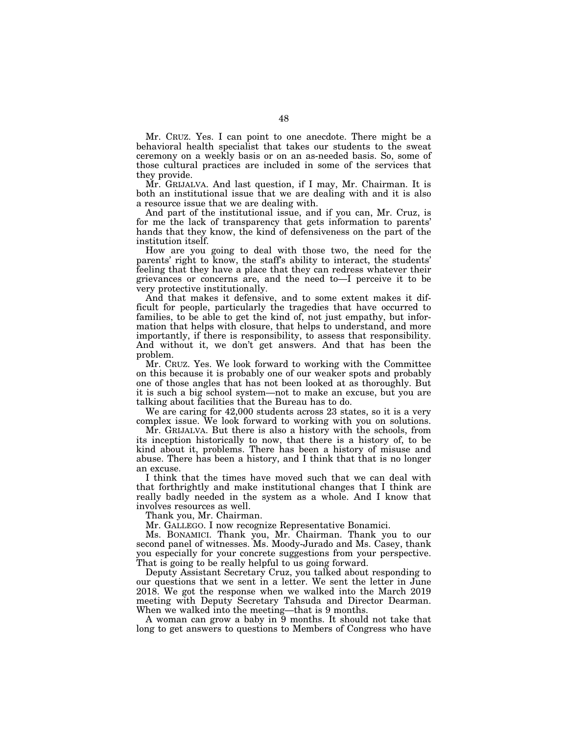Mr. CRUZ. Yes. I can point to one anecdote. There might be a behavioral health specialist that takes our students to the sweat ceremony on a weekly basis or on an as-needed basis. So, some of those cultural practices are included in some of the services that they provide.

Mr. GRIJALVA. And last question, if I may, Mr. Chairman. It is both an institutional issue that we are dealing with and it is also a resource issue that we are dealing with.

And part of the institutional issue, and if you can, Mr. Cruz, is for me the lack of transparency that gets information to parents' hands that they know, the kind of defensiveness on the part of the institution itself.

How are you going to deal with those two, the need for the parents' right to know, the staff's ability to interact, the students' feeling that they have a place that they can redress whatever their grievances or concerns are, and the need to—I perceive it to be very protective institutionally.

And that makes it defensive, and to some extent makes it difficult for people, particularly the tragedies that have occurred to families, to be able to get the kind of, not just empathy, but information that helps with closure, that helps to understand, and more importantly, if there is responsibility, to assess that responsibility. And without it, we don't get answers. And that has been the problem.

Mr. CRUZ. Yes. We look forward to working with the Committee on this because it is probably one of our weaker spots and probably one of those angles that has not been looked at as thoroughly. But it is such a big school system—not to make an excuse, but you are talking about facilities that the Bureau has to do.

We are caring for 42,000 students across 23 states, so it is a very complex issue. We look forward to working with you on solutions.

Mr. GRIJALVA. But there is also a history with the schools, from its inception historically to now, that there is a history of, to be kind about it, problems. There has been a history of misuse and abuse. There has been a history, and I think that that is no longer an excuse.

I think that the times have moved such that we can deal with that forthrightly and make institutional changes that I think are really badly needed in the system as a whole. And I know that involves resources as well.

Thank you, Mr. Chairman.

Mr. GALLEGO. I now recognize Representative Bonamici.

Ms. BONAMICI. Thank you, Mr. Chairman. Thank you to our second panel of witnesses. Ms. Moody-Jurado and Ms. Casey, thank you especially for your concrete suggestions from your perspective. That is going to be really helpful to us going forward.

Deputy Assistant Secretary Cruz, you talked about responding to our questions that we sent in a letter. We sent the letter in June 2018. We got the response when we walked into the March 2019 meeting with Deputy Secretary Tahsuda and Director Dearman. When we walked into the meeting—that is 9 months.

A woman can grow a baby in 9 months. It should not take that long to get answers to questions to Members of Congress who have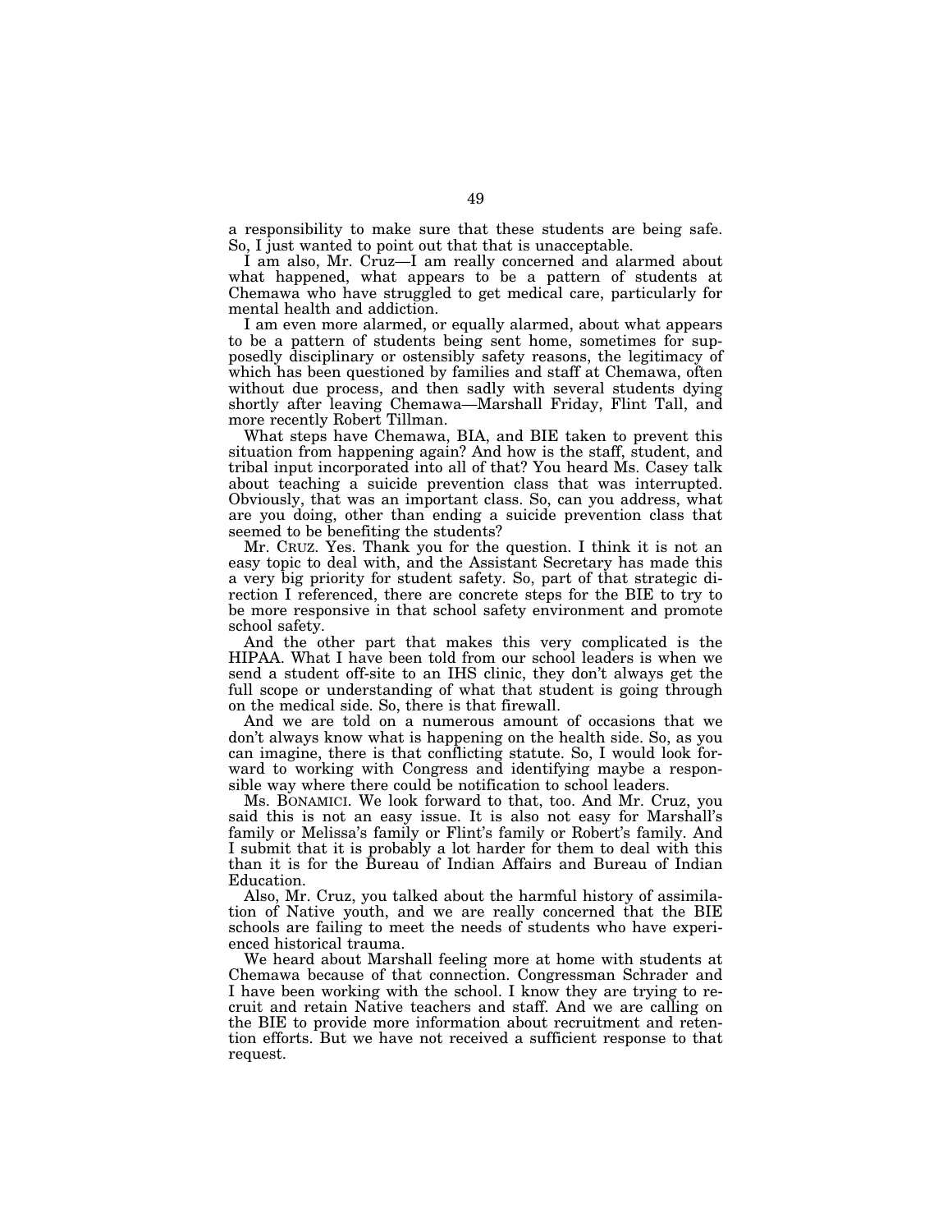a responsibility to make sure that these students are being safe. So, I just wanted to point out that that is unacceptable.

I am also, Mr. Cruz—I am really concerned and alarmed about what happened, what appears to be a pattern of students at Chemawa who have struggled to get medical care, particularly for mental health and addiction.

I am even more alarmed, or equally alarmed, about what appears to be a pattern of students being sent home, sometimes for supposedly disciplinary or ostensibly safety reasons, the legitimacy of which has been questioned by families and staff at Chemawa, often without due process, and then sadly with several students dying shortly after leaving Chemawa—Marshall Friday, Flint Tall, and more recently Robert Tillman.

What steps have Chemawa, BIA, and BIE taken to prevent this situation from happening again? And how is the staff, student, and tribal input incorporated into all of that? You heard Ms. Casey talk about teaching a suicide prevention class that was interrupted. Obviously, that was an important class. So, can you address, what are you doing, other than ending a suicide prevention class that seemed to be benefiting the students?

Mr. CRUZ. Yes. Thank you for the question. I think it is not an easy topic to deal with, and the Assistant Secretary has made this a very big priority for student safety. So, part of that strategic direction I referenced, there are concrete steps for the BIE to try to be more responsive in that school safety environment and promote school safety.

And the other part that makes this very complicated is the HIPAA. What I have been told from our school leaders is when we send a student off-site to an IHS clinic, they don't always get the full scope or understanding of what that student is going through on the medical side. So, there is that firewall.

And we are told on a numerous amount of occasions that we don't always know what is happening on the health side. So, as you can imagine, there is that conflicting statute. So, I would look forward to working with Congress and identifying maybe a responsible way where there could be notification to school leaders.

Ms. BONAMICI. We look forward to that, too. And Mr. Cruz, you said this is not an easy issue. It is also not easy for Marshall's family or Melissa's family or Flint's family or Robert's family. And I submit that it is probably a lot harder for them to deal with this than it is for the Bureau of Indian Affairs and Bureau of Indian Education.

Also, Mr. Cruz, you talked about the harmful history of assimilation of Native youth, and we are really concerned that the BIE schools are failing to meet the needs of students who have experienced historical trauma.

We heard about Marshall feeling more at home with students at Chemawa because of that connection. Congressman Schrader and I have been working with the school. I know they are trying to recruit and retain Native teachers and staff. And we are calling on the BIE to provide more information about recruitment and retention efforts. But we have not received a sufficient response to that request.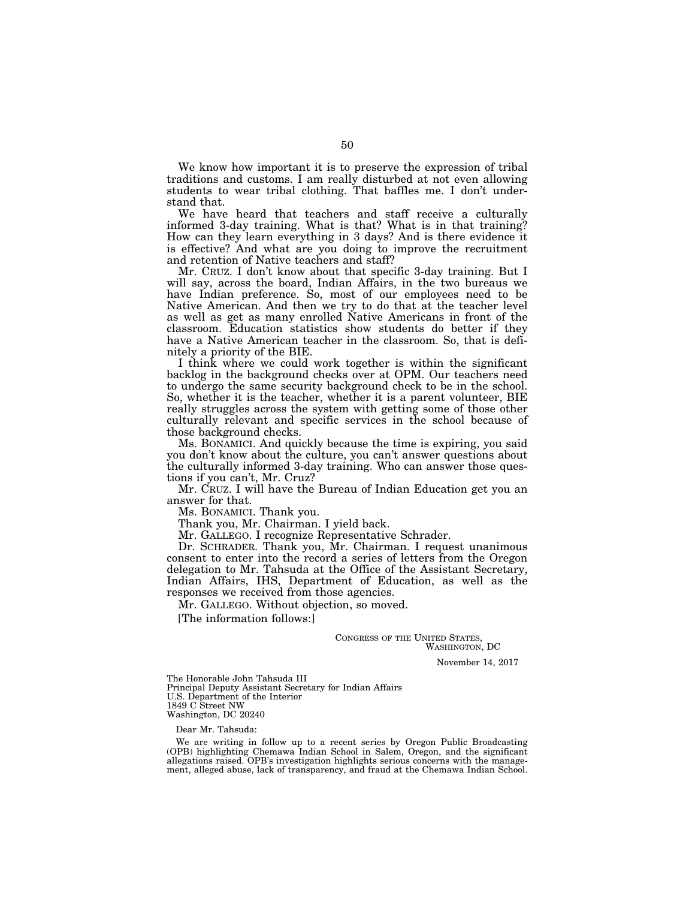We know how important it is to preserve the expression of tribal traditions and customs. I am really disturbed at not even allowing students to wear tribal clothing. That baffles me. I don't understand that.

We have heard that teachers and staff receive a culturally informed 3-day training. What is that? What is in that training? How can they learn everything in 3 days? And is there evidence it is effective? And what are you doing to improve the recruitment and retention of Native teachers and staff?

Mr. CRUZ. I don't know about that specific 3-day training. But I will say, across the board, Indian Affairs, in the two bureaus we have Indian preference. So, most of our employees need to be Native American. And then we try to do that at the teacher level as well as get as many enrolled Native Americans in front of the classroom. Education statistics show students do better if they have a Native American teacher in the classroom. So, that is definitely a priority of the BIE.

I think where we could work together is within the significant backlog in the background checks over at OPM. Our teachers need to undergo the same security background check to be in the school. So, whether it is the teacher, whether it is a parent volunteer, BIE really struggles across the system with getting some of those other culturally relevant and specific services in the school because of those background checks.

Ms. BONAMICI. And quickly because the time is expiring, you said you don't know about the culture, you can't answer questions about the culturally informed 3-day training. Who can answer those questions if you can't, Mr. Cruz?

Mr. CRUZ. I will have the Bureau of Indian Education get you an answer for that.

Ms. BONAMICI. Thank you.

Thank you, Mr. Chairman. I yield back.

Mr. GALLEGO. I recognize Representative Schrader.

Dr. SCHRADER. Thank you, Mr. Chairman. I request unanimous consent to enter into the record a series of letters from the Oregon delegation to Mr. Tahsuda at the Office of the Assistant Secretary, Indian Affairs, IHS, Department of Education, as well as the responses we received from those agencies.

Mr. GALLEGO. Without objection, so moved.

[The information follows:]

CONGRESS OF THE UNITED STATES,
WASHINGTON, DC

November 14, 2017

The Honorable John Tahsuda III
Principal Deputy Assistant Secretary for Indian Affairs
U.S. Department of the Interior
1849 C Street NW
Washington, DC 20240

Dear Mr. Tahsuda:

We are writing in follow up to a recent series by Oregon Public Broadcasting (OPB) highlighting Chemawa Indian School in Salem, Oregon, and the significant allegations raised. OPB's investigation highlights serious concerns with the management, alleged abuse, lack of transparency, and fraud at the Chemawa Indian School.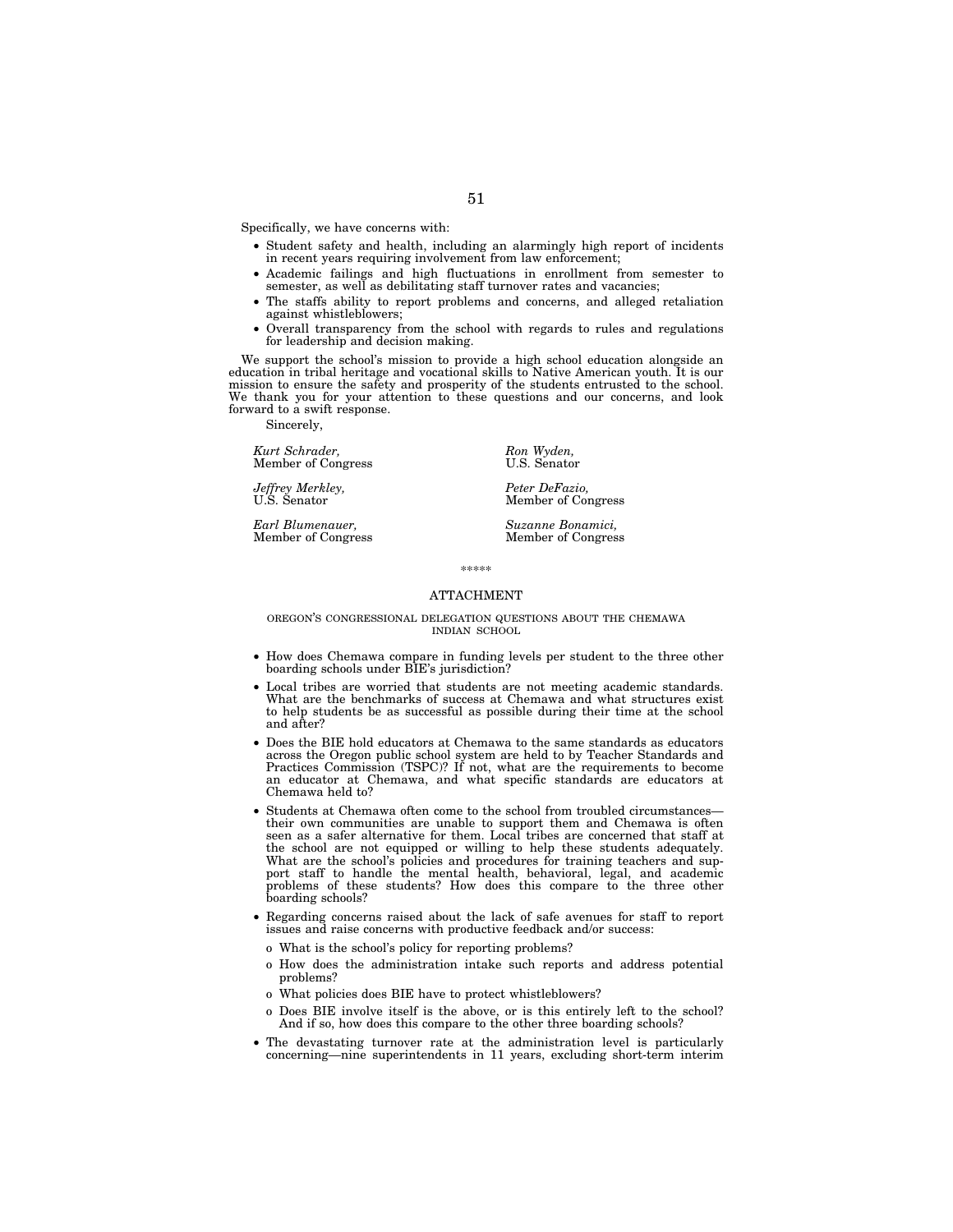Specifically, we have concerns with:

- Student safety and health, including an alarmingly high report of incidents in recent years requiring involvement from law enforcement;
- Academic failings and high fluctuations in enrollment from semester to semester, as well as debilitating staff turnover rates and vacancies;
- The staffs ability to report problems and concerns, and alleged retaliation against whistleblowers;
- Overall transparency from the school with regards to rules and regulations for leadership and decision making.

We support the school's mission to provide a high school education alongside an education in tribal heritage and vocational skills to Native American youth. It is our mission to ensure the safety and prosperity of the students entrusted to the school. We thank you for your attention to these questions and our concerns, and look forward to a swift response.

Sincerely,

*Kurt Schrader,*
Member of Congress

*Ron Wyden,*
U.S. Senator

*Jeffrey Merkley,*
U.S. Senator

*Peter DeFazio,*
Member of Congress

*Earl Blumenauer,*
Member of Congress

*Suzanne Bonamici,*
Member of Congress

\*\*\*\*\*

## ATTACHMENT

### OREGON'S CONGRESSIONAL DELEGATION QUESTIONS ABOUT THE CHEMAWA INDIAN SCHOOL

- How does Chemawa compare in funding levels per student to the three other boarding schools under BIE's jurisdiction?
- Local tribes are worried that students are not meeting academic standards. What are the benchmarks of success at Chemawa and what structures exist to help students be as successful as possible during their time at the school and after?
- Does the BIE hold educators at Chemawa to the same standards as educators across the Oregon public school system are held to by Teacher Standards and Practices Commission (TSPC)? If not, what are the requirements to become an educator at Chemawa, and what specific standards are educators at Chemawa held to?
- Students at Chemawa often come to the school from troubled circumstances—their own communities are unable to support them and Chemawa is often seen as a safer alternative for them. Local tribes are concerned that staff at the school are not equipped or willing to help these students adequately. What are the school's policies and procedures for training teachers and support staff to handle the mental health, behavioral, legal, and academic problems of these students? How does this compare to the three other boarding schools?
- Regarding concerns raised about the lack of safe avenues for staff to report issues and raise concerns with productive feedback and/or success:
  - o What is the school's policy for reporting problems?
  - o How does the administration intake such reports and address potential problems?
  - o What policies does BIE have to protect whistleblowers?
  - o Does BIE involve itself is the above, or is this entirely left to the school? And if so, how does this compare to the other three boarding schools?
- The devastating turnover rate at the administration level is particularly concerning—nine superintendents in 11 years, excluding short-term interim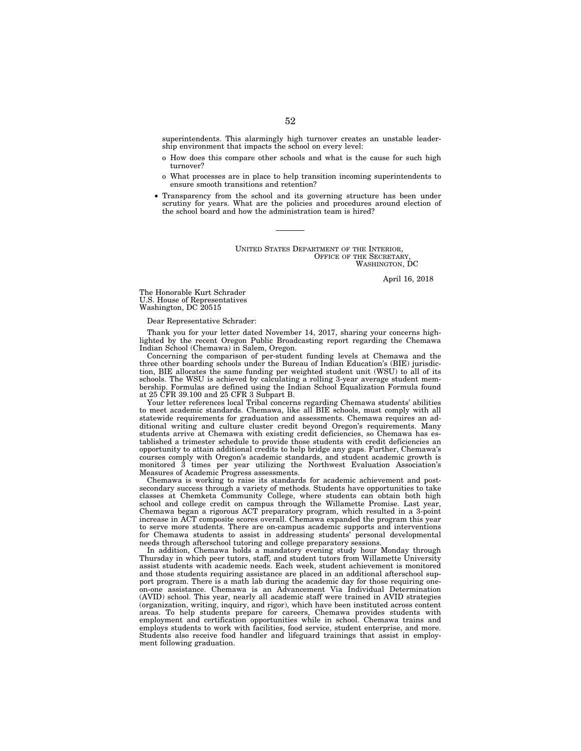superintendents. This alarmingly high turnover creates an unstable leadership environment that impacts the school on every level:

- o How does this compare other schools and what is the cause for such high turnover?
- o What processes are in place to help transition incoming superintendents to ensure smooth transitions and retention?

- Transparency from the school and its governing structure has been under scrutiny for years. What are the policies and procedures around election of the school board and how the administration team is hired?

---

UNITED STATES DEPARTMENT OF THE INTERIOR,
OFFICE OF THE SECRETARY,
WASHINGTON, DC

April 16, 2018

The Honorable Kurt Schrader
U.S. House of Representatives
Washington, DC 20515

Dear Representative Schrader:

Thank you for your letter dated November 14, 2017, sharing your concerns highlighted by the recent Oregon Public Broadcasting report regarding the Chemawa Indian School (Chemawa) in Salem, Oregon.

Concerning the comparison of per-student funding levels at Chemawa and the three other boarding schools under the Bureau of Indian Education's (BIE) jurisdiction, BIE allocates the same funding per weighted student unit (WSU) to all of its schools. The WSU is achieved by calculating a rolling 3-year average student membership. Formulas are defined using the Indian School Equalization Formula found at 25 CFR 39.100 and 25 CFR 3 Subpart B.

Your letter references local Tribal concerns regarding Chemawa students' abilities to meet academic standards. Chemawa, like all BIE schools, must comply with all statewide requirements for graduation and assessments. Chemawa requires an additional writing and culture cluster credit beyond Oregon's requirements. Many students arrive at Chemawa with existing credit deficiencies, so Chemawa has established a trimester schedule to provide those students with credit deficiencies an opportunity to attain additional credits to help bridge any gaps. Further, Chemawa's courses comply with Oregon's academic standards, and student academic growth is monitored 3 times per year utilizing the Northwest Evaluation Association's Measures of Academic Progress assessments.

Chemawa is working to raise its standards for academic achievement and postsecondary success through a variety of methods. Students have opportunities to take classes at Chemketa Community College, where students can obtain both high school and college credit on campus through the Willamette Promise. Last year, Chemawa began a rigorous ACT preparatory program, which resulted in a 3-point increase in ACT composite scores overall. Chemawa expanded the program this year to serve more students. There are on-campus academic supports and interventions for Chemawa students to assist in addressing students' personal developmental needs through afterschool tutoring and college preparatory sessions.

In addition, Chemawa holds a mandatory evening study hour Monday through Thursday in which peer tutors, staff, and student tutors from Willamette University assist students with academic needs. Each week, student achievement is monitored and those students requiring assistance are placed in an additional afterschool support program. There is a math lab during the academic day for those requiring one-on-one assistance. Chemawa is an Advancement Via Individual Determination (AVID) school. This year, nearly all academic staff were trained in AVID strategies (organization, writing, inquiry, and rigor), which have been instituted across content areas. To help students prepare for careers, Chemawa provides students with employment and certification opportunities while in school. Chemawa trains and employs students to work with facilities, food service, student enterprise, and more. Students also receive food handler and lifeguard trainings that assist in employment following graduation.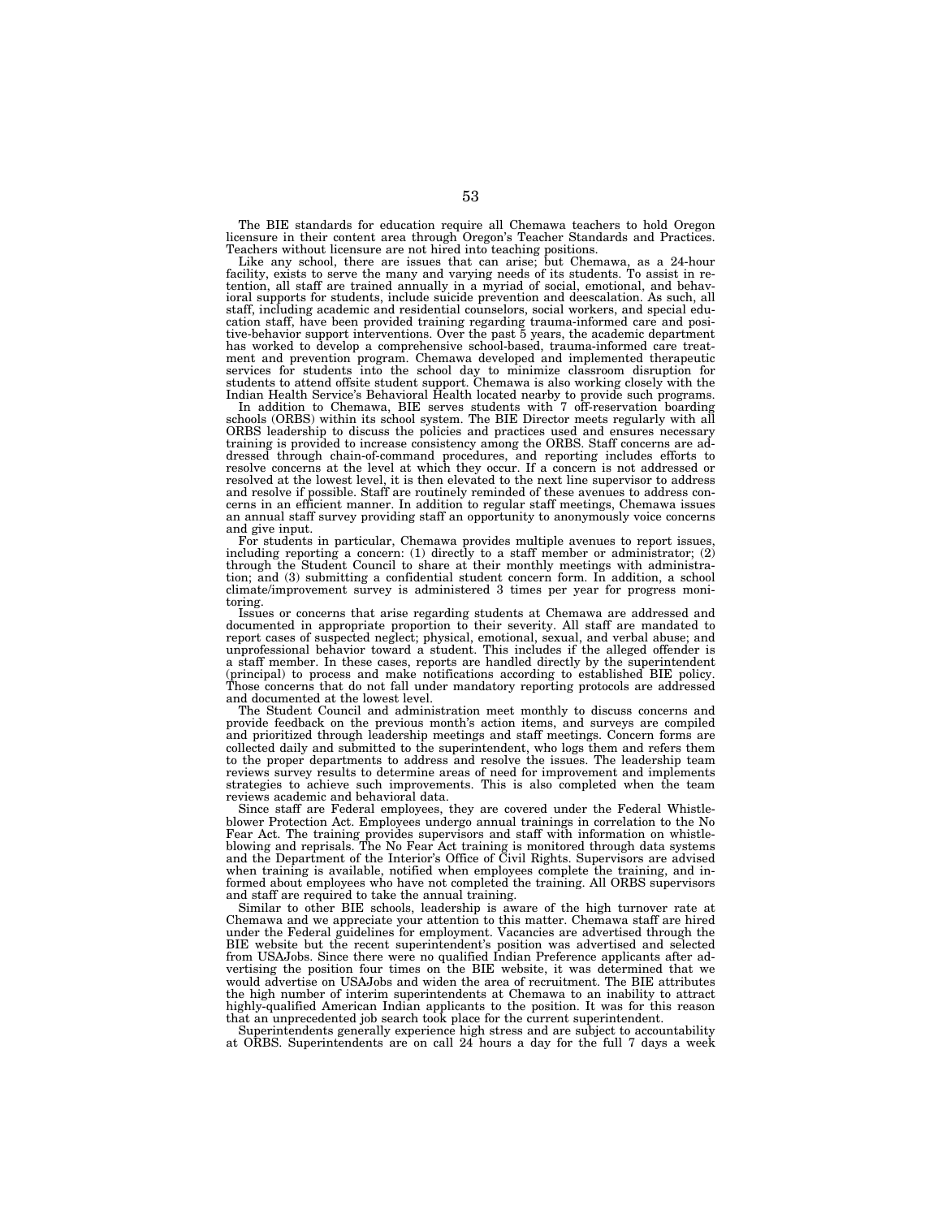The BIE standards for education require all Chemawa teachers to hold Oregon licensure in their content area through Oregon's Teacher Standards and Practices. Teachers without licensure are not hired into teaching positions.

Like any school, there are issues that can arise; but Chemawa, as a 24-hour facility, exists to serve the many and varying needs of its students. To assist in retention, all staff are trained annually in a myriad of social, emotional, and behavioral supports for students, include suicide prevention and deescalation. As such, all staff, including academic and residential counselors, social workers, and special education staff, have been provided training regarding trauma-informed care and positive-behavior support interventions. Over the past 5 years, the academic department has worked to develop a comprehensive school-based, trauma-informed care treatment and prevention program. Chemawa developed and implemented therapeutic services for students into the school day to minimize classroom disruption for students to attend offsite student support. Chemawa is also working closely with the Indian Health Service's Behavioral Health located nearby to provide such programs.

In addition to Chemawa, BIE serves students with 7 off-reservation boarding schools (ORBS) within its school system. The BIE Director meets regularly with all ORBS leadership to discuss the policies and practices used and ensures necessary training is provided to increase consistency among the ORBS. Staff concerns are addressed through chain-of-command procedures, and reporting includes efforts to resolve concerns at the level at which they occur. If a concern is not addressed or resolved at the lowest level, it is then elevated to the next line supervisor to address and resolve if possible. Staff are routinely reminded of these avenues to address concerns in an efficient manner. In addition to regular staff meetings, Chemawa issues an annual staff survey providing staff an opportunity to anonymously voice concerns and give input.

For students in particular, Chemawa provides multiple avenues to report issues, including reporting a concern: (1) directly to a staff member or administrator; (2) through the Student Council to share at their monthly meetings with administration; and (3) submitting a confidential student concern form. In addition, a school climate/improvement survey is administered 3 times per year for progress monitoring.

Issues or concerns that arise regarding students at Chemawa are addressed and documented in appropriate proportion to their severity. All staff are mandated to report cases of suspected neglect; physical, emotional, sexual, and verbal abuse; and unprofessional behavior toward a student. This includes if the alleged offender is a staff member. In these cases, reports are handled directly by the superintendent (principal) to process and make notifications according to established BIE policy. Those concerns that do not fall under mandatory reporting protocols are addressed and documented at the lowest level.

The Student Council and administration meet monthly to discuss concerns and provide feedback on the previous month's action items, and surveys are compiled and prioritized through leadership meetings and staff meetings. Concern forms are collected daily and submitted to the superintendent, who logs them and refers them to the proper departments to address and resolve the issues. The leadership team reviews survey results to determine areas of need for improvement and implements strategies to achieve such improvements. This is also completed when the team reviews academic and behavioral data.

Since staff are Federal employees, they are covered under the Federal Whistleblower Protection Act. Employees undergo annual trainings in correlation to the No Fear Act. The training provides supervisors and staff with information on whistleblowing and reprisals. The No Fear Act training is monitored through data systems and the Department of the Interior's Office of Civil Rights. Supervisors are advised when training is available, notified when employees complete the training, and informed about employees who have not completed the training. All ORBS supervisors and staff are required to take the annual training.

Similar to other BIE schools, leadership is aware of the high turnover rate at Chemawa and we appreciate your attention to this matter. Chemawa staff are hired under the Federal guidelines for employment. Vacancies are advertised through the BIE website but the recent superintendent's position was advertised and selected from USAJobs. Since there were no qualified Indian Preference applicants after advertising the position four times on the BIE website, it was determined that we would advertise on USAJobs and widen the area of recruitment. The BIE attributes the high number of interim superintendents at Chemawa to an inability to attract highly-qualified American Indian applicants to the position. It was for this reason that an unprecedented job search took place for the current superintendent.

Superintendents generally experience high stress and are subject to accountability at ORBS. Superintendents are on call 24 hours a day for the full 7 days a week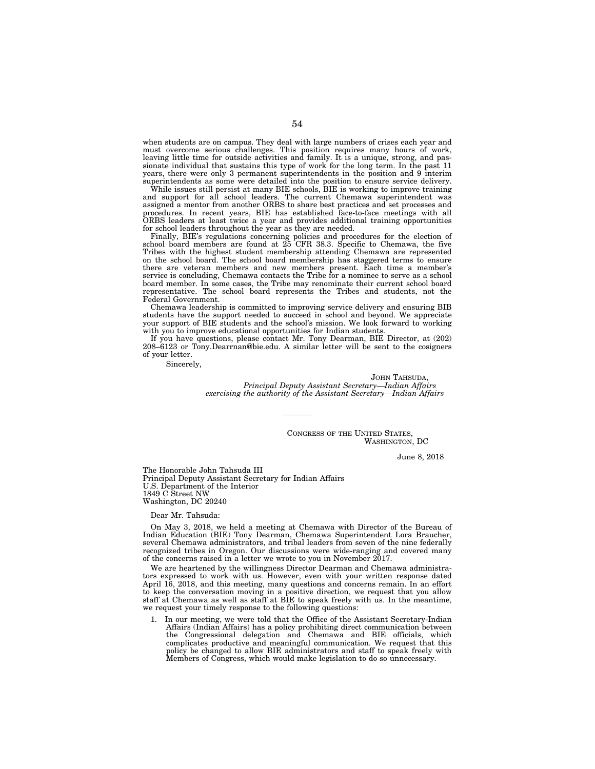when students are on campus. They deal with large numbers of crises each year and must overcome serious challenges. This position requires many hours of work, leaving little time for outside activities and family. It is a unique, strong, and passionate individual that sustains this type of work for the long term. In the past 11 years, there were only 3 permanent superintendents in the position and 9 interim superintendents as some were detailed into the position to ensure service delivery.

While issues still persist at many BIE schools, BIE is working to improve training and support for all school leaders. The current Chemawa superintendent was assigned a mentor from another ORBS to share best practices and set processes and procedures. In recent years, BIE has established face-to-face meetings with all ORBS leaders at least twice a year and provides additional training opportunities for school leaders throughout the year as they are needed.

Finally, BIE's regulations concerning policies and procedures for the election of school board members are found at 25 CFR 38.3. Specific to Chemawa, the five Tribes with the highest student membership attending Chemawa are represented on the school board. The school board membership has staggered terms to ensure there are veteran members and new members present. Each time a member's service is concluding, Chemawa contacts the Tribe for a nominee to serve as a school board member. In some cases, the Tribe may renominate their current school board representative. The school board represents the Tribes and students, not the Federal Government.

Chemawa leadership is committed to improving service delivery and ensuring BIB students have the support needed to succeed in school and beyond. We appreciate your support of BIE students and the school's mission. We look forward to working with you to improve educational opportunities for Indian students.

If you have questions, please contact Mr. Tony Dearman, BIE Director, at (202) 208–6123 or Tony.Dearrnan@bie.edu. A similar letter will be sent to the cosigners of your letter.

Sincerely,

JOHN TAHSUDA,
*Principal Deputy Assistant Secretary—Indian Affairs*
*exercising the authority of the Assistant Secretary—Indian Affairs*

---

CONGRESS OF THE UNITED STATES,
WASHINGTON, DC

June 8, 2018

The Honorable John Tahsuda III
Principal Deputy Assistant Secretary for Indian Affairs
U.S. Department of the Interior
1849 C Street NW
Washington, DC 20240

Dear Mr. Tahsuda:

On May 3, 2018, we held a meeting at Chemawa with Director of the Bureau of Indian Education (BIE) Tony Dearman, Chemawa Superintendent Lora Braucher, several Chemawa administrators, and tribal leaders from seven of the nine federally recognized tribes in Oregon. Our discussions were wide-ranging and covered many of the concerns raised in a letter we wrote to you in November 2017.

We are heartened by the willingness Director Dearman and Chemawa administrators expressed to work with us. However, even with your written response dated April 16, 2018, and this meeting, many questions and concerns remain. In an effort to keep the conversation moving in a positive direction, we request that you allow staff at Chemawa as well as staff at BIE to speak freely with us. In the meantime, we request your timely response to the following questions:

1. In our meeting, we were told that the Office of the Assistant Secretary-Indian Affairs (Indian Affairs) has a policy prohibiting direct communication between the Congressional delegation and Chemawa and BIE officials, which complicates productive and meaningful communication. We request that this policy be changed to allow BIE administrators and staff to speak freely with Members of Congress, which would make legislation to do so unnecessary.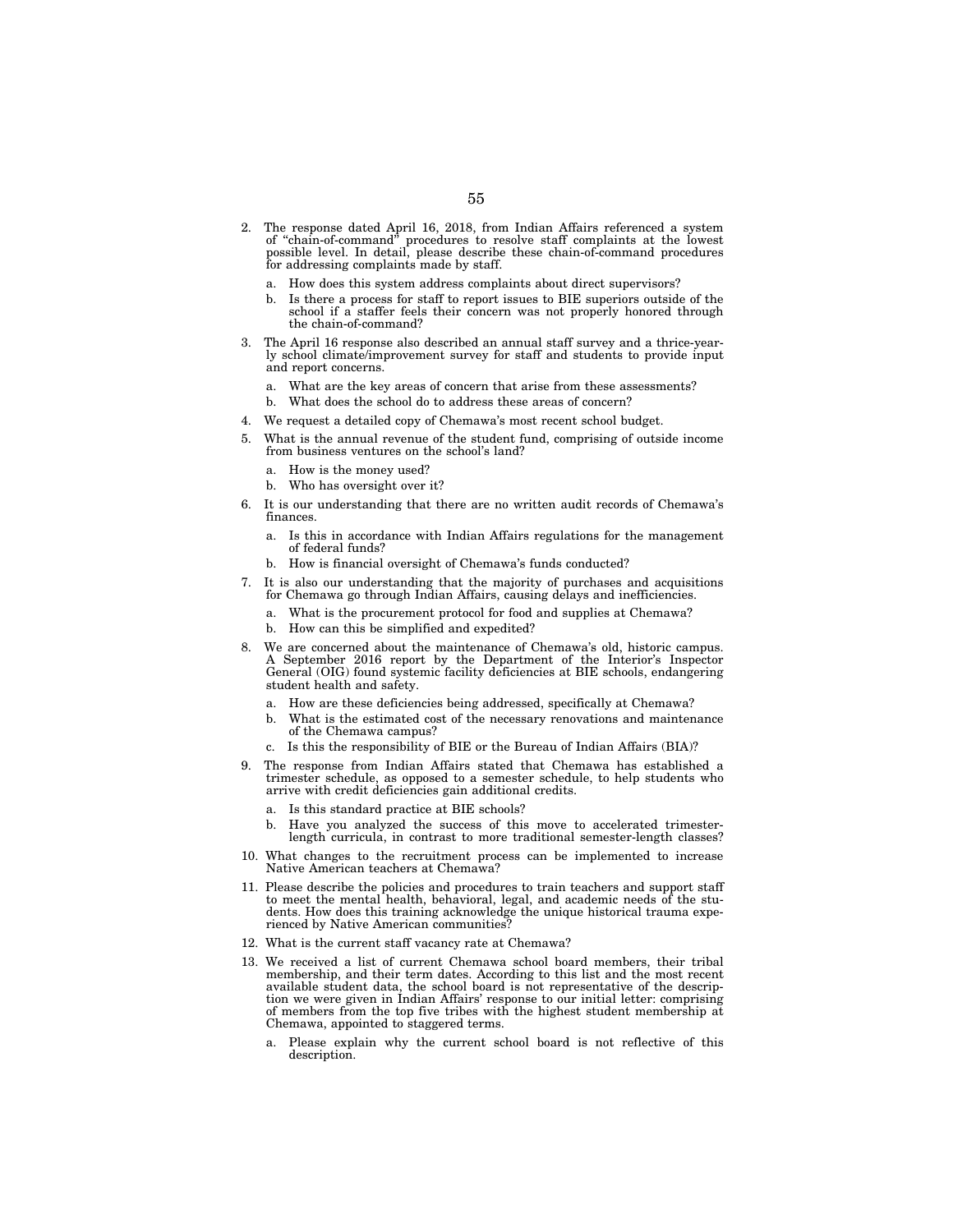2. The response dated April 16, 2018, from Indian Affairs referenced a system of "chain-of-command" procedures to resolve staff complaints at the lowest possible level. In detail, please describe these chain-of-command procedures for addressing complaints made by staff.
   a. How does this system address complaints about direct supervisors?
   b. Is there a process for staff to report issues to BIE superiors outside of the school if a staffer feels their concern was not properly honored through the chain-of-command?
3. The April 16 response also described an annual staff survey and a thrice-yearly school climate/improvement survey for staff and students to provide input and report concerns.
   a. What are the key areas of concern that arise from these assessments?
   b. What does the school do to address these areas of concern?
4. We request a detailed copy of Chemawa's most recent school budget.
5. What is the annual revenue of the student fund, comprising of outside income from business ventures on the school's land?
   a. How is the money used?
   b. Who has oversight over it?
6. It is our understanding that there are no written audit records of Chemawa's finances.
   a. Is this in accordance with Indian Affairs regulations for the management of federal funds?
   b. How is financial oversight of Chemawa's funds conducted?
7. It is also our understanding that the majority of purchases and acquisitions for Chemawa go through Indian Affairs, causing delays and inefficiencies.
   a. What is the procurement protocol for food and supplies at Chemawa?
   b. How can this be simplified and expedited?
8. We are concerned about the maintenance of Chemawa's old, historic campus. A September 2016 report by the Department of the Interior's Inspector General (OIG) found systemic facility deficiencies at BIE schools, endangering student health and safety.
   a. How are these deficiencies being addressed, specifically at Chemawa?
   b. What is the estimated cost of the necessary renovations and maintenance of the Chemawa campus?
   c. Is this the responsibility of BIE or the Bureau of Indian Affairs (BIA)?
9. The response from Indian Affairs stated that Chemawa has established a trimester schedule, as opposed to a semester schedule, to help students who arrive with credit deficiencies gain additional credits.
   a. Is this standard practice at BIE schools?
   b. Have you analyzed the success of this move to accelerated trimester-length curricula, in contrast to more traditional semester-length classes?
10. What changes to the recruitment process can be implemented to increase Native American teachers at Chemawa?
11. Please describe the policies and procedures to train teachers and support staff to meet the mental health, behavioral, legal, and academic needs of the students. How does this training acknowledge the unique historical trauma experienced by Native American communities?
12. What is the current staff vacancy rate at Chemawa?
13. We received a list of current Chemawa school board members, their tribal membership, and their term dates. According to this list and the most recent available student data, the school board is not representative of the description we were given in Indian Affairs' response to our initial letter: comprising of members from the top five tribes with the highest student membership at Chemawa, appointed to staggered terms.
    a. Please explain why the current school board is not reflective of this description.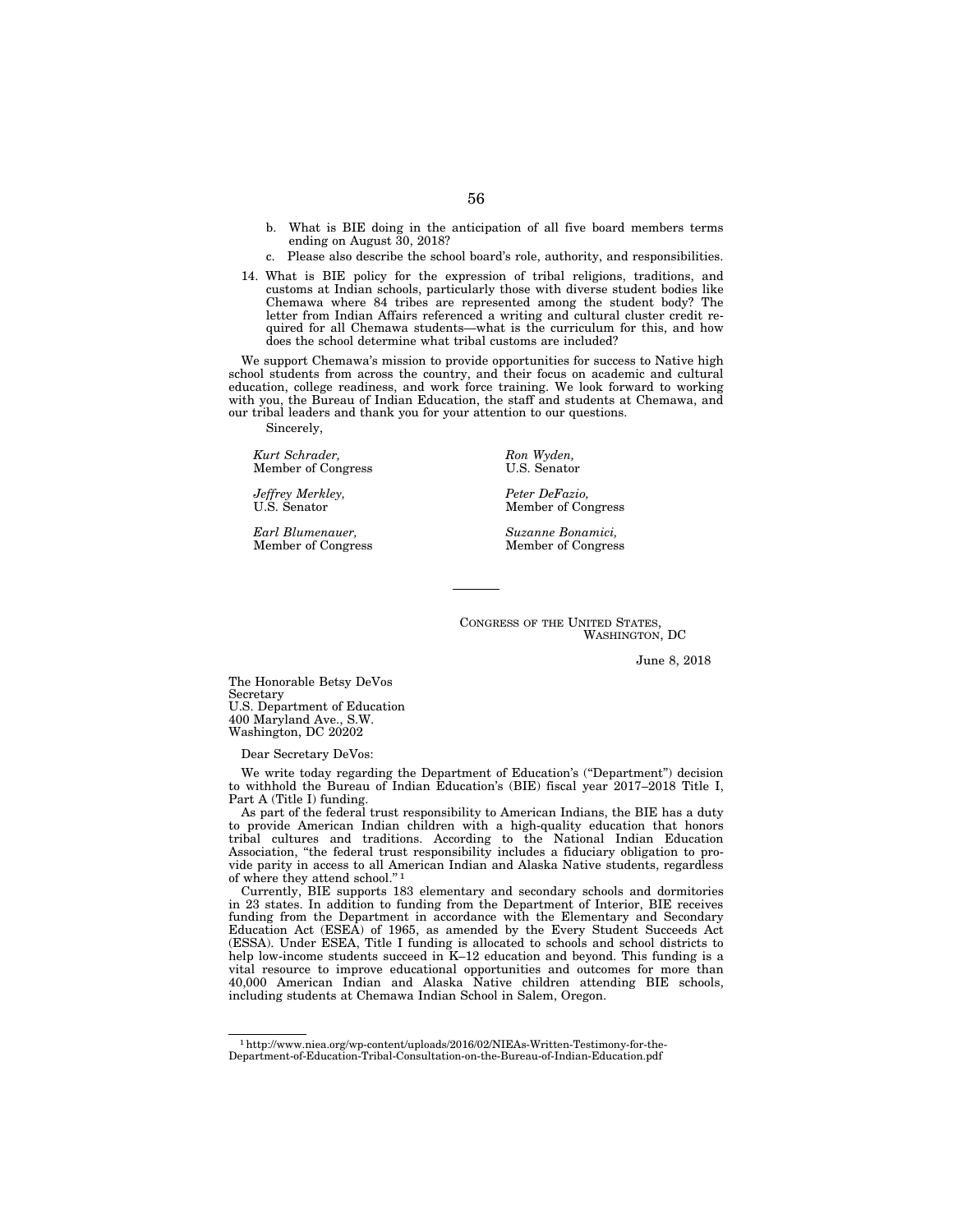b. What is BIE doing in the anticipation of all five board members terms ending on August 30, 2018?
c. Please also describe the school board's role, authority, and responsibilities.

14. What is BIE policy for the expression of tribal religions, traditions, and customs at Indian schools, particularly those with diverse student bodies like Chemawa where 84 tribes are represented among the student body? The letter from Indian Affairs referenced a writing and cultural cluster credit required for all Chemawa students—what is the curriculum for this, and how does the school determine what tribal customs are included?

We support Chemawa's mission to provide opportunities for success to Native high school students from across the country, and their focus on academic and cultural education, college readiness, and work force training. We look forward to working with you, the Bureau of Indian Education, the staff and students at Chemawa, and our tribal leaders and thank you for your attention to our questions.

Sincerely,

*Kurt Schrader,*
Member of Congress

*Ron Wyden,*
U.S. Senator

*Jeffrey Merkley,*
U.S. Senator

*Peter DeFazio,*
Member of Congress

*Earl Blumenauer,*
Member of Congress

*Suzanne Bonamici,*
Member of Congress

---

CONGRESS OF THE UNITED STATES,
WASHINGTON, DC

June 8, 2018

The Honorable Betsy DeVos
Secretary
U.S. Department of Education
400 Maryland Ave., S.W.
Washington, DC 20202

Dear Secretary DeVos:

We write today regarding the Department of Education's ("Department") decision to withhold the Bureau of Indian Education's (BIE) fiscal year 2017–2018 Title I, Part A (Title I) funding.

As part of the federal trust responsibility to American Indians, the BIE has a duty to provide American Indian children with a high-quality education that honors tribal cultures and traditions. According to the National Indian Education Association, "the federal trust responsibility includes a fiduciary obligation to provide parity in access to all American Indian and Alaska Native students, regardless of where they attend school." [1]

Currently, BIE supports 183 elementary and secondary schools and dormitories in 23 states. In addition to funding from the Department of Interior, BIE receives funding from the Department in accordance with the Elementary and Secondary Education Act (ESEA) of 1965, as amended by the Every Student Succeeds Act (ESSA). Under ESEA, Title I funding is allocated to schools and school districts to help low-income students succeed in K–12 education and beyond. This funding is a vital resource to improve educational opportunities and outcomes for more than 40,000 American Indian and Alaska Native children attending BIE schools, including students at Chemawa Indian School in Salem, Oregon.

---

[1] http://www.niea.org/wp-content/uploads/2016/02/NIEAs-Written-Testimony-for-the-Department-of-Education-Tribal-Consultation-on-the-Bureau-of-Indian-Education.pdf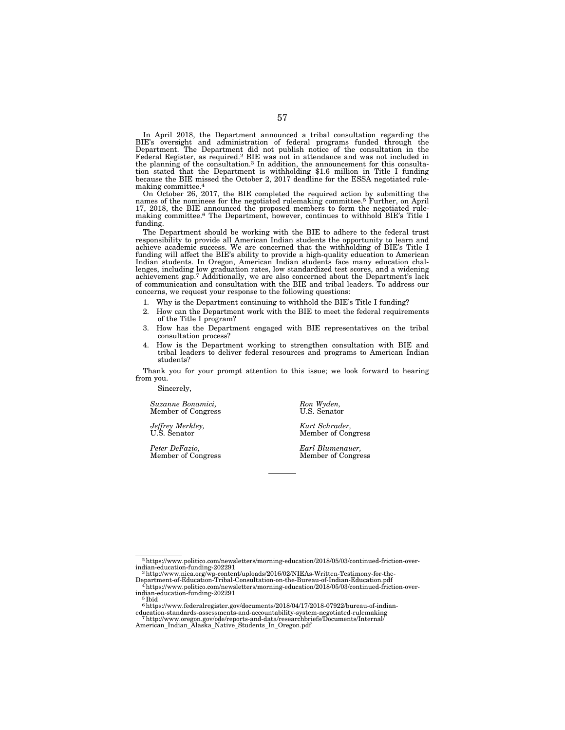In April 2018, the Department announced a tribal consultation regarding the BIE's oversight and administration of federal programs funded through the Department. The Department did not publish notice of the consultation in the Federal Register, as required.[2] BIE was not in attendance and was not included in the planning of the consultation.[3] In addition, the announcement for this consultation stated that the Department is withholding $1.6 million in Title I funding because the BIE missed the October 2, 2017 deadline for the ESSA negotiated rulemaking committee.[4]

On October 26, 2017, the BIE completed the required action by submitting the names of the nominees for the negotiated rulemaking committee.[5] Further, on April 17, 2018, the BIE announced the proposed members to form the negotiated rulemaking committee.[6] The Department, however, continues to withhold BIE's Title I funding.

The Department should be working with the BIE to adhere to the federal trust responsibility to provide all American Indian students the opportunity to learn and achieve academic success. We are concerned that the withholding of BIE's Title I funding will affect the BIE's ability to provide a high-quality education to American Indian students. In Oregon, American Indian students face many education challenges, including low graduation rates, low standardized test scores, and a widening achievement gap.[7] Additionally, we are also concerned about the Department's lack of communication and consultation with the BIE and tribal leaders. To address our concerns, we request your response to the following questions:

1. Why is the Department continuing to withhold the BIE's Title I funding?
2. How can the Department work with the BIE to meet the federal requirements of the Title I program?
3. How has the Department engaged with BIE representatives on the tribal consultation process?
4. How is the Department working to strengthen consultation with BIE and tribal leaders to deliver federal resources and programs to American Indian students?

Thank you for your prompt attention to this issue; we look forward to hearing from you.

Sincerely,

*Suzanne Bonamici,*
Member of Congress

*Ron Wyden,*
U.S. Senator

*Jeffrey Merkley,*
U.S. Senator

*Kurt Schrader,*
Member of Congress

*Peter DeFazio,*
Member of Congress

*Earl Blumenauer,*
Member of Congress

---

[2] https://www.politico.com/newsletters/morning-education/2018/05/03/continued-friction-over-indian-education-funding-202291

[3] http://www.niea.org/wp-content/uploads/2016/02/NIEAs-Written-Testimony-for-the-Department-of-Education-Tribal-Consultation-on-the-Bureau-of-Indian-Education.pdf

[4] https://www.politico.com/newsletters/morning-education/2018/05/03/continued-friction-over-indian-education-funding-202291

[5] Ibid

[6] https://www.federalregister.gov/documents/2018/04/17/2018-07922/bureau-of-indian-education-standards-assessments-and-accountability-system-negotiated-rulemaking

[7] http://www.oregon.gov/ode/reports-and-data/researchbriefs/Documents/Internal/American_Indian_Alaska_Native_Students_In_Oregon.pdf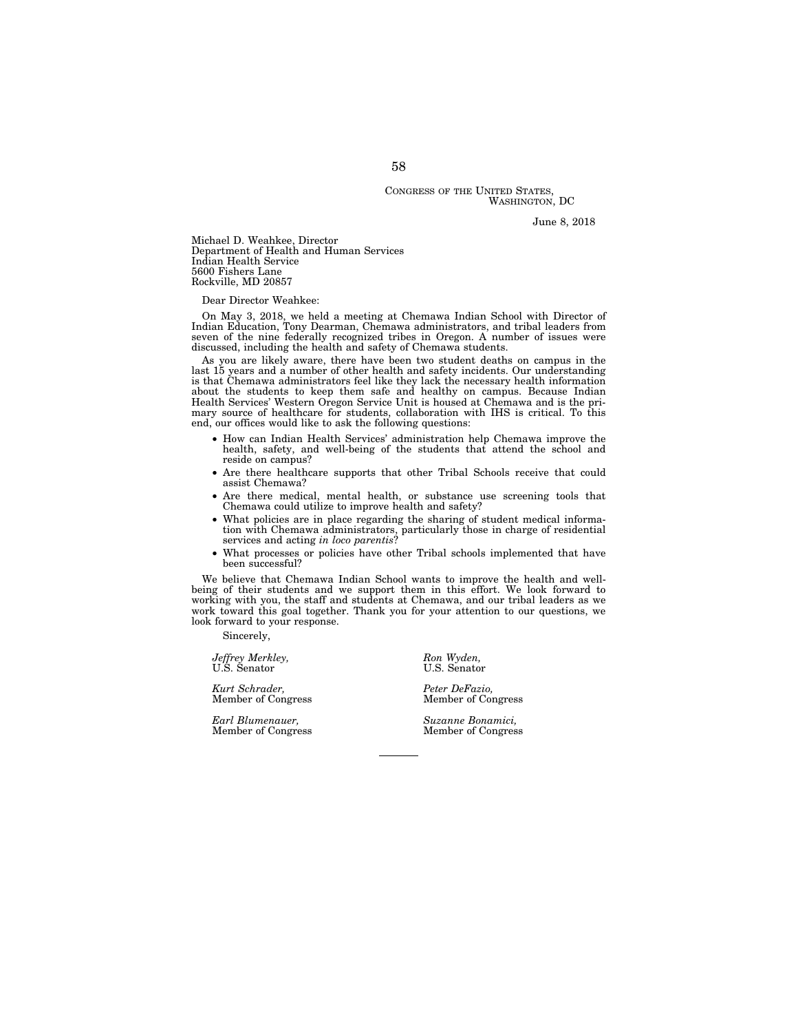CONGRESS OF THE UNITED STATES,
WASHINGTON, DC

June 8, 2018

Michael D. Weahkee, Director
Department of Health and Human Services
Indian Health Service
5600 Fishers Lane
Rockville, MD 20857

Dear Director Weahkee:

On May 3, 2018, we held a meeting at Chemawa Indian School with Director of Indian Education, Tony Dearman, Chemawa administrators, and tribal leaders from seven of the nine federally recognized tribes in Oregon. A number of issues were discussed, including the health and safety of Chemawa students.

As you are likely aware, there have been two student deaths on campus in the last 15 years and a number of other health and safety incidents. Our understanding is that Chemawa administrators feel like they lack the necessary health information about the students to keep them safe and healthy on campus. Because Indian Health Services' Western Oregon Service Unit is housed at Chemawa and is the primary source of healthcare for students, collaboration with IHS is critical. To this end, our offices would like to ask the following questions:

- How can Indian Health Services' administration help Chemawa improve the health, safety, and well-being of the students that attend the school and reside on campus?
- Are there healthcare supports that other Tribal Schools receive that could assist Chemawa?
- Are there medical, mental health, or substance use screening tools that Chemawa could utilize to improve health and safety?
- What policies are in place regarding the sharing of student medical information with Chemawa administrators, particularly those in charge of residential services and acting *in loco parentis*?
- What processes or policies have other Tribal schools implemented that have been successful?

We believe that Chemawa Indian School wants to improve the health and well-being of their students and we support them in this effort. We look forward to working with you, the staff and students at Chemawa, and our tribal leaders as we work toward this goal together. Thank you for your attention to our questions, we look forward to your response.

Sincerely,

*Jeffrey Merkley,*
U.S. Senator

*Ron Wyden,*
U.S. Senator

*Kurt Schrader,*
Member of Congress

*Peter DeFazio,*
Member of Congress

*Earl Blumenauer,*
Member of Congress

*Suzanne Bonamici,*
Member of Congress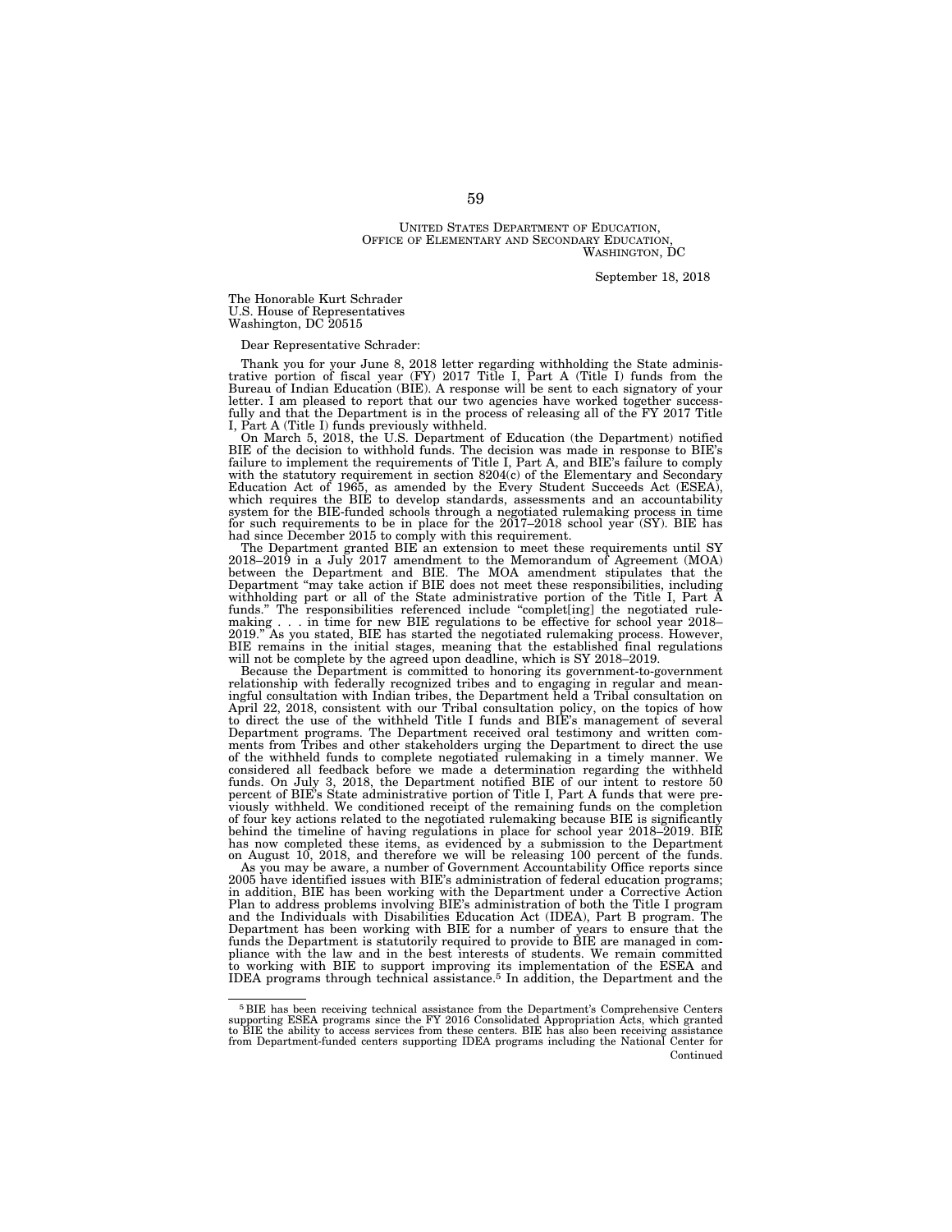UNITED STATES DEPARTMENT OF EDUCATION,
OFFICE OF ELEMENTARY AND SECONDARY EDUCATION,
WASHINGTON, DC

September 18, 2018

The Honorable Kurt Schrader
U.S. House of Representatives
Washington, DC 20515

Dear Representative Schrader:

Thank you for your June 8, 2018 letter regarding withholding the State administrative portion of fiscal year (FY) 2017 Title I, Part A (Title I) funds from the Bureau of Indian Education (BIE). A response will be sent to each signatory of your letter. I am pleased to report that our two agencies have worked together successfully and that the Department is in the process of releasing all of the FY 2017 Title I, Part A (Title I) funds previously withheld.

On March 5, 2018, the U.S. Department of Education (the Department) notified BIE of the decision to withhold funds. The decision was made in response to BIE's failure to implement the requirements of Title I, Part A, and BIE's failure to comply with the statutory requirement in section 8204(c) of the Elementary and Secondary Education Act of 1965, as amended by the Every Student Succeeds Act (ESEA), which requires the BIE to develop standards, assessments and an accountability system for the BIE-funded schools through a negotiated rulemaking process in time for such requirements to be in place for the 2017–2018 school year (SY). BIE has had since December 2015 to comply with this requirement.

The Department granted BIE an extension to meet these requirements until SY 2018–2019 in a July 2017 amendment to the Memorandum of Agreement (MOA) between the Department and BIE. The MOA amendment stipulates that the Department "may take action if BIE does not meet these responsibilities, including withholding part or all of the State administrative portion of the Title I, Part A funds." The responsibilities referenced include "complet[ing] the negotiated rulemaking . . . in time for new BIE regulations to be effective for school year 2018–2019." As you stated, BIE has started the negotiated rulemaking process. However, BIE remains in the initial stages, meaning that the established final regulations will not be complete by the agreed upon deadline, which is SY 2018–2019.

Because the Department is committed to honoring its government-to-government relationship with federally recognized tribes and to engaging in regular and meaningful consultation with Indian tribes, the Department held a Tribal consultation on April 22, 2018, consistent with our Tribal consultation policy, on the topics of how to direct the use of the withheld Title I funds and BIE's management of several Department programs. The Department received oral testimony and written comments from Tribes and other stakeholders urging the Department to direct the use of the withheld funds to complete negotiated rulemaking in a timely manner. We considered all feedback before we made a determination regarding the withheld funds. On July 3, 2018, the Department notified BIE of our intent to restore 50 percent of BIE's State administrative portion of Title I, Part A funds that were previously withheld. We conditioned receipt of the remaining funds on the completion of four key actions related to the negotiated rulemaking because BIE is significantly behind the timeline of having regulations in place for school year 2018–2019. BIE has now completed these items, as evidenced by a submission to the Department on August 10, 2018, and therefore we will be releasing 100 percent of the funds.

As you may be aware, a number of Government Accountability Office reports since 2005 have identified issues with BIE's administration of federal education programs; in addition, BIE has been working with the Department under a Corrective Action Plan to address problems involving BIE's administration of both the Title I program and the Individuals with Disabilities Education Act (IDEA), Part B program. The Department has been working with BIE for a number of years to ensure that the funds the Department is statutorily required to provide to BIE are managed in compliance with the law and in the best interests of students. We remain committed to working with BIE to support improving its implementation of the ESEA and IDEA programs through technical assistance.[5] In addition, the Department and the

---

[5] BIE has been receiving technical assistance from the Department's Comprehensive Centers supporting ESEA programs since the FY 2016 Consolidated Appropriation Acts, which granted to BIE the ability to access services from these centers. BIE has also been receiving assistance from Department-funded centers supporting IDEA programs including the National Center for

Continued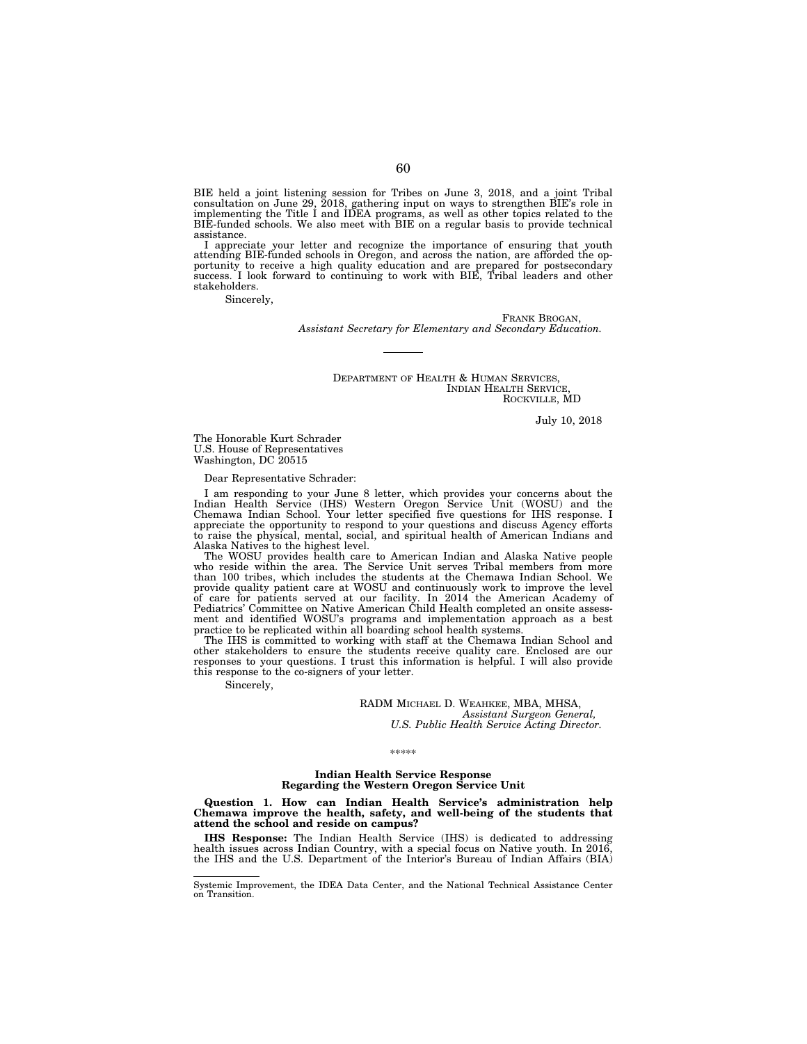BIE held a joint listening session for Tribes on June 3, 2018, and a joint Tribal consultation on June 29, 2018, gathering input on ways to strengthen BIE's role in implementing the Title I and IDEA programs, as well as other topics related to the BIE-funded schools. We also meet with BIE on a regular basis to provide technical assistance.

I appreciate your letter and recognize the importance of ensuring that youth attending BIE-funded schools in Oregon, and across the nation, are afforded the opportunity to receive a high quality education and are prepared for postsecondary success. I look forward to continuing to work with BIE, Tribal leaders and other stakeholders.

Sincerely,

FRANK BROGAN,
*Assistant Secretary for Elementary and Secondary Education.*

---

DEPARTMENT OF HEALTH & HUMAN SERVICES,
INDIAN HEALTH SERVICE,
ROCKVILLE, MD

July 10, 2018

The Honorable Kurt Schrader
U.S. House of Representatives
Washington, DC 20515

Dear Representative Schrader:

I am responding to your June 8 letter, which provides your concerns about the Indian Health Service (IHS) Western Oregon Service Unit (WOSU) and the Chemawa Indian School. Your letter specified five questions for IHS response. I appreciate the opportunity to respond to your questions and discuss Agency efforts to raise the physical, mental, social, and spiritual health of American Indians and Alaska Natives to the highest level.

The WOSU provides health care to American Indian and Alaska Native people who reside within the area. The Service Unit serves Tribal members from more than 100 tribes, which includes the students at the Chemawa Indian School. We provide quality patient care at WOSU and continuously work to improve the level of care for patients served at our facility. In 2014 the American Academy of Pediatrics' Committee on Native American Child Health completed an onsite assessment and identified WOSU's programs and implementation approach as a best practice to be replicated within all boarding school health systems.

The IHS is committed to working with staff at the Chemawa Indian School and other stakeholders to ensure the students receive quality care. Enclosed are our responses to your questions. I trust this information is helpful. I will also provide this response to the co-signers of your letter.

Sincerely,

RADM MICHAEL D. WEAHKEE, MBA, MHSA,
*Assistant Surgeon General,*
*U.S. Public Health Service Acting Director.*

\*\*\*\*\*

**Indian Health Service Response**
**Regarding the Western Oregon Service Unit**

**Question 1. How can Indian Health Service's administration help Chemawa improve the health, safety, and well-being of the students that attend the school and reside on campus?**

**IHS Response:** The Indian Health Service (IHS) is dedicated to addressing health issues across Indian Country, with a special focus on Native youth. In 2016, the IHS and the U.S. Department of the Interior's Bureau of Indian Affairs (BIA)

---

Systemic Improvement, the IDEA Data Center, and the National Technical Assistance Center on Transition.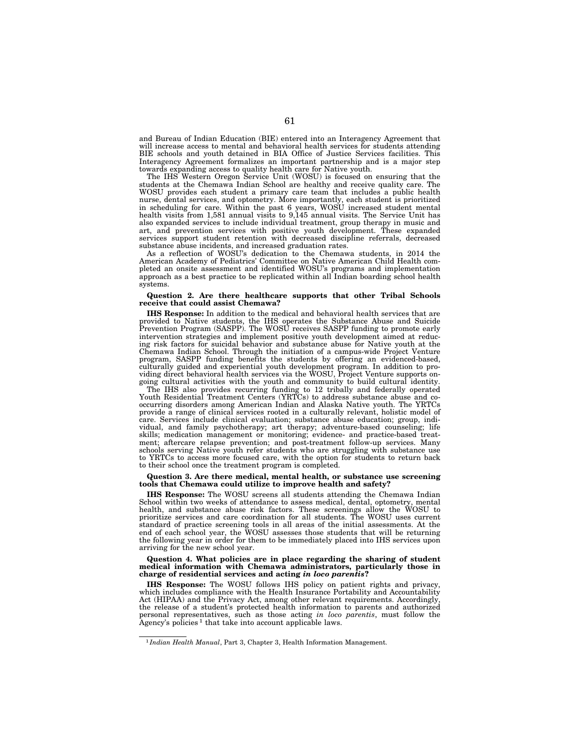and Bureau of Indian Education (BIE) entered into an Interagency Agreement that will increase access to mental and behavioral health services for students attending BIE schools and youth detained in BIA Office of Justice Services facilities. This Interagency Agreement formalizes an important partnership and is a major step towards expanding access to quality health care for Native youth.

The IHS Western Oregon Service Unit (WOSU) is focused on ensuring that the students at the Chemawa Indian School are healthy and receive quality care. The WOSU provides each student a primary care team that includes a public health nurse, dental services, and optometry. More importantly, each student is prioritized in scheduling for care. Within the past 6 years, WOSU increased student mental health visits from 1,581 annual visits to 9,145 annual visits. The Service Unit has also expanded services to include individual treatment, group therapy in music and art, and prevention services with positive youth development. These expanded services support student retention with decreased discipline referrals, decreased substance abuse incidents, and increased graduation rates.

As a reflection of WOSU's dedication to the Chemawa students, in 2014 the American Academy of Pediatrics' Committee on Native American Child Health completed an onsite assessment and identified WOSU's programs and implementation approach as a best practice to be replicated within all Indian boarding school health systems.

**Question 2. Are there healthcare supports that other Tribal Schools receive that could assist Chemawa?**

**IHS Response:** In addition to the medical and behavioral health services that are provided to Native students, the IHS operates the Substance Abuse and Suicide Prevention Program (SASPP). The WOSU receives SASPP funding to promote early intervention strategies and implement positive youth development aimed at reducing risk factors for suicidal behavior and substance abuse for Native youth at the Chemawa Indian School. Through the initiation of a campus-wide Project Venture program, SASPP funding benefits the students by offering an evidenced-based, culturally guided and experiential youth development program. In addition to providing direct behavioral health services via the WOSU, Project Venture supports ongoing cultural activities with the youth and community to build cultural identity.

The IHS also provides recurring funding to 12 tribally and federally operated Youth Residential Treatment Centers (YRTCs) to address substance abuse and co-occurring disorders among American Indian and Alaska Native youth. The YRTCs provide a range of clinical services rooted in a culturally relevant, holistic model of care. Services include clinical evaluation; substance abuse education; group, individual, and family psychotherapy; art therapy; adventure-based counseling; life skills; medication management or monitoring; evidence- and practice-based treatment; aftercare relapse prevention; and post-treatment follow-up services. Many schools serving Native youth refer students who are struggling with substance use to YRTCs to access more focused care, with the option for students to return back to their school once the treatment program is completed.

**Question 3. Are there medical, mental health, or substance use screening tools that Chemawa could utilize to improve health and safety?**

**IHS Response:** The WOSU screens all students attending the Chemawa Indian School within two weeks of attendance to assess medical, dental, optometry, mental health, and substance abuse risk factors. These screenings allow the WOSU to prioritize services and care coordination for all students. The WOSU uses current standard of practice screening tools in all areas of the initial assessments. At the end of each school year, the WOSU assesses those students that will be returning the following year in order for them to be immediately placed into IHS services upon arriving for the new school year.

**Question 4. What policies are in place regarding the sharing of student medical information with Chemawa administrators, particularly those in charge of residential services and acting *in loco parentis*?**

**IHS Response:** The WOSU follows IHS policy on patient rights and privacy, which includes compliance with the Health Insurance Portability and Accountability Act (HIPAA) and the Privacy Act, among other relevant requirements. Accordingly, the release of a student's protected health information to parents and authorized personal representatives, such as those acting *in loco parentis*, must follow the Agency's policies [1] that take into account applicable laws.

---

[1] *Indian Health Manual*, Part 3, Chapter 3, Health Information Management.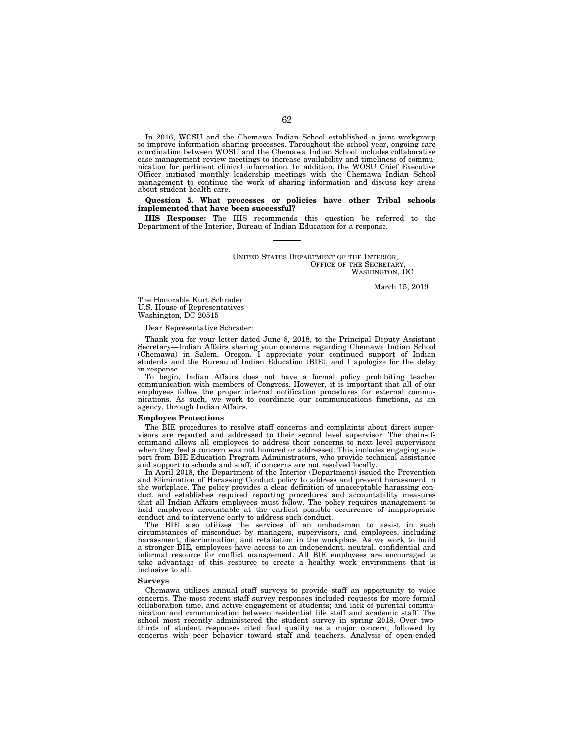In 2016, WOSU and the Chemawa Indian School established a joint workgroup to improve information sharing processes. Throughout the school year, ongoing care coordination between WOSU and the Chemawa Indian School includes collaborative case management review meetings to increase availability and timeliness of communication for pertinent clinical information. In addition, the WOSU Chief Executive Officer initiated monthly leadership meetings with the Chemawa Indian School management to continue the work of sharing information and discuss key areas about student health care.

**Question 5. What processes or policies have other Tribal schools implemented that have been successful?**

**IHS Response:** The IHS recommends this question be referred to the Department of the Interior, Bureau of Indian Education for a response.

---

UNITED STATES DEPARTMENT OF THE INTERIOR,
OFFICE OF THE SECRETARY,
WASHINGTON, DC

March 15, 2019

The Honorable Kurt Schrader
U.S. House of Representatives
Washington, DC 20515

Dear Representative Schrader:

Thank you for your letter dated June 8, 2018, to the Principal Deputy Assistant Secretary—Indian Affairs sharing your concerns regarding Chemawa Indian School (Chemawa) in Salem, Oregon. I appreciate your continued support of Indian students and the Bureau of Indian Education (BIE), and I apologize for the delay in response.

To begin, Indian Affairs does not have a formal policy prohibiting teacher communication with members of Congress. However, it is important that all of our employees follow the proper internal notification procedures for external communications. As such, we work to coordinate our communications functions, as an agency, through Indian Affairs.

**Employee Protections**

The BIE procedures to resolve staff concerns and complaints about direct supervisors are reported and addressed to their second level supervisor. The chain-of-command allows all employees to address their concerns to next level supervisors when they feel a concern was not honored or addressed. This includes engaging support from BIE Education Program Administrators, who provide technical assistance and support to schools and staff, if concerns are not resolved locally.

In April 2018, the Department of the Interior (Department) issued the Prevention and Elimination of Harassing Conduct policy to address and prevent harassment in the workplace. The policy provides a clear definition of unacceptable harassing conduct and establishes required reporting procedures and accountability measures that all Indian Affairs employees must follow. The policy requires management to hold employees accountable at the earliest possible occurrence of inappropriate conduct and to intervene early to address such conduct.

The BIE also utilizes the services of an ombudsman to assist in such circumstances of misconduct by managers, supervisors, and employees, including harassment, discrimination, and retaliation in the workplace. As we work to build a stronger BIE, employees have access to an independent, neutral, confidential and informal resource for conflict management. All BIE employees are encouraged to take advantage of this resource to create a healthy work environment that is inclusive to all.

**Surveys**

Chemawa utilizes annual staff surveys to provide staff an opportunity to voice concerns. The most recent staff survey responses included requests for more formal collaboration time, and active engagement of students; and lack of parental communication and communication between residential life staff and academic staff. The school most recently administered the student survey in spring 2018. Over two-thirds of student responses cited food quality as a major concern, followed by concerns with peer behavior toward staff and teachers. Analysis of open-ended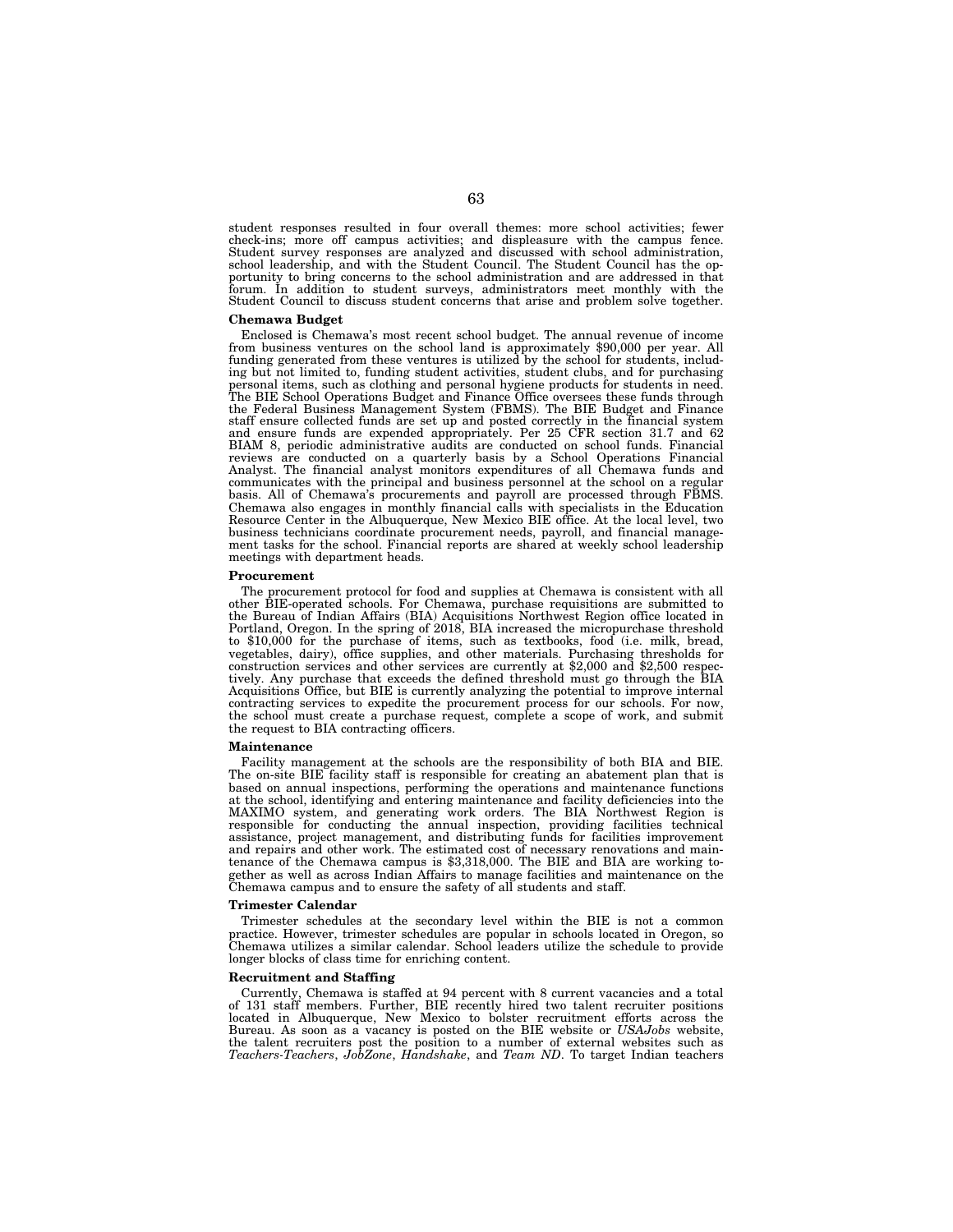student responses resulted in four overall themes: more school activities; fewer check-ins; more off campus activities; and displeasure with the campus fence. Student survey responses are analyzed and discussed with school administration, school leadership, and with the Student Council. The Student Council has the opportunity to bring concerns to the school administration and are addressed in that forum. In addition to student surveys, administrators meet monthly with the Student Council to discuss student concerns that arise and problem solve together.

**Chemawa Budget**

Enclosed is Chemawa's most recent school budget. The annual revenue of income from business ventures on the school land is approximately $90,000 per year. All funding generated from these ventures is utilized by the school for students, including but not limited to, funding student activities, student clubs, and for purchasing personal items, such as clothing and personal hygiene products for students in need. The BIE School Operations Budget and Finance Office oversees these funds through the Federal Business Management System (FBMS). The BIE Budget and Finance staff ensure collected funds are set up and posted correctly in the financial system and ensure funds are expended appropriately. Per 25 CFR section 31.7 and 62 BIAM 8, periodic administrative audits are conducted on school funds. Financial reviews are conducted on a quarterly basis by a School Operations Financial Analyst. The financial analyst monitors expenditures of all Chemawa funds and communicates with the principal and business personnel at the school on a regular basis. All of Chemawa's procurements and payroll are processed through FBMS. Chemawa also engages in monthly financial calls with specialists in the Education Resource Center in the Albuquerque, New Mexico BIE office. At the local level, two business technicians coordinate procurement needs, payroll, and financial management tasks for the school. Financial reports are shared at weekly school leadership meetings with department heads.

**Procurement**

The procurement protocol for food and supplies at Chemawa is consistent with all other BIE-operated schools. For Chemawa, purchase requisitions are submitted to the Bureau of Indian Affairs (BIA) Acquisitions Northwest Region office located in Portland, Oregon. In the spring of 2018, BIA increased the micropurchase threshold to $10,000 for the purchase of items, such as textbooks, food (i.e. milk, bread, vegetables, dairy), office supplies, and other materials. Purchasing thresholds for construction services and other services are currently at $2,000 and $2,500 respectively. Any purchase that exceeds the defined threshold must go through the BIA Acquisitions Office, but BIE is currently analyzing the potential to improve internal contracting services to expedite the procurement process for our schools. For now, the school must create a purchase request, complete a scope of work, and submit the request to BIA contracting officers.

**Maintenance**

Facility management at the schools are the responsibility of both BIA and BIE. The on-site BIE facility staff is responsible for creating an abatement plan that is based on annual inspections, performing the operations and maintenance functions at the school, identifying and entering maintenance and facility deficiencies into the MAXIMO system, and generating work orders. The BIA Northwest Region is responsible for conducting the annual inspection, providing facilities technical assistance, project management, and distributing funds for facilities improvement and repairs and other work. The estimated cost of necessary renovations and maintenance of the Chemawa campus is $3,318,000. The BIE and BIA are working together as well as across Indian Affairs to manage facilities and maintenance on the Chemawa campus and to ensure the safety of all students and staff.

**Trimester Calendar**

Trimester schedules at the secondary level within the BIE is not a common practice. However, trimester schedules are popular in schools located in Oregon, so Chemawa utilizes a similar calendar. School leaders utilize the schedule to provide longer blocks of class time for enriching content.

**Recruitment and Staffing**

Currently, Chemawa is staffed at 94 percent with 8 current vacancies and a total of 131 staff members. Further, BIE recently hired two talent recruiter positions located in Albuquerque, New Mexico to bolster recruitment efforts across the Bureau. As soon as a vacancy is posted on the BIE website or *USAJobs* website, the talent recruiters post the position to a number of external websites such as *Teachers-Teachers*, *JobZone*, *Handshake*, and *Team ND*. To target Indian teachers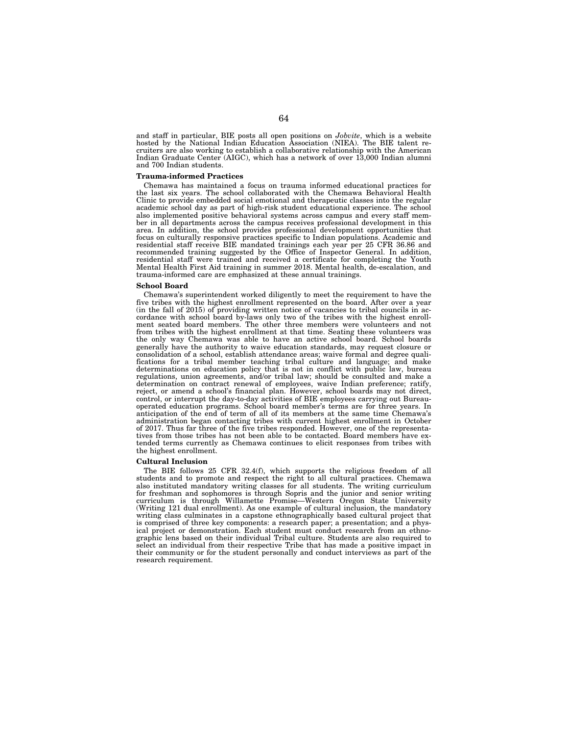and staff in particular, BIE posts all open positions on *Jobvite*, which is a website hosted by the National Indian Education Association (NIEA). The BIE talent recruiters are also working to establish a collaborative relationship with the American Indian Graduate Center (AIGC), which has a network of over 13,000 Indian alumni and 700 Indian students.

**Trauma-informed Practices**

Chemawa has maintained a focus on trauma informed educational practices for the last six years. The school collaborated with the Chemawa Behavioral Health Clinic to provide embedded social emotional and therapeutic classes into the regular academic school day as part of high-risk student educational experience. The school also implemented positive behavioral systems across campus and every staff member in all departments across the campus receives professional development in this area. In addition, the school provides professional development opportunities that focus on culturally responsive practices specific to Indian populations. Academic and residential staff receive BIE mandated trainings each year per 25 CFR 36.86 and recommended training suggested by the Office of Inspector General. In addition, residential staff were trained and received a certificate for completing the Youth Mental Health First Aid training in summer 2018. Mental health, de-escalation, and trauma-informed care are emphasized at these annual trainings.

**School Board**

Chemawa's superintendent worked diligently to meet the requirement to have the five tribes with the highest enrollment represented on the board. After over a year (in the fall of 2015) of providing written notice of vacancies to tribal councils in accordance with school board by-laws only two of the tribes with the highest enrollment seated board members. The other three members were volunteers and not from tribes with the highest enrollment at that time. Seating these volunteers was the only way Chemawa was able to have an active school board. School boards generally have the authority to waive education standards, may request closure or consolidation of a school, establish attendance areas; waive formal and degree qualifications for a tribal member teaching tribal culture and language; and make determinations on education policy that is not in conflict with public law, bureau regulations, union agreements, and/or tribal law; should be consulted and make a determination on contract renewal of employees, waive Indian preference; ratify, reject, or amend a school's financial plan. However, school boards may not direct, control, or interrupt the day-to-day activities of BIE employees carrying out Bureau-operated education programs. School board member's terms are for three years. In anticipation of the end of term of all of its members at the same time Chemawa's administration began contacting tribes with current highest enrollment in October of 2017. Thus far three of the five tribes responded. However, one of the representatives from those tribes has not been able to be contacted. Board members have extended terms currently as Chemawa continues to elicit responses from tribes with the highest enrollment.

**Cultural Inclusion**

The BIE follows 25 CFR 32.4(f), which supports the religious freedom of all students and to promote and respect the right to all cultural practices. Chemawa also instituted mandatory writing classes for all students. The writing curriculum for freshman and sophomores is through Sopris and the junior and senior writing curriculum is through Willamette Promise—Western Oregon State University (Writing 121 dual enrollment). As one example of cultural inclusion, the mandatory writing class culminates in a capstone ethnographically based cultural project that is comprised of three key components: a research paper; a presentation; and a physical project or demonstration. Each student must conduct research from an ethnographic lens based on their individual Tribal culture. Students are also required to select an individual from their respective Tribe that has made a positive impact in their community or for the student personally and conduct interviews as part of the research requirement.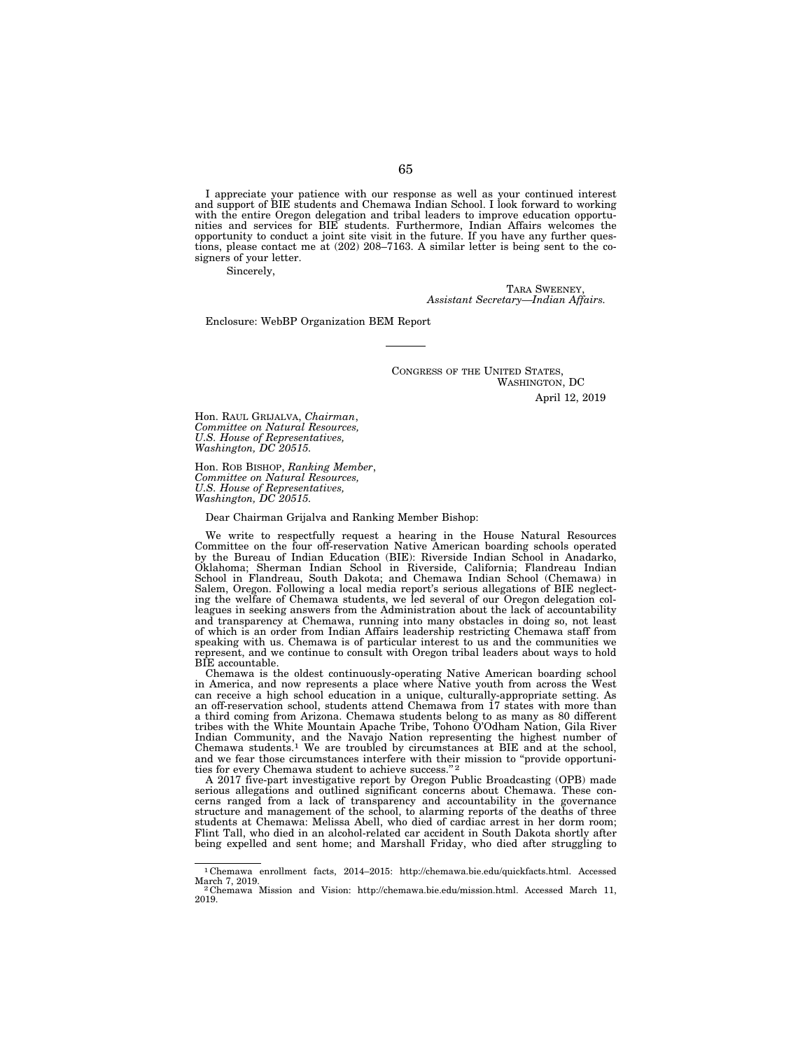I appreciate your patience with our response as well as your continued interest and support of BIE students and Chemawa Indian School. I look forward to working with the entire Oregon delegation and tribal leaders to improve education opportunities and services for BIE students. Furthermore, Indian Affairs welcomes the opportunity to conduct a joint site visit in the future. If you have any further questions, please contact me at (202) 208–7163. A similar letter is being sent to the co-signers of your letter.

Sincerely,

TARA SWEENEY,
*Assistant Secretary—Indian Affairs.*

Enclosure: WebBP Organization BEM Report

---

CONGRESS OF THE UNITED STATES,
WASHINGTON, DC
April 12, 2019

Hon. RAUL GRIJALVA, *Chairman*,
*Committee on Natural Resources,*
*U.S. House of Representatives,*
*Washington, DC 20515.*

Hon. ROB BISHOP, *Ranking Member*,
*Committee on Natural Resources,*
*U.S. House of Representatives,*
*Washington, DC 20515.*

Dear Chairman Grijalva and Ranking Member Bishop:

We write to respectfully request a hearing in the House Natural Resources Committee on the four off-reservation Native American boarding schools operated by the Bureau of Indian Education (BIE): Riverside Indian School in Anadarko, Oklahoma; Sherman Indian School in Riverside, California; Flandreau Indian School in Flandreau, South Dakota; and Chemawa Indian School (Chemawa) in Salem, Oregon. Following a local media report's serious allegations of BIE neglecting the welfare of Chemawa students, we led several of our Oregon delegation colleagues in seeking answers from the Administration about the lack of accountability and transparency at Chemawa, running into many obstacles in doing so, not least of which is an order from Indian Affairs leadership restricting Chemawa staff from speaking with us. Chemawa is of particular interest to us and the communities we represent, and we continue to consult with Oregon tribal leaders about ways to hold BIE accountable.

Chemawa is the oldest continuously-operating Native American boarding school in America, and now represents a place where Native youth from across the West can receive a high school education in a unique, culturally-appropriate setting. As an off-reservation school, students attend Chemawa from 17 states with more than a third coming from Arizona. Chemawa students belong to as many as 80 different tribes with the White Mountain Apache Tribe, Tohono O'Odham Nation, Gila River Indian Community, and the Navajo Nation representing the highest number of Chemawa students.[1] We are troubled by circumstances at BIE and at the school, and we fear those circumstances interfere with their mission to "provide opportunities for every Chemawa student to achieve success."[2]

A 2017 five-part investigative report by Oregon Public Broadcasting (OPB) made serious allegations and outlined significant concerns about Chemawa. These concerns ranged from a lack of transparency and accountability in the governance structure and management of the school, to alarming reports of the deaths of three students at Chemawa: Melissa Abell, who died of cardiac arrest in her dorm room; Flint Tall, who died in an alcohol-related car accident in South Dakota shortly after being expelled and sent home; and Marshall Friday, who died after struggling to

---

[1] Chemawa enrollment facts, 2014–2015: http://chemawa.bie.edu/quickfacts.html. Accessed March 7, 2019.

[2] Chemawa Mission and Vision: http://chemawa.bie.edu/mission.html. Accessed March 11, 2019.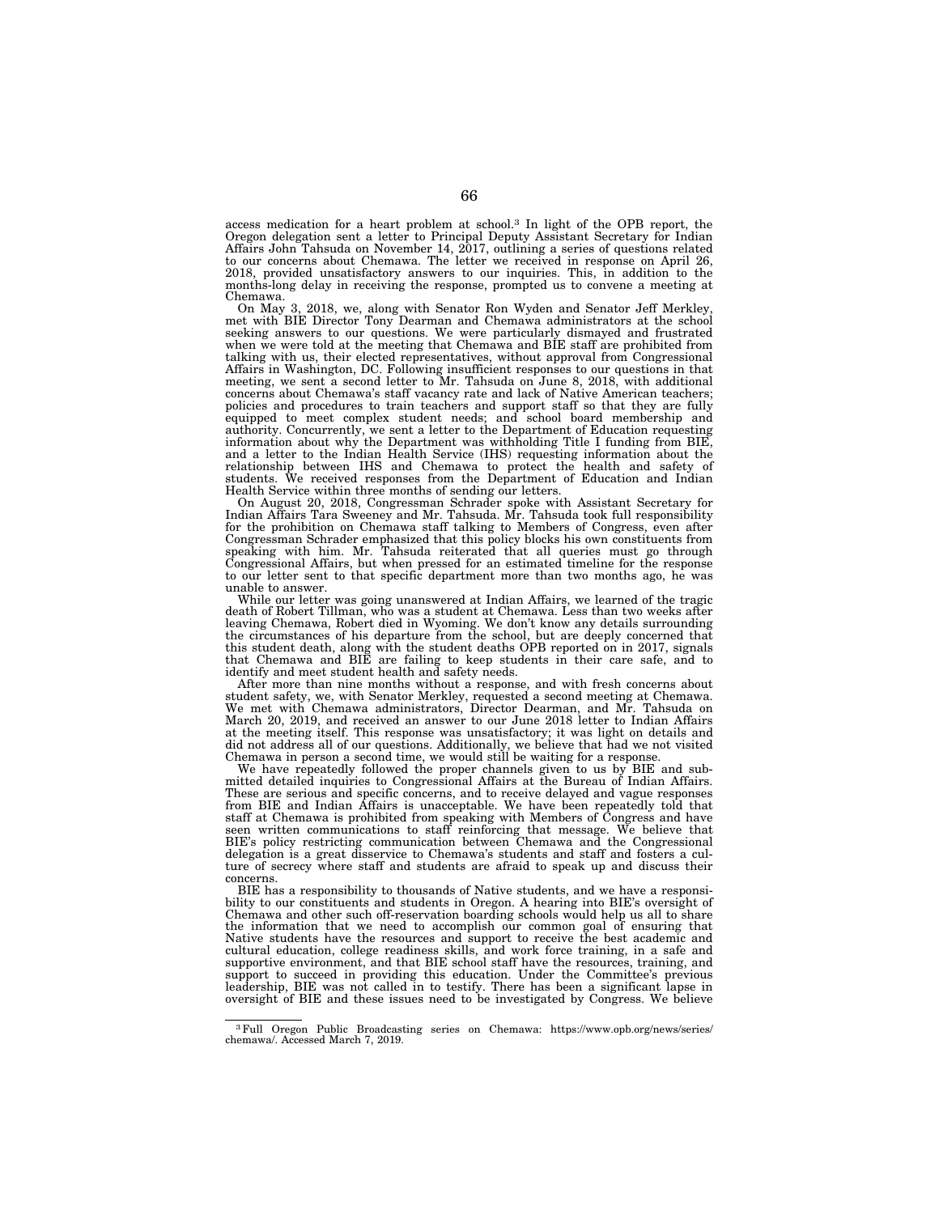access medication for a heart problem at school.[3] In light of the OPB report, the Oregon delegation sent a letter to Principal Deputy Assistant Secretary for Indian Affairs John Tahsuda on November 14, 2017, outlining a series of questions related to our concerns about Chemawa. The letter we received in response on April 26, 2018, provided unsatisfactory answers to our inquiries. This, in addition to the months-long delay in receiving the response, prompted us to convene a meeting at Chemawa.

On May 3, 2018, we, along with Senator Ron Wyden and Senator Jeff Merkley, met with BIE Director Tony Dearman and Chemawa administrators at the school seeking answers to our questions. We were particularly dismayed and frustrated when we were told at the meeting that Chemawa and BIE staff are prohibited from talking with us, their elected representatives, without approval from Congressional Affairs in Washington, DC. Following insufficient responses to our questions in that meeting, we sent a second letter to Mr. Tahsuda on June 8, 2018, with additional concerns about Chemawa's staff vacancy rate and lack of Native American teachers; policies and procedures to train teachers and support staff so that they are fully equipped to meet complex student needs; and school board membership and authority. Concurrently, we sent a letter to the Department of Education requesting information about why the Department was withholding Title I funding from BIE, and a letter to the Indian Health Service (IHS) requesting information about the relationship between IHS and Chemawa to protect the health and safety of students. We received responses from the Department of Education and Indian Health Service within three months of sending our letters.

On August 20, 2018, Congressman Schrader spoke with Assistant Secretary for Indian Affairs Tara Sweeney and Mr. Tahsuda. Mr. Tahsuda took full responsibility for the prohibition on Chemawa staff talking to Members of Congress, even after Congressman Schrader emphasized that this policy blocks his own constituents from speaking with him. Mr. Tahsuda reiterated that all queries must go through Congressional Affairs, but when pressed for an estimated timeline for the response to our letter sent to that specific department more than two months ago, he was unable to answer.

While our letter was going unanswered at Indian Affairs, we learned of the tragic death of Robert Tillman, who was a student at Chemawa. Less than two weeks after leaving Chemawa, Robert died in Wyoming. We don't know any details surrounding the circumstances of his departure from the school, but are deeply concerned that this student death, along with the student deaths OPB reported on in 2017, signals that Chemawa and BIE are failing to keep students in their care safe, and to identify and meet student health and safety needs.

After more than nine months without a response, and with fresh concerns about student safety, we, with Senator Merkley, requested a second meeting at Chemawa. We met with Chemawa administrators, Director Dearman, and Mr. Tahsuda on March 20, 2019, and received an answer to our June 2018 letter to Indian Affairs at the meeting itself. This response was unsatisfactory; it was light on details and did not address all of our questions. Additionally, we believe that had we not visited Chemawa in person a second time, we would still be waiting for a response.

We have repeatedly followed the proper channels given to us by BIE and submitted detailed inquiries to Congressional Affairs at the Bureau of Indian Affairs. These are serious and specific concerns, and to receive delayed and vague responses from BIE and Indian Affairs is unacceptable. We have been repeatedly told that staff at Chemawa is prohibited from speaking with Members of Congress and have seen written communications to staff reinforcing that message. We believe that BIE's policy restricting communication between Chemawa and the Congressional delegation is a great disservice to Chemawa's students and staff and fosters a culture of secrecy where staff and students are afraid to speak up and discuss their concerns.

BIE has a responsibility to thousands of Native students, and we have a responsibility to our constituents and students in Oregon. A hearing into BIE's oversight of Chemawa and other such off-reservation boarding schools would help us all to share the information that we need to accomplish our common goal of ensuring that Native students have the resources and support to receive the best academic and cultural education, college readiness skills, and work force training, in a safe and supportive environment, and that BIE school staff have the resources, training, and support to succeed in providing this education. Under the Committee's previous leadership, BIE was not called in to testify. There has been a significant lapse in oversight of BIE and these issues need to be investigated by Congress. We believe

---

[3] Full Oregon Public Broadcasting series on Chemawa: https://www.opb.org/news/series/chemawa/. Accessed March 7, 2019.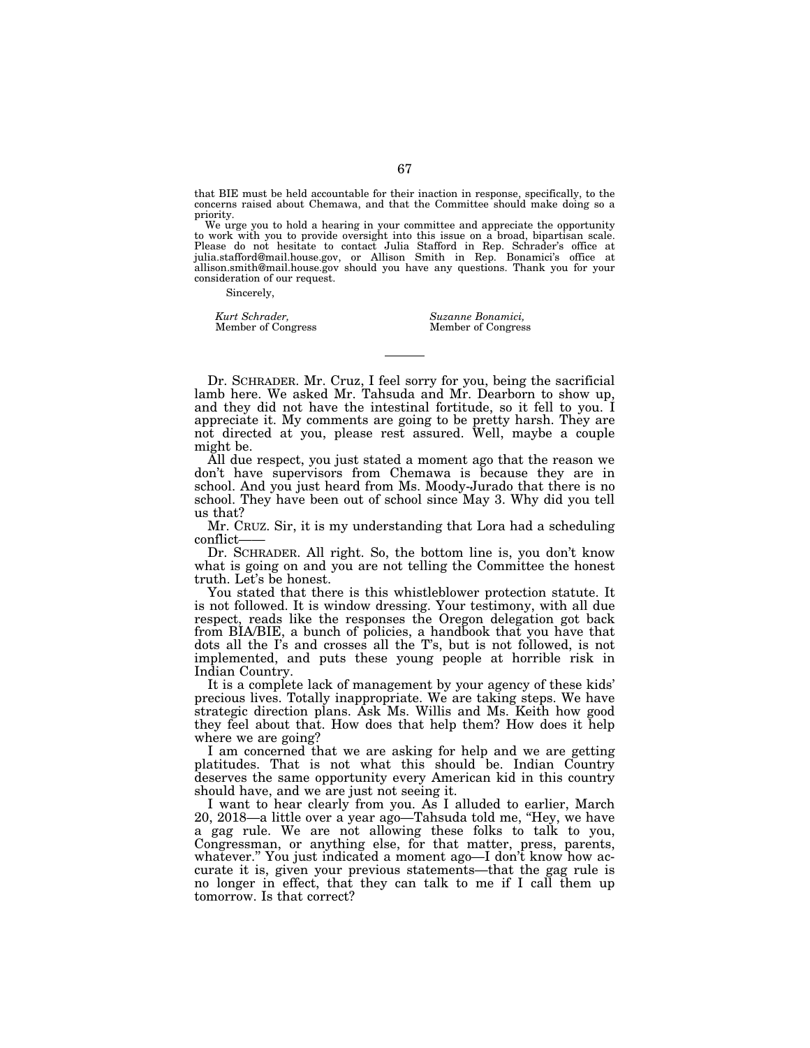that BIE must be held accountable for their inaction in response, specifically, to the concerns raised about Chemawa, and that the Committee should make doing so a priority.

We urge you to hold a hearing in your committee and appreciate the opportunity to work with you to provide oversight into this issue on a broad, bipartisan scale. Please do not hesitate to contact Julia Stafford in Rep. Schrader's office at julia.stafford@mail.house.gov, or Allison Smith in Rep. Bonamici's office at allison.smith@mail.house.gov should you have any questions. Thank you for your consideration of our request.

Sincerely,

*Kurt Schrader,*
Member of Congress

*Suzanne Bonamici,*
Member of Congress

---

Dr. SCHRADER. Mr. Cruz, I feel sorry for you, being the sacrificial lamb here. We asked Mr. Tahsuda and Mr. Dearborn to show up, and they did not have the intestinal fortitude, so it fell to you. I appreciate it. My comments are going to be pretty harsh. They are not directed at you, please rest assured. Well, maybe a couple might be.

All due respect, you just stated a moment ago that the reason we don't have supervisors from Chemawa is because they are in school. And you just heard from Ms. Moody-Jurado that there is no school. They have been out of school since May 3. Why did you tell us that?

Mr. CRUZ. Sir, it is my understanding that Lora had a scheduling conflict——

Dr. SCHRADER. All right. So, the bottom line is, you don't know what is going on and you are not telling the Committee the honest truth. Let's be honest.

You stated that there is this whistleblower protection statute. It is not followed. It is window dressing. Your testimony, with all due respect, reads like the responses the Oregon delegation got back from BIA/BIE, a bunch of policies, a handbook that you have that dots all the I's and crosses all the T's, but is not followed, is not implemented, and puts these young people at horrible risk in Indian Country.

It is a complete lack of management by your agency of these kids' precious lives. Totally inappropriate. We are taking steps. We have strategic direction plans. Ask Ms. Willis and Ms. Keith how good they feel about that. How does that help them? How does it help where we are going?

I am concerned that we are asking for help and we are getting platitudes. That is not what this should be. Indian Country deserves the same opportunity every American kid in this country should have, and we are just not seeing it.

I want to hear clearly from you. As I alluded to earlier, March 20, 2018—a little over a year ago—Tahsuda told me, "Hey, we have a gag rule. We are not allowing these folks to talk to you, Congressman, or anything else, for that matter, press, parents, whatever." You just indicated a moment ago—I don't know how accurate it is, given your previous statements—that the gag rule is no longer in effect, that they can talk to me if I call them up tomorrow. Is that correct?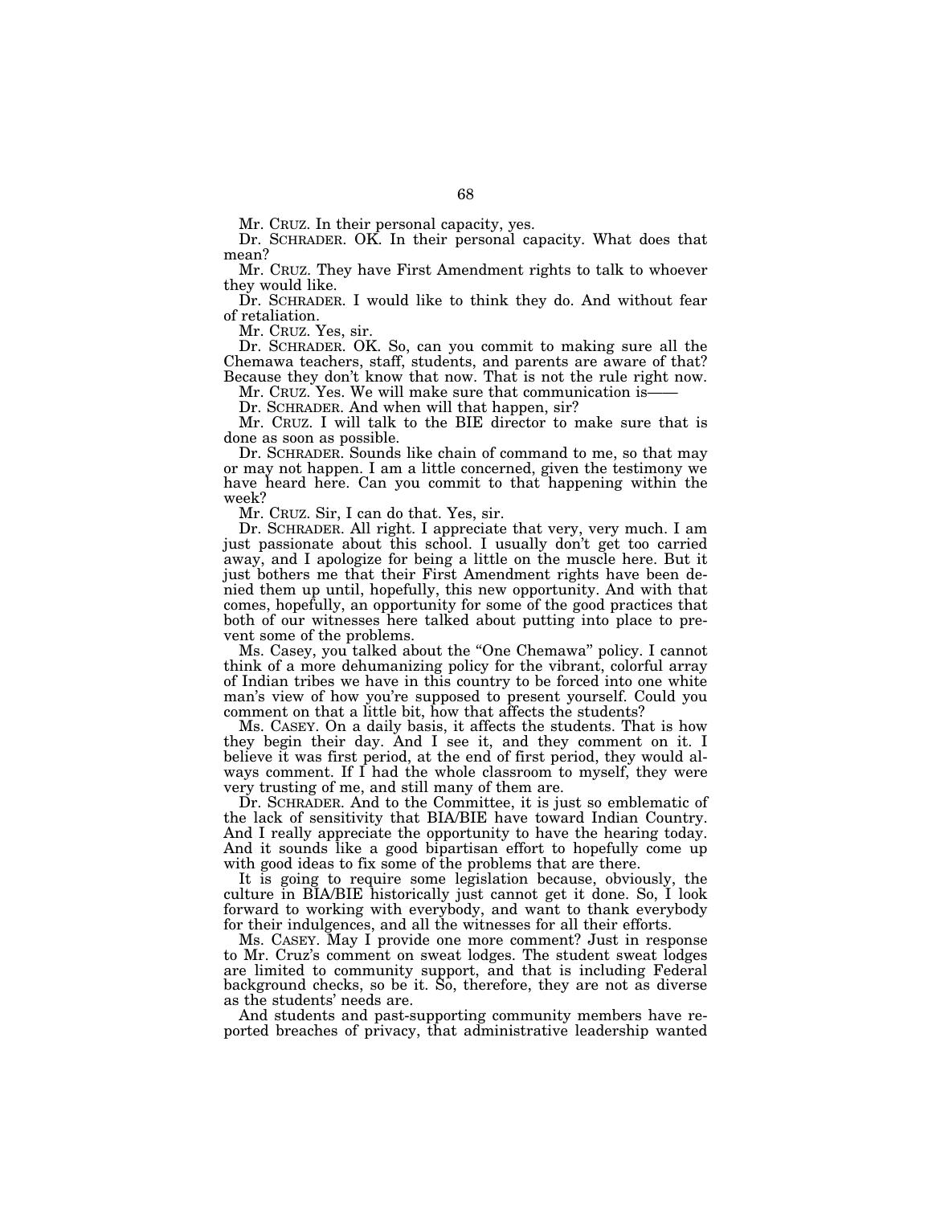Mr. CRUZ. In their personal capacity, yes.

Dr. SCHRADER. OK. In their personal capacity. What does that mean?

Mr. CRUZ. They have First Amendment rights to talk to whoever they would like.

Dr. SCHRADER. I would like to think they do. And without fear of retaliation.

Mr. CRUZ. Yes, sir.

Dr. SCHRADER. OK. So, can you commit to making sure all the Chemawa teachers, staff, students, and parents are aware of that? Because they don't know that now. That is not the rule right now.

Mr. CRUZ. Yes. We will make sure that communication is——

Dr. SCHRADER. And when will that happen, sir?

Mr. CRUZ. I will talk to the BIE director to make sure that is done as soon as possible.

Dr. SCHRADER. Sounds like chain of command to me, so that may or may not happen. I am a little concerned, given the testimony we have heard here. Can you commit to that happening within the week?

Mr. CRUZ. Sir, I can do that. Yes, sir.

Dr. SCHRADER. All right. I appreciate that very, very much. I am just passionate about this school. I usually don't get too carried away, and I apologize for being a little on the muscle here. But it just bothers me that their First Amendment rights have been denied them up until, hopefully, this new opportunity. And with that comes, hopefully, an opportunity for some of the good practices that both of our witnesses here talked about putting into place to prevent some of the problems.

Ms. Casey, you talked about the "One Chemawa" policy. I cannot think of a more dehumanizing policy for the vibrant, colorful array of Indian tribes we have in this country to be forced into one white man's view of how you're supposed to present yourself. Could you comment on that a little bit, how that affects the students?

Ms. CASEY. On a daily basis, it affects the students. That is how they begin their day. And I see it, and they comment on it. I believe it was first period, at the end of first period, they would always comment. If I had the whole classroom to myself, they were very trusting of me, and still many of them are.

Dr. SCHRADER. And to the Committee, it is just so emblematic of the lack of sensitivity that BIA/BIE have toward Indian Country. And I really appreciate the opportunity to have the hearing today. And it sounds like a good bipartisan effort to hopefully come up with good ideas to fix some of the problems that are there.

It is going to require some legislation because, obviously, the culture in BIA/BIE historically just cannot get it done. So, I look forward to working with everybody, and want to thank everybody for their indulgences, and all the witnesses for all their efforts.

Ms. CASEY. May I provide one more comment? Just in response to Mr. Cruz's comment on sweat lodges. The student sweat lodges are limited to community support, and that is including Federal background checks, so be it. So, therefore, they are not as diverse as the students' needs are.

And students and past-supporting community members have reported breaches of privacy, that administrative leadership wanted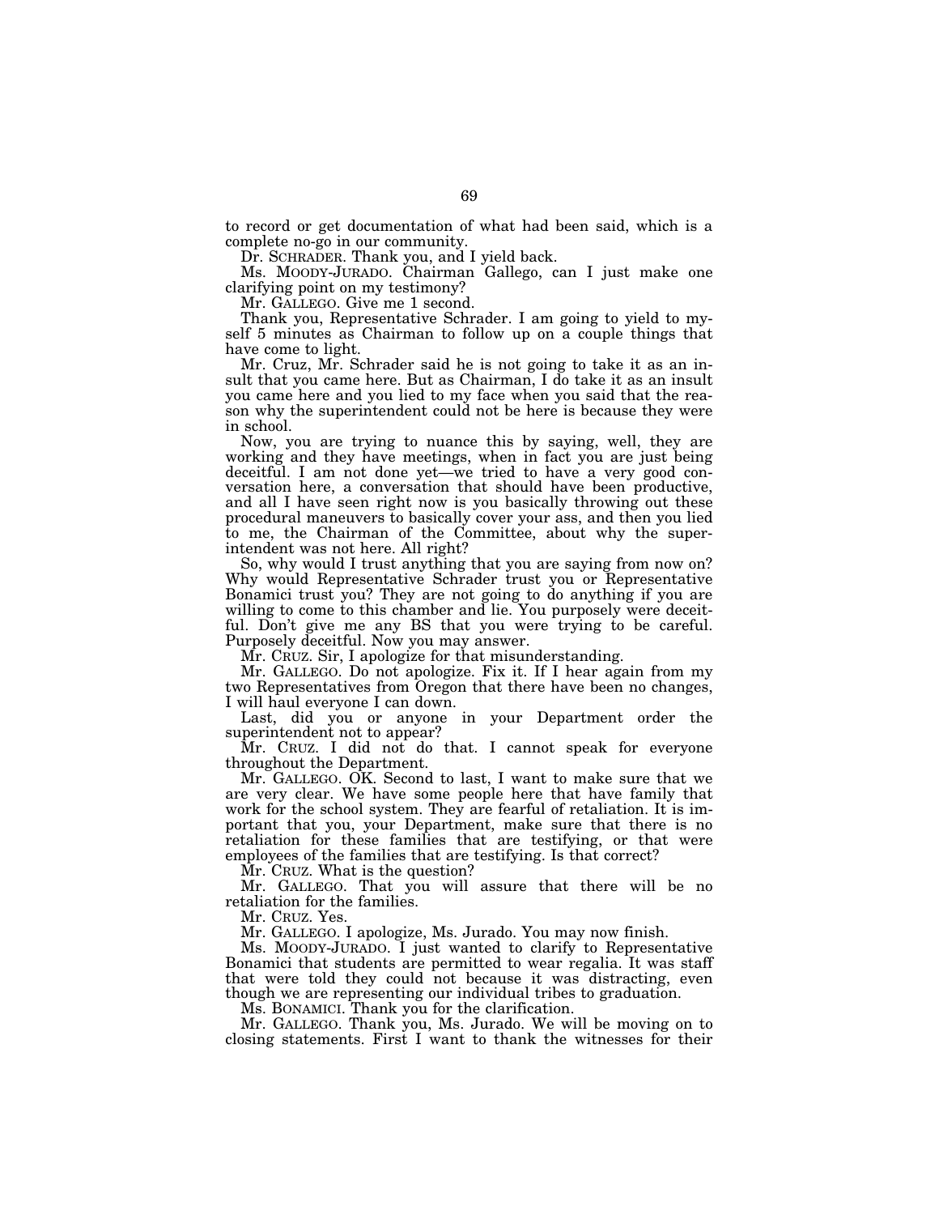to record or get documentation of what had been said, which is a complete no-go in our community.

Dr. SCHRADER. Thank you, and I yield back.

Ms. MOODY-JURADO. Chairman Gallego, can I just make one clarifying point on my testimony?

Mr. GALLEGO. Give me 1 second.

Thank you, Representative Schrader. I am going to yield to myself 5 minutes as Chairman to follow up on a couple things that have come to light.

Mr. Cruz, Mr. Schrader said he is not going to take it as an insult that you came here. But as Chairman, I do take it as an insult you came here and you lied to my face when you said that the reason why the superintendent could not be here is because they were in school.

Now, you are trying to nuance this by saying, well, they are working and they have meetings, when in fact you are just being deceitful. I am not done yet—we tried to have a very good conversation here, a conversation that should have been productive, and all I have seen right now is you basically throwing out these procedural maneuvers to basically cover your ass, and then you lied to me, the Chairman of the Committee, about why the superintendent was not here. All right?

So, why would I trust anything that you are saying from now on? Why would Representative Schrader trust you or Representative Bonamici trust you? They are not going to do anything if you are willing to come to this chamber and lie. You purposely were deceitful. Don't give me any BS that you were trying to be careful. Purposely deceitful. Now you may answer.

Mr. CRUZ. Sir, I apologize for that misunderstanding.

Mr. GALLEGO. Do not apologize. Fix it. If I hear again from my two Representatives from Oregon that there have been no changes, I will haul everyone I can down.

Last, did you or anyone in your Department order the superintendent not to appear?

Mr. CRUZ. I did not do that. I cannot speak for everyone throughout the Department.

Mr. GALLEGO. OK. Second to last, I want to make sure that we are very clear. We have some people here that have family that work for the school system. They are fearful of retaliation. It is important that you, your Department, make sure that there is no retaliation for these families that are testifying, or that were employees of the families that are testifying. Is that correct?

Mr. CRUZ. What is the question?

Mr. GALLEGO. That you will assure that there will be no retaliation for the families.

Mr. CRUZ. Yes.

Mr. GALLEGO. I apologize, Ms. Jurado. You may now finish.

Ms. MOODY-JURADO. I just wanted to clarify to Representative Bonamici that students are permitted to wear regalia. It was staff that were told they could not because it was distracting, even though we are representing our individual tribes to graduation.

Ms. BONAMICI. Thank you for the clarification.

Mr. GALLEGO. Thank you, Ms. Jurado. We will be moving on to closing statements. First I want to thank the witnesses for their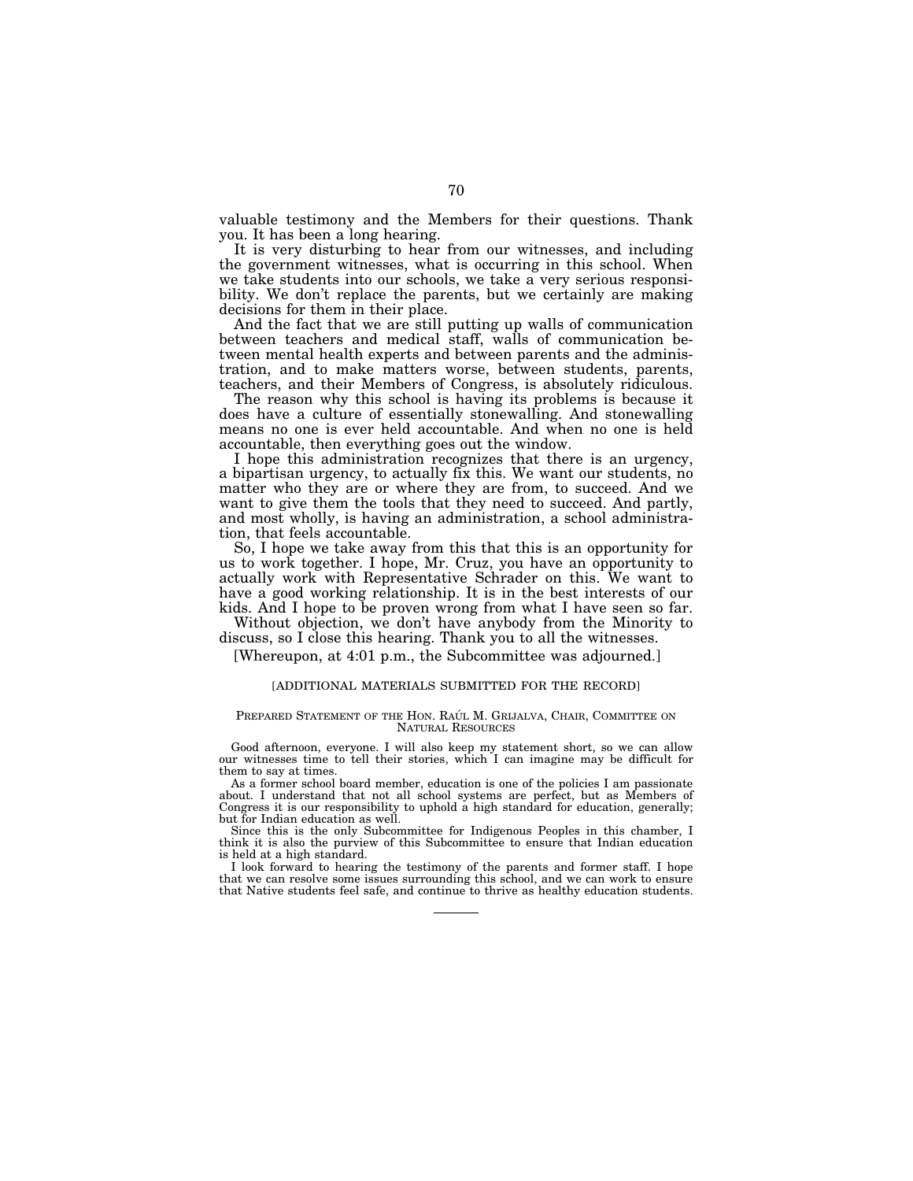valuable testimony and the Members for their questions. Thank you. It has been a long hearing.

It is very disturbing to hear from our witnesses, and including the government witnesses, what is occurring in this school. When we take students into our schools, we take a very serious responsibility. We don't replace the parents, but we certainly are making decisions for them in their place.

And the fact that we are still putting up walls of communication between teachers and medical staff, walls of communication between mental health experts and between parents and the administration, and to make matters worse, between students, parents, teachers, and their Members of Congress, is absolutely ridiculous.

The reason why this school is having its problems is because it does have a culture of essentially stonewalling. And stonewalling means no one is ever held accountable. And when no one is held accountable, then everything goes out the window.

I hope this administration recognizes that there is an urgency, a bipartisan urgency, to actually fix this. We want our students, no matter who they are or where they are from, to succeed. And we want to give them the tools that they need to succeed. And partly, and most wholly, is having an administration, a school administration, that feels accountable.

So, I hope we take away from this that this is an opportunity for us to work together. I hope, Mr. Cruz, you have an opportunity to actually work with Representative Schrader on this. We want to have a good working relationship. It is in the best interests of our kids. And I hope to be proven wrong from what I have seen so far.

Without objection, we don't have anybody from the Minority to discuss, so I close this hearing. Thank you to all the witnesses.

[Whereupon, at 4:01 p.m., the Subcommittee was adjourned.]

[ADDITIONAL MATERIALS SUBMITTED FOR THE RECORD]

PREPARED STATEMENT OF THE HON. RAÚL M. GRIJALVA, CHAIR, COMMITTEE ON NATURAL RESOURCES

Good afternoon, everyone. I will also keep my statement short, so we can allow our witnesses time to tell their stories, which I can imagine may be difficult for them to say at times.

As a former school board member, education is one of the policies I am passionate about. I understand that not all school systems are perfect, but as Members of Congress it is our responsibility to uphold a high standard for education, generally; but for Indian education as well.

Since this is the only Subcommittee for Indigenous Peoples in this chamber, I think it is also the purview of this Subcommittee to ensure that Indian education is held at a high standard.

I look forward to hearing the testimony of the parents and former staff. I hope that we can resolve some issues surrounding this school, and we can work to ensure that Native students feel safe, and continue to thrive as healthy education students.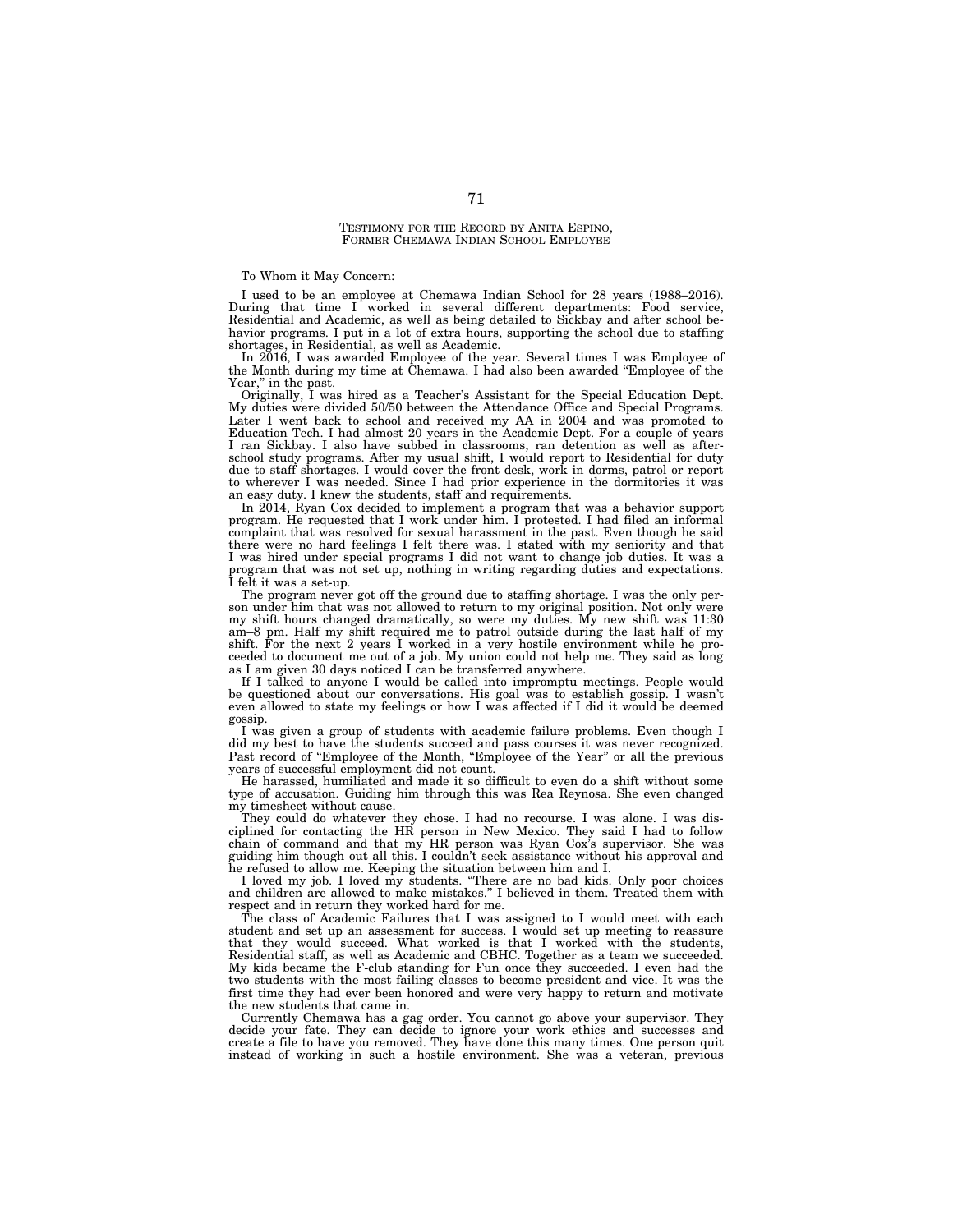TESTIMONY FOR THE RECORD BY ANITA ESPINO, FORMER CHEMAWA INDIAN SCHOOL EMPLOYEE

To Whom it May Concern:

I used to be an employee at Chemawa Indian School for 28 years (1988–2016). During that time I worked in several different departments: Food service, Residential and Academic, as well as being detailed to Sickbay and after school behavior programs. I put in a lot of extra hours, supporting the school due to staffing shortages, in Residential, as well as Academic.

In 2016, I was awarded Employee of the year. Several times I was Employee of the Month during my time at Chemawa. I had also been awarded "Employee of the Year," in the past.

Originally, I was hired as a Teacher's Assistant for the Special Education Dept. My duties were divided 50/50 between the Attendance Office and Special Programs. Later I went back to school and received my AA in 2004 and was promoted to Education Tech. I had almost 20 years in the Academic Dept. For a couple of years I ran Sickbay. I also have subbed in classrooms, ran detention as well as after-school study programs. After my usual shift, I would report to Residential for duty due to staff shortages. I would cover the front desk, work in dorms, patrol or report to wherever I was needed. Since I had prior experience in the dormitories it was an easy duty. I knew the students, staff and requirements.

In 2014, Ryan Cox decided to implement a program that was a behavior support program. He requested that I work under him. I protested. I had filed an informal complaint that was resolved for sexual harassment in the past. Even though he said there were no hard feelings I felt there was. I stated with my seniority and that I was hired under special programs I did not want to change job duties. It was a program that was not set up, nothing in writing regarding duties and expectations. I felt it was a set-up.

The program never got off the ground due to staffing shortage. I was the only person under him that was not allowed to return to my original position. Not only were my shift hours changed dramatically, so were my duties. My new shift was 11:30 am–8 pm. Half my shift required me to patrol outside during the last half of my shift. For the next 2 years I worked in a very hostile environment while he proceeded to document me out of a job. My union could not help me. They said as long as I am given 30 days noticed I can be transferred anywhere.

If I talked to anyone I would be called into impromptu meetings. People would be questioned about our conversations. His goal was to establish gossip. I wasn't even allowed to state my feelings or how I was affected if I did it would be deemed gossip.

I was given a group of students with academic failure problems. Even though I did my best to have the students succeed and pass courses it was never recognized. Past record of "Employee of the Month, "Employee of the Year" or all the previous years of successful employment did not count.

He harassed, humiliated and made it so difficult to even do a shift without some type of accusation. Guiding him through this was Rea Reynosa. She even changed my timesheet without cause.

They could do whatever they chose. I had no recourse. I was alone. I was disciplined for contacting the HR person in New Mexico. They said I had to follow chain of command and that my HR person was Ryan Cox's supervisor. She was guiding him though out all this. I couldn't seek assistance without his approval and he refused to allow me. Keeping the situation between him and I.

I loved my job. I loved my students. "There are no bad kids. Only poor choices and children are allowed to make mistakes." I believed in them. Treated them with respect and in return they worked hard for me.

The class of Academic Failures that I was assigned to I would meet with each student and set up an assessment for success. I would set up meeting to reassure that they would succeed. What worked is that I worked with the students, Residential staff, as well as Academic and CBHC. Together as a team we succeeded. My kids became the F-club standing for Fun once they succeeded. I even had the two students with the most failing classes to become president and vice. It was the first time they had ever been honored and were very happy to return and motivate the new students that came in.

Currently Chemawa has a gag order. You cannot go above your supervisor. They decide your fate. They can decide to ignore your work ethics and successes and create a file to have you removed. They have done this many times. One person quit instead of working in such a hostile environment. She was a veteran, previous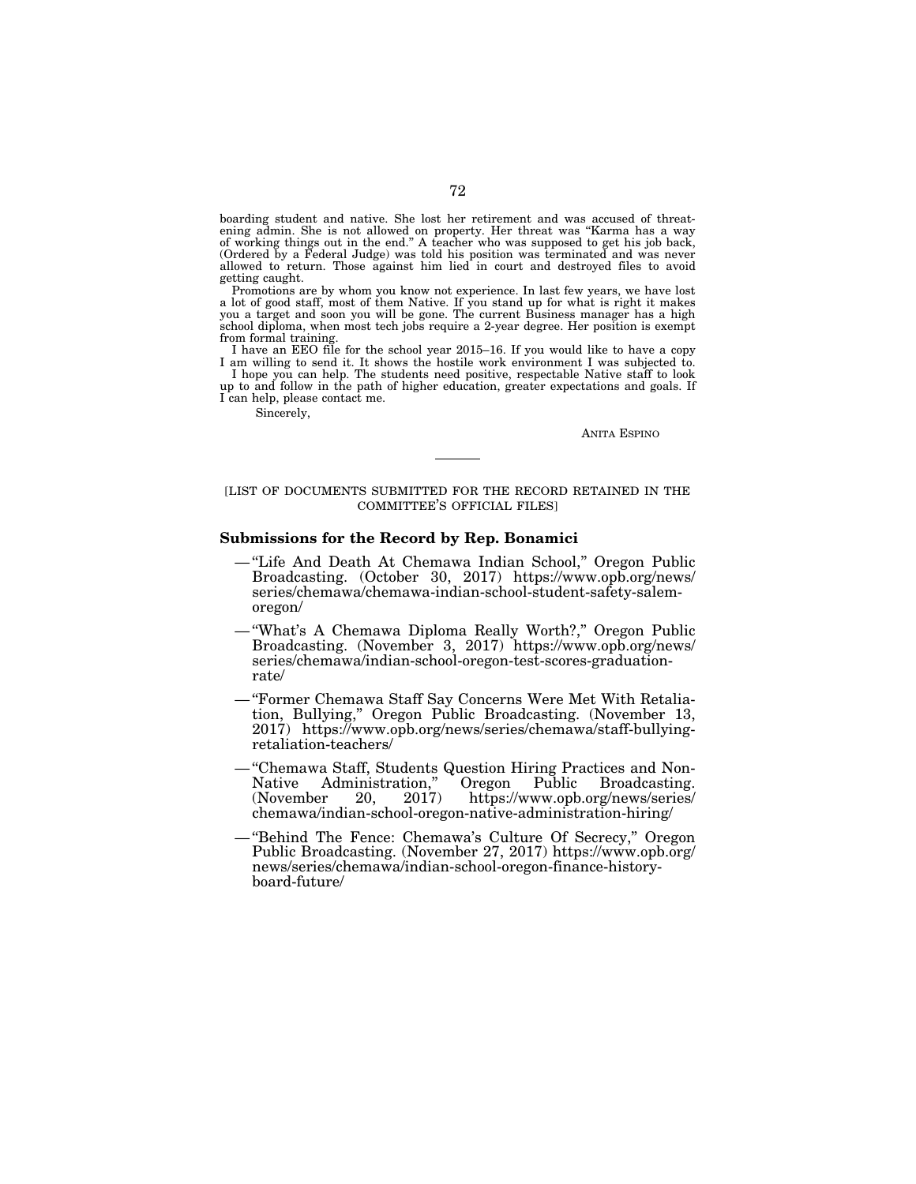boarding student and native. She lost her retirement and was accused of threatening admin. She is not allowed on property. Her threat was "Karma has a way of working things out in the end." A teacher who was supposed to get his job back, (Ordered by a Federal Judge) was told his position was terminated and was never allowed to return. Those against him lied in court and destroyed files to avoid getting caught.

Promotions are by whom you know not experience. In last few years, we have lost a lot of good staff, most of them Native. If you stand up for what is right it makes you a target and soon you will be gone. The current Business manager has a high school diploma, when most tech jobs require a 2-year degree. Her position is exempt from formal training.

I have an EEO file for the school year 2015–16. If you would like to have a copy I am willing to send it. It shows the hostile work environment I was subjected to.

I hope you can help. The students need positive, respectable Native staff to look up to and follow in the path of higher education, greater expectations and goals. If I can help, please contact me.

Sincerely,

ANITA ESPINO

---

[LIST OF DOCUMENTS SUBMITTED FOR THE RECORD RETAINED IN THE COMMITTEE'S OFFICIAL FILES]

### Submissions for the Record by Rep. Bonamici

- "Life And Death At Chemawa Indian School," Oregon Public Broadcasting. (October 30, 2017) https://www.opb.org/news/series/chemawa/chemawa-indian-school-student-safety-salem-oregon/
- "What's A Chemawa Diploma Really Worth?," Oregon Public Broadcasting. (November 3, 2017) https://www.opb.org/news/series/chemawa/indian-school-oregon-test-scores-graduation-rate/
- "Former Chemawa Staff Say Concerns Were Met With Retaliation, Bullying," Oregon Public Broadcasting. (November 13, 2017) https://www.opb.org/news/series/chemawa/staff-bullying-retaliation-teachers/
- "Chemawa Staff, Students Question Hiring Practices and Non-Native Administration," Oregon Public Broadcasting. (November 20, 2017) https://www.opb.org/news/series/chemawa/indian-school-oregon-native-administration-hiring/
- "Behind The Fence: Chemawa's Culture Of Secrecy," Oregon Public Broadcasting. (November 27, 2017) https://www.opb.org/news/series/chemawa/indian-school-oregon-finance-history-board-future/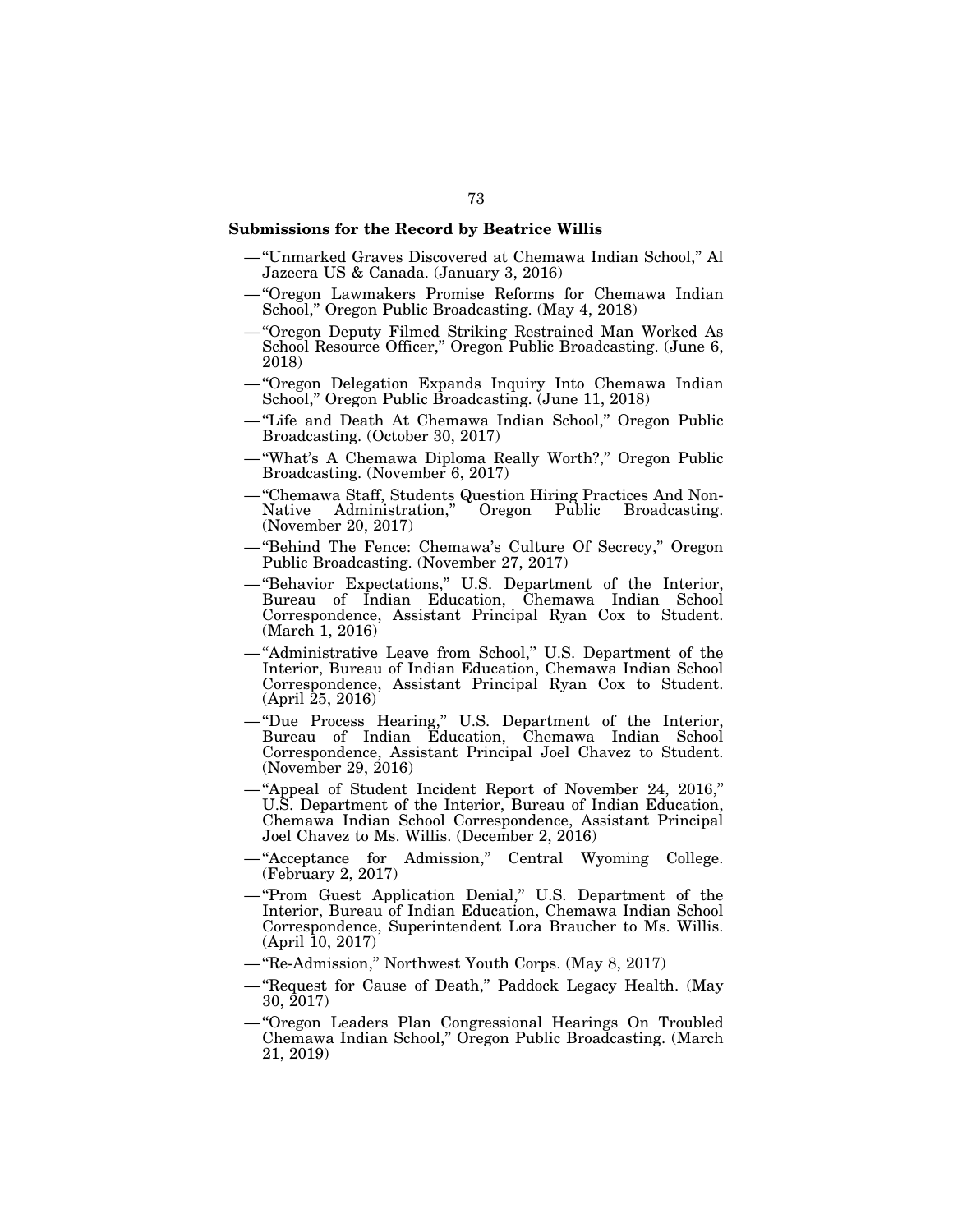**Submissions for the Record by Beatrice Willis**

- —"Unmarked Graves Discovered at Chemawa Indian School," Al Jazeera US & Canada. (January 3, 2016)
- —"Oregon Lawmakers Promise Reforms for Chemawa Indian School," Oregon Public Broadcasting. (May 4, 2018)
- —"Oregon Deputy Filmed Striking Restrained Man Worked As School Resource Officer," Oregon Public Broadcasting. (June 6, 2018)
- —"Oregon Delegation Expands Inquiry Into Chemawa Indian School," Oregon Public Broadcasting. (June 11, 2018)
- —"Life and Death At Chemawa Indian School," Oregon Public Broadcasting. (October 30, 2017)
- —"What's A Chemawa Diploma Really Worth?," Oregon Public Broadcasting. (November 6, 2017)
- —"Chemawa Staff, Students Question Hiring Practices And Non-Native Administration," Oregon Public Broadcasting. (November 20, 2017)
- —"Behind The Fence: Chemawa's Culture Of Secrecy," Oregon Public Broadcasting. (November 27, 2017)
- —"Behavior Expectations," U.S. Department of the Interior, Bureau of Indian Education, Chemawa Indian School Correspondence, Assistant Principal Ryan Cox to Student. (March 1, 2016)
- —"Administrative Leave from School," U.S. Department of the Interior, Bureau of Indian Education, Chemawa Indian School Correspondence, Assistant Principal Ryan Cox to Student. (April 25, 2016)
- —"Due Process Hearing," U.S. Department of the Interior, Bureau of Indian Education, Chemawa Indian School Correspondence, Assistant Principal Joel Chavez to Student. (November 29, 2016)
- —"Appeal of Student Incident Report of November 24, 2016," U.S. Department of the Interior, Bureau of Indian Education, Chemawa Indian School Correspondence, Assistant Principal Joel Chavez to Ms. Willis. (December 2, 2016)
- —"Acceptance for Admission," Central Wyoming College. (February 2, 2017)
- —"Prom Guest Application Denial," U.S. Department of the Interior, Bureau of Indian Education, Chemawa Indian School Correspondence, Superintendent Lora Braucher to Ms. Willis. (April 10, 2017)
- —"Re-Admission," Northwest Youth Corps. (May 8, 2017)
- —"Request for Cause of Death," Paddock Legacy Health. (May 30, 2017)
- —"Oregon Leaders Plan Congressional Hearings On Troubled Chemawa Indian School," Oregon Public Broadcasting. (March 21, 2019)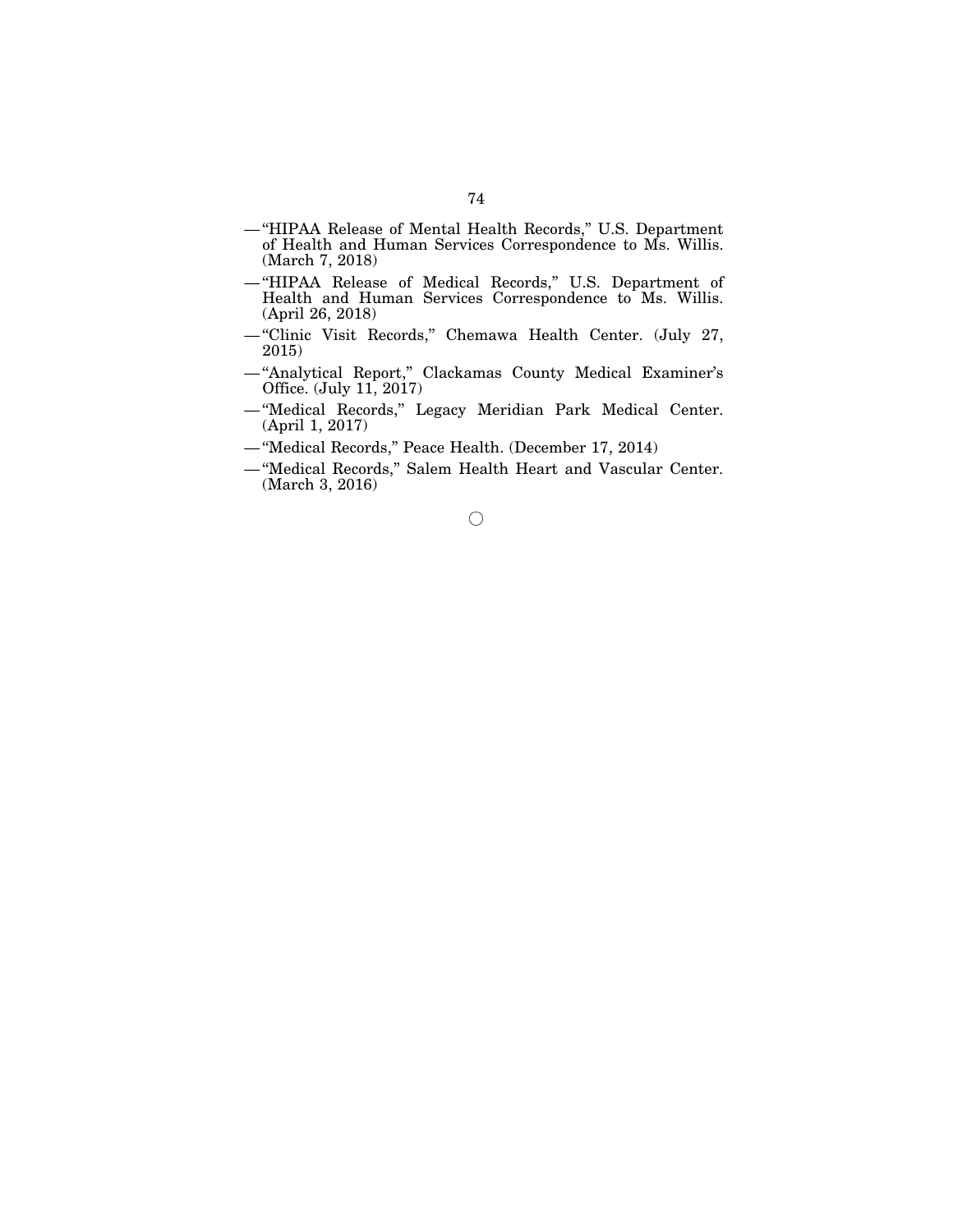- "HIPAA Release of Mental Health Records," U.S. Department of Health and Human Services Correspondence to Ms. Willis. (March 7, 2018)
- "HIPAA Release of Medical Records," U.S. Department of Health and Human Services Correspondence to Ms. Willis. (April 26, 2018)
- "Clinic Visit Records," Chemawa Health Center. (July 27, 2015)
- "Analytical Report," Clackamas County Medical Examiner's Office. (July 11, 2017)
- "Medical Records," Legacy Meridian Park Medical Center. (April 1, 2017)
- "Medical Records," Peace Health. (December 17, 2014)
- "Medical Records," Salem Health Heart and Vascular Center. (March 3, 2016)

○